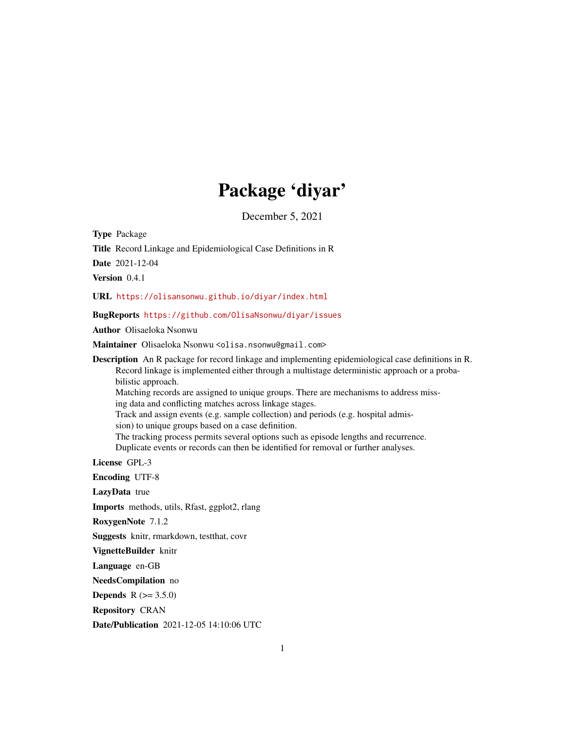# Package 'diyar'

December 5, 2021

**Type** Package

**Title** Record Linkage and Epidemiological Case Definitions in R

**Date** 2021-12-04

**Version** 0.4.1

**URL** https://olisansonwu.github.io/diyar/index.html

**BugReports** https://github.com/OlisaNsonwu/diyar/issues

**Author** Olisaeloka Nsonwu

**Maintainer** Olisaeloka Nsonwu <olisa.nsonwu@gmail.com>

**Description** An R package for record linkage and implementing epidemiological case definitions in R. Record linkage is implemented either through a multistage deterministic approach or a probabilistic approach. Matching records are assigned to unique groups. There are mechanisms to address missing data and conflicting matches across linkage stages. Track and assign events (e.g. sample collection) and periods (e.g. hospital admission) to unique groups based on a case definition. The tracking process permits several options such as episode lengths and recurrence. Duplicate events or records can then be identified for removal or further analyses.

**License** GPL-3

**Encoding** UTF-8

**LazyData** true

**Imports** methods, utils, Rfast, ggplot2, rlang

**RoxygenNote** 7.1.2

**Suggests** knitr, rmarkdown, testthat, covr

**VignetteBuilder** knitr

**Language** en-GB

**NeedsCompilation** no

**Depends** R (>= 3.5.0)

**Repository** CRAN

**Date/Publication** 2021-12-05 14:10:06 UTC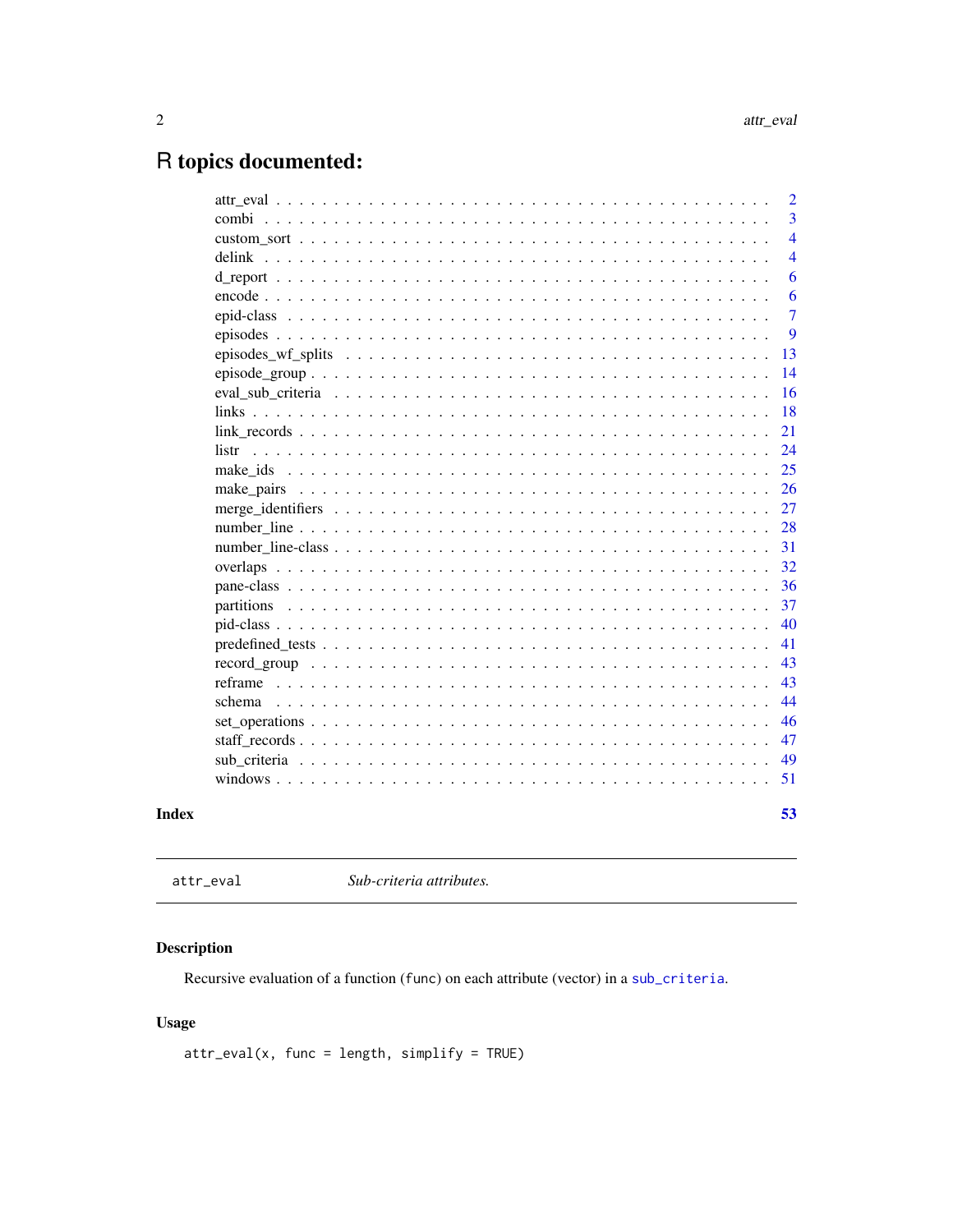# R topics documented:

| | |
|---|---|
| attr_eval | 2 |
| combi | 3 |
| custom_sort | 4 |
| delink | 4 |
| d_report | 6 |
| encode | 6 |
| epid-class | 7 |
| episodes | 9 |
| episodes_wf_splits | 13 |
| episode_group | 14 |
| eval_sub_criteria | 16 |
| links | 18 |
| link_records | 21 |
| listr | 24 |
| make_ids | 25 |
| make_pairs | 26 |
| merge_identifiers | 27 |
| number_line | 28 |
| number_line-class | 31 |
| overlaps | 32 |
| pane-class | 36 |
| partitions | 37 |
| pid-class | 40 |
| predefined_tests | 41 |
| record_group | 43 |
| reframe | 43 |
| schema | 44 |
| set_operations | 46 |
| staff_records | 47 |
| sub_criteria | 49 |
| windows | 51 |

**Index** **53**

---

`attr_eval` *Sub-criteria attributes.*

---

## Description

Recursive evaluation of a function (`func`) on each attribute (vector) in a `sub_criteria`.

## Usage

```
attr_eval(x, func = length, simplify = TRUE)
```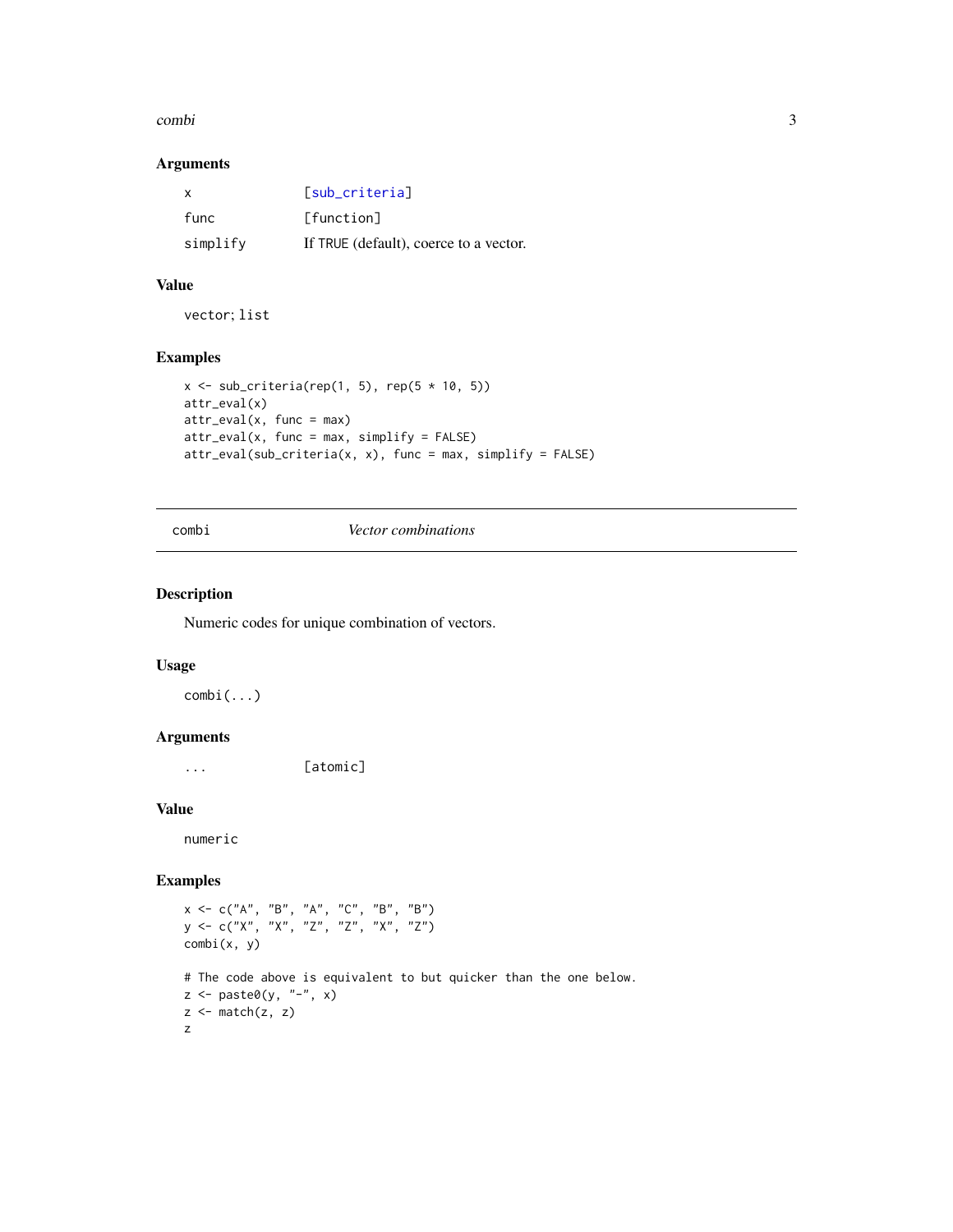### Arguments

| | |
|---|---|
| x | [sub_criteria] |
| func | [function] |
| simplify | If TRUE (default), coerce to a vector. |

### Value

vector; list

### Examples

```
x <- sub_criteria(rep(1, 5), rep(5 * 10, 5))
attr_eval(x)
attr_eval(x, func = max)
attr_eval(x, func = max, simplify = FALSE)
attr_eval(sub_criteria(x, x), func = max, simplify = FALSE)
```

---

## combi — *Vector combinations*

### Description

Numeric codes for unique combination of vectors.

### Usage

```
combi(...)
```

### Arguments

| | |
|---|---|
| ... | [atomic] |

### Value

numeric

### Examples

```
x <- c("A", "B", "A", "C", "B", "B")
y <- c("X", "X", "Z", "Z", "X", "Z")
combi(x, y)

# The code above is equivalent to but quicker than the one below.
z <- paste0(y, "-", x)
z <- match(z, z)
z
```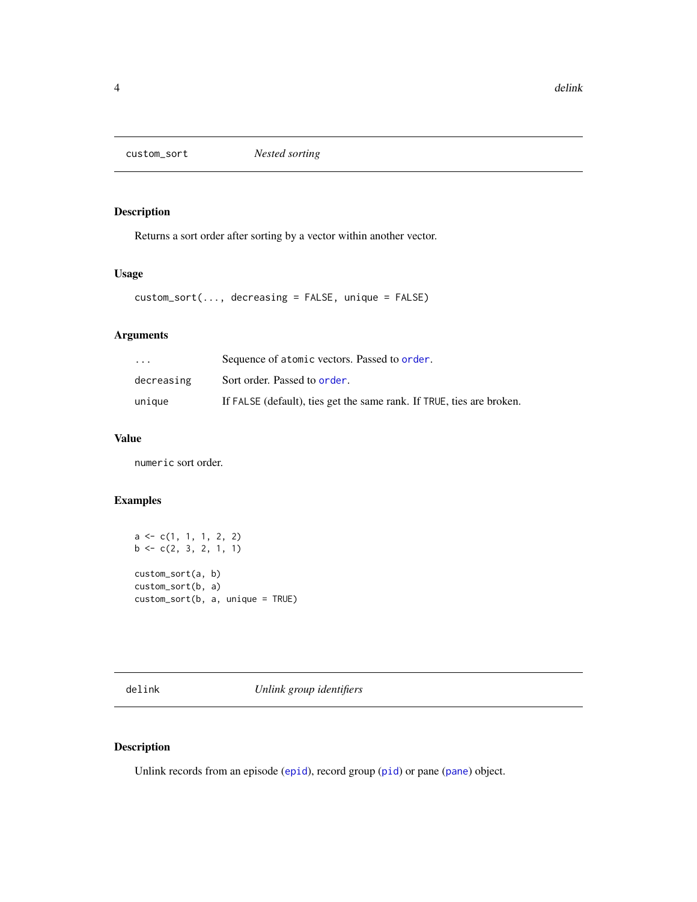## `custom_sort` *Nested sorting*

### Description

Returns a sort order after sorting by a vector within another vector.

### Usage

```
custom_sort(..., decreasing = FALSE, unique = FALSE)
```

### Arguments

| | |
|---|---|
| `...` | Sequence of `atomic` vectors. Passed to `order`. |
| `decreasing` | Sort order. Passed to `order`. |
| `unique` | If `FALSE` (default), ties get the same rank. If `TRUE`, ties are broken. |

### Value

`numeric` sort order.

### Examples

```
a <- c(1, 1, 1, 2, 2)
b <- c(2, 3, 2, 1, 1)

custom_sort(a, b)
custom_sort(b, a)
custom_sort(b, a, unique = TRUE)
```

## `delink` *Unlink group identifiers*

### Description

Unlink records from an episode (`epid`), record group (`pid`) or pane (`pane`) object.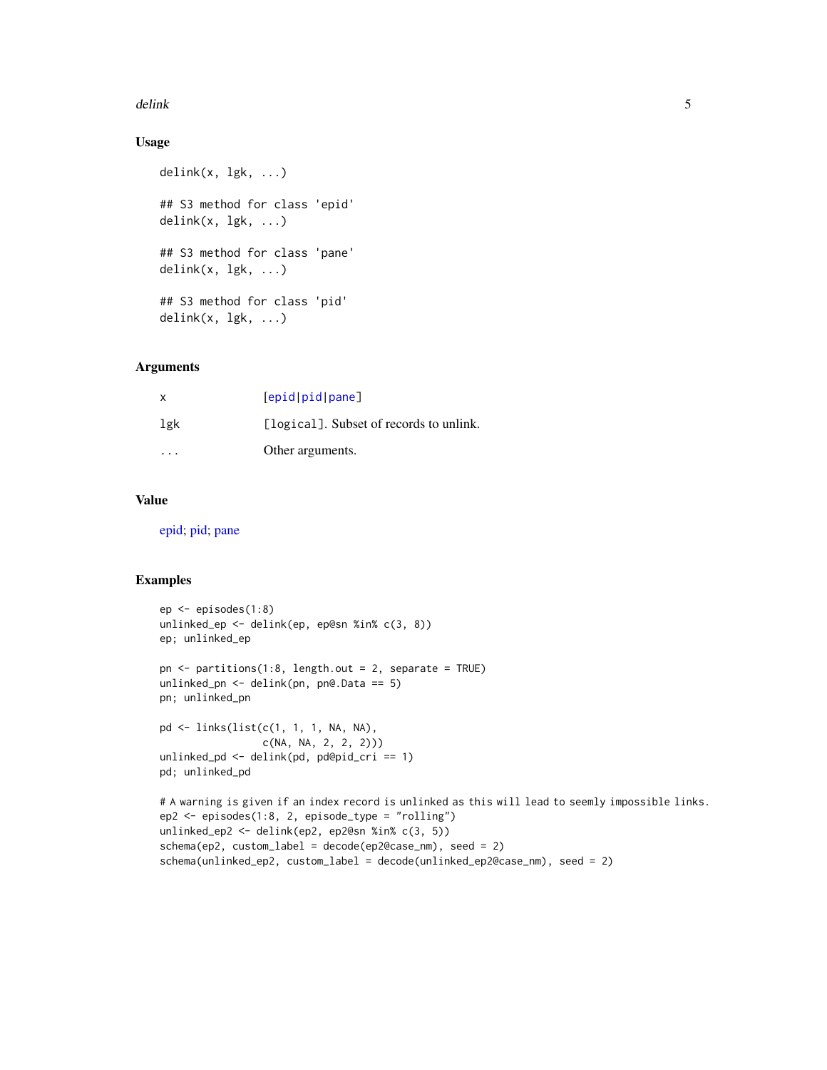### Usage

```
delink(x, lgk, ...)

## S3 method for class 'epid'
delink(x, lgk, ...)

## S3 method for class 'pane'
delink(x, lgk, ...)

## S3 method for class 'pid'
delink(x, lgk, ...)
```

### Arguments

| | |
|---|---|
| x | [epid\|pid\|pane] |
| lgk | [logical]. Subset of records to unlink. |
| ... | Other arguments. |

### Value

epid; pid; pane

### Examples

```
ep <- episodes(1:8)
unlinked_ep <- delink(ep, ep@sn %in% c(3, 8))
ep; unlinked_ep

pn <- partitions(1:8, length.out = 2, separate = TRUE)
unlinked_pn <- delink(pn, pn@.Data == 5)
pn; unlinked_pn

pd <- links(list(c(1, 1, 1, NA, NA),
                 c(NA, NA, 2, 2, 2)))
unlinked_pd <- delink(pd, pd@pid_cri == 1)
pd; unlinked_pd

# A warning is given if an index record is unlinked as this will lead to seemly impossible links.
ep2 <- episodes(1:8, 2, episode_type = "rolling")
unlinked_ep2 <- delink(ep2, ep2@sn %in% c(3, 5))
schema(ep2, custom_label = decode(ep2@case_nm), seed = 2)
schema(unlinked_ep2, custom_label = decode(unlinked_ep2@case_nm), seed = 2)
```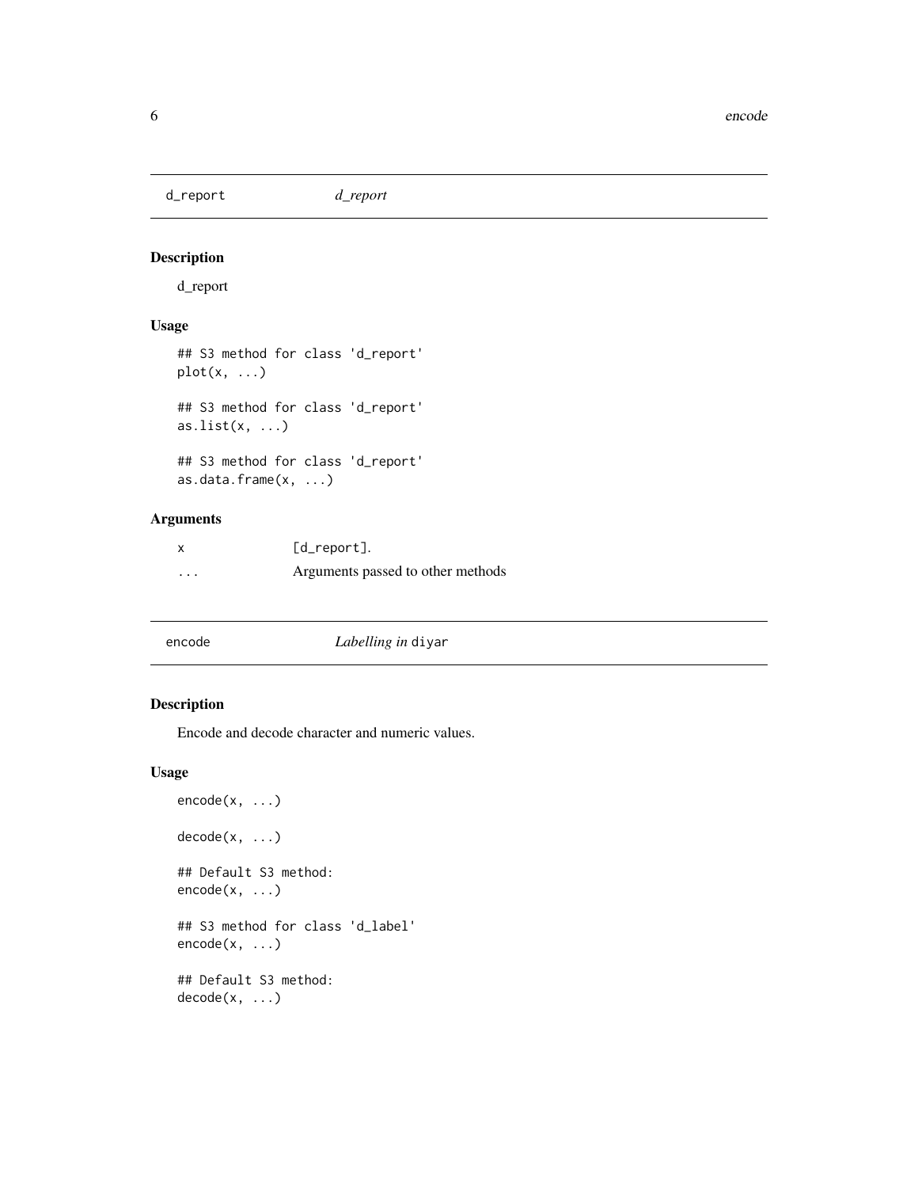## d_report *d_report*

### Description

d_report

### Usage

```
## S3 method for class 'd_report'
plot(x, ...)

## S3 method for class 'd_report'
as.list(x, ...)

## S3 method for class 'd_report'
as.data.frame(x, ...)
```

### Arguments

| | |
|---|---|
| x | [d_report]. |
| ... | Arguments passed to other methods |

## encode *Labelling in* diyar

### Description

Encode and decode character and numeric values.

### Usage

```
encode(x, ...)

decode(x, ...)

## Default S3 method:
encode(x, ...)

## S3 method for class 'd_label'
encode(x, ...)

## Default S3 method:
decode(x, ...)
```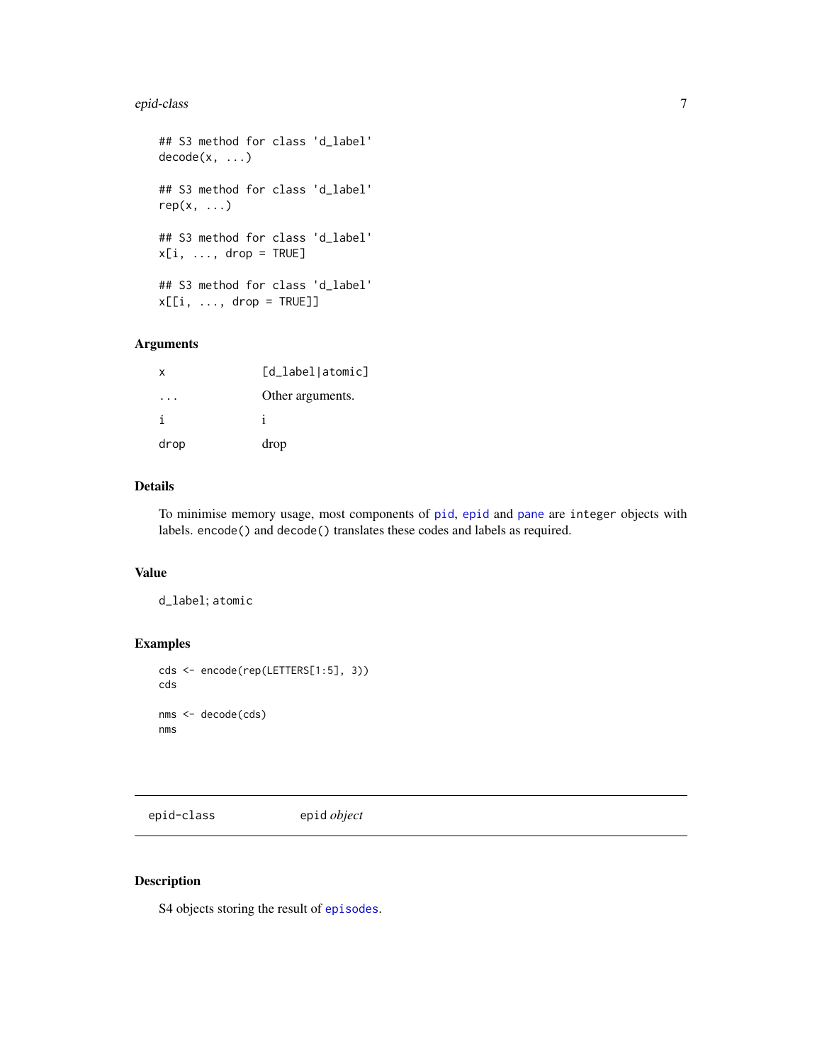```
## S3 method for class 'd_label'
decode(x, ...)

## S3 method for class 'd_label'
rep(x, ...)

## S3 method for class 'd_label'
x[i, ..., drop = TRUE]

## S3 method for class 'd_label'
x[[i, ..., drop = TRUE]]
```

## Arguments

| | |
|---|---|
| x | [d_label\|atomic] |
| ... | Other arguments. |
| i | i |
| drop | drop |

## Details

To minimise memory usage, most components of pid, epid and pane are integer objects with labels. encode() and decode() translates these codes and labels as required.

## Value

d_label; atomic

## Examples

```
cds <- encode(rep(LETTERS[1:5], 3))
cds

nms <- decode(cds)
nms
```

---

# epid-class        epid *object*

---

## Description

S4 objects storing the result of episodes.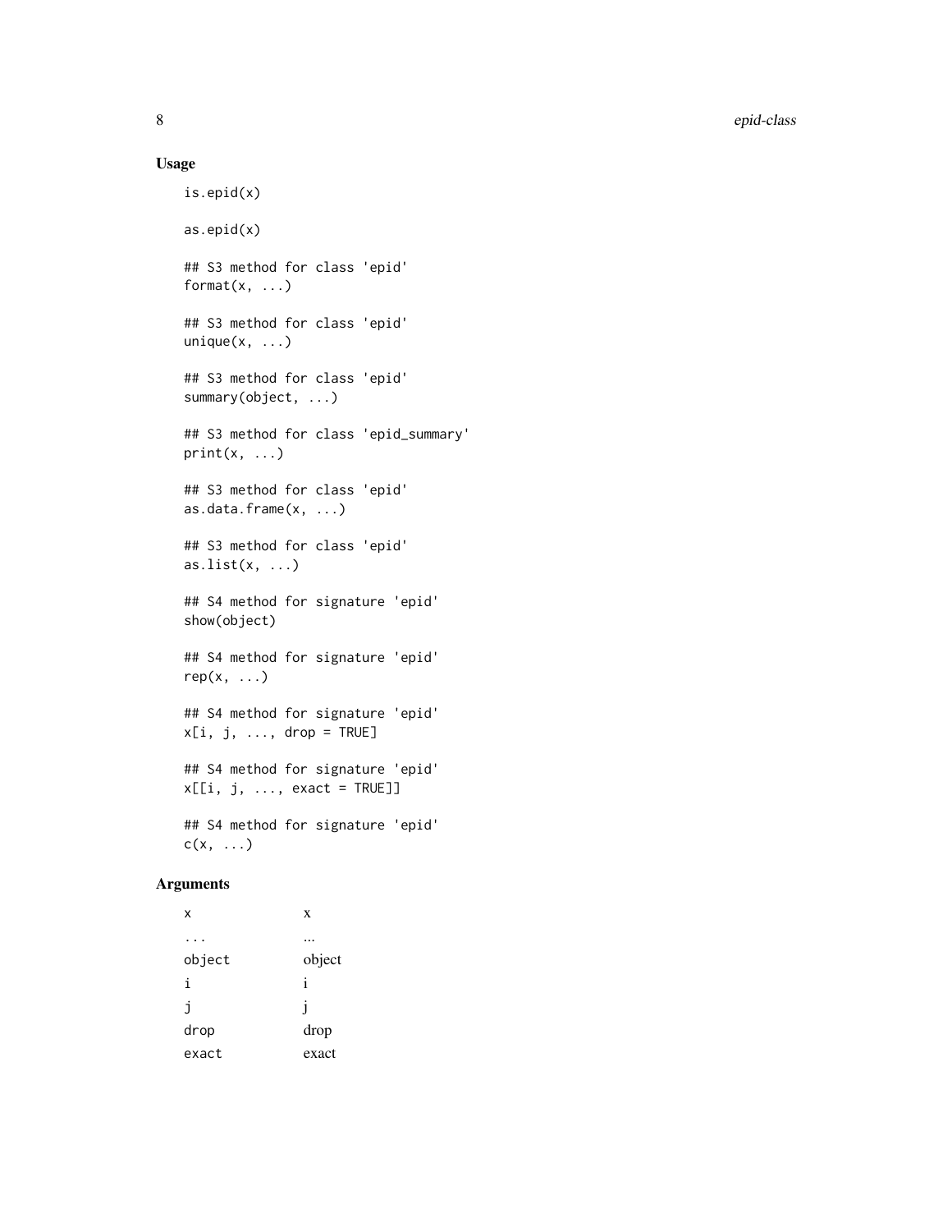## Usage

```
is.epid(x)

as.epid(x)

## S3 method for class 'epid'
format(x, ...)

## S3 method for class 'epid'
unique(x, ...)

## S3 method for class 'epid'
summary(object, ...)

## S3 method for class 'epid_summary'
print(x, ...)

## S3 method for class 'epid'
as.data.frame(x, ...)

## S3 method for class 'epid'
as.list(x, ...)

## S4 method for signature 'epid'
show(object)

## S4 method for signature 'epid'
rep(x, ...)

## S4 method for signature 'epid'
x[i, j, ..., drop = TRUE]

## S4 method for signature 'epid'
x[[i, j, ..., exact = TRUE]]

## S4 method for signature 'epid'
c(x, ...)
```

## Arguments

| | |
|---|---|
| `x` | x |
| `...` | ... |
| `object` | object |
| `i` | i |
| `j` | j |
| `drop` | drop |
| `exact` | exact |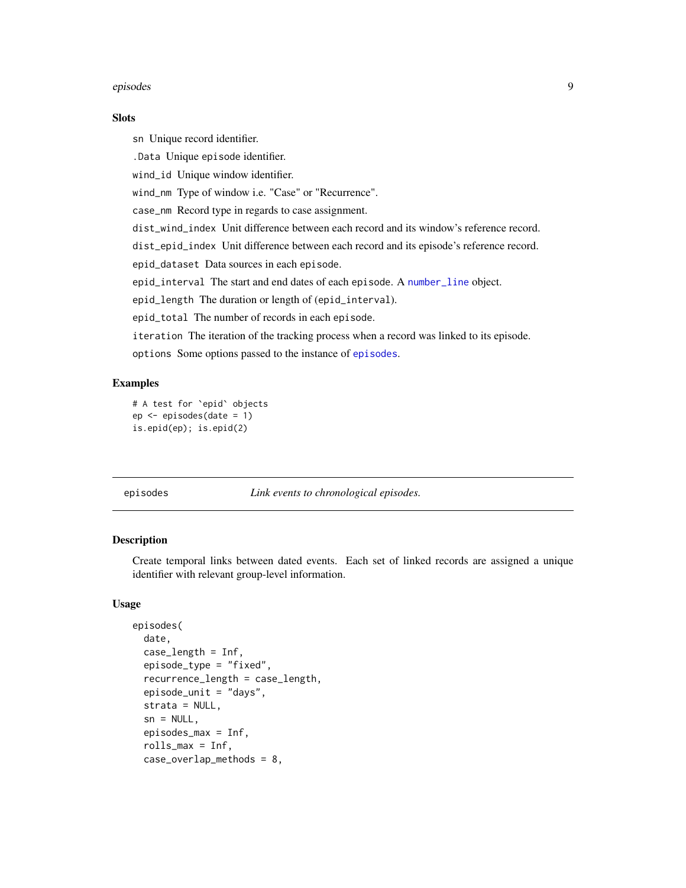### Slots

`sn` Unique record identifier.

`.Data` Unique `episode` identifier.

`wind_id` Unique window identifier.

`wind_nm` Type of window i.e. "Case" or "Recurrence".

`case_nm` Record type in regards to case assignment.

`dist_wind_index` Unit difference between each record and its window's reference record.

`dist_epid_index` Unit difference between each record and its episode's reference record.

`epid_dataset` Data sources in each `episode`.

`epid_interval` The start and end dates of each `episode`. A `number_line` object.

`epid_length` The duration or length of (`epid_interval`).

`epid_total` The number of records in each `episode`.

`iteration` The iteration of the tracking process when a record was linked to its episode.

`options` Some options passed to the instance of `episodes`.

### Examples

```
# A test for `epid` objects
ep <- episodes(date = 1)
is.epid(ep); is.epid(2)
```

---

## episodes — *Link events to chronological episodes.*

---

### Description

Create temporal links between dated events. Each set of linked records are assigned a unique identifier with relevant group-level information.

### Usage

```
episodes(
  date,
  case_length = Inf,
  episode_type = "fixed",
  recurrence_length = case_length,
  episode_unit = "days",
  strata = NULL,
  sn = NULL,
  episodes_max = Inf,
  rolls_max = Inf,
  case_overlap_methods = 8,
```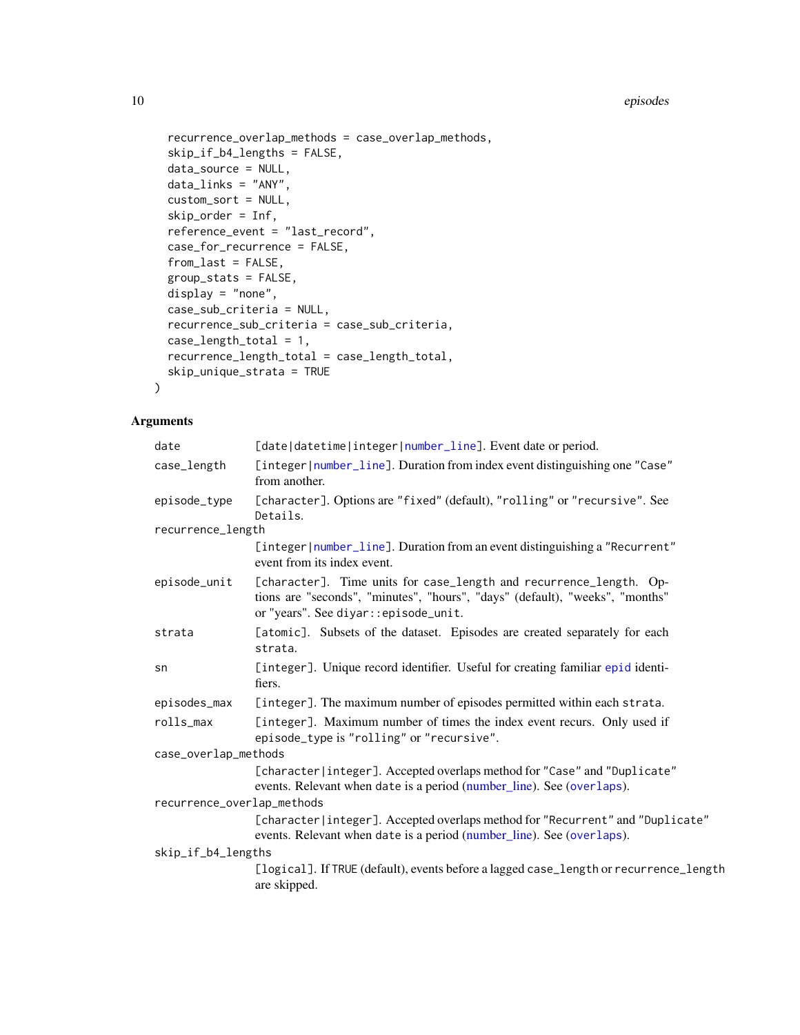```
  recurrence_overlap_methods = case_overlap_methods,
  skip_if_b4_lengths = FALSE,
  data_source = NULL,
  data_links = "ANY",
  custom_sort = NULL,
  skip_order = Inf,
  reference_event = "last_record",
  case_for_recurrence = FALSE,
  from_last = FALSE,
  group_stats = FALSE,
  display = "none",
  case_sub_criteria = NULL,
  recurrence_sub_criteria = case_sub_criteria,
  case_length_total = 1,
  recurrence_length_total = case_length_total,
  skip_unique_strata = TRUE
)
```

## Arguments

`date` — `[date|datetime|integer|number_line]`. Event date or period.

`case_length` — `[integer|number_line]`. Duration from index event distinguishing one `"Case"` from another.

`episode_type` — `[character]`. Options are `"fixed"` (default), `"rolling"` or `"recursive"`. See `Details`.

`recurrence_length` — `[integer|number_line]`. Duration from an event distinguishing a `"Recurrent"` event from its index event.

`episode_unit` — `[character]`. Time units for `case_length` and `recurrence_length`. Options are "seconds", "minutes", "hours", "days" (default), "weeks", "months" or "years". See `diyar::episode_unit`.

`strata` — `[atomic]`. Subsets of the dataset. Episodes are created separately for each `strata`.

`sn` — `[integer]`. Unique record identifier. Useful for creating familiar `epid` identifiers.

`episodes_max` — `[integer]`. The maximum number of episodes permitted within each `strata`.

`rolls_max` — `[integer]`. Maximum number of times the index event recurs. Only used if `episode_type` is `"rolling"` or `"recursive"`.

`case_overlap_methods` — `[character|integer]`. Accepted overlaps method for `"Case"` and `"Duplicate"` events. Relevant when `date` is a period (number_line). See (`overlaps`).

`recurrence_overlap_methods` — `[character|integer]`. Accepted overlaps method for `"Recurrent"` and `"Duplicate"` events. Relevant when `date` is a period (number_line). See (`overlaps`).

`skip_if_b4_lengths` — `[logical]`. If `TRUE` (default), events before a lagged `case_length` or `recurrence_length` are skipped.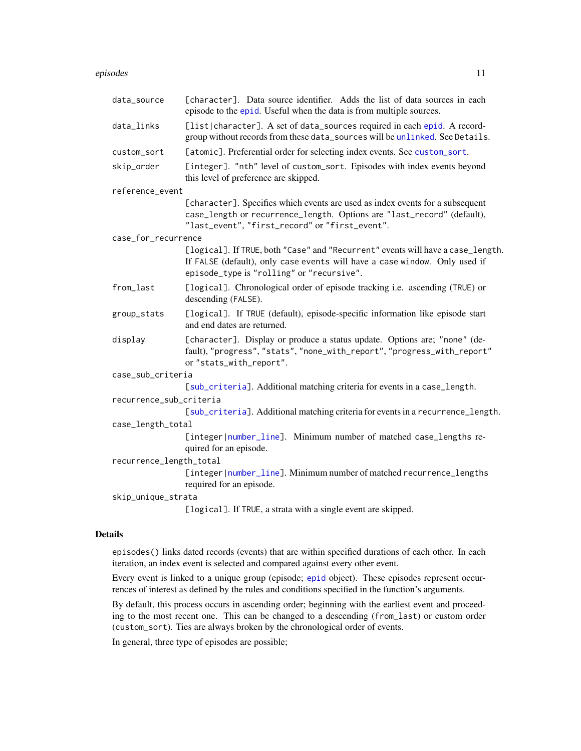| | |
|---|---|
| data_source | [character]. Data source identifier. Adds the list of data sources in each episode to the epid. Useful when the data is from multiple sources. |
| data_links | [list\|character]. A set of data_sources required in each epid. A record-group without records from these data_sources will be unlinked. See Details. |
| custom_sort | [atomic]. Preferential order for selecting index events. See custom_sort. |
| skip_order | [integer]. "nth" level of custom_sort. Episodes with index events beyond this level of preference are skipped. |
| reference_event | [character]. Specifies which events are used as index events for a subsequent case_length or recurrence_length. Options are "last_record" (default), "last_event", "first_record" or "first_event". |
| case_for_recurrence | [logical]. If TRUE, both "Case" and "Recurrent" events will have a case_length. If FALSE (default), only case events will have a case window. Only used if episode_type is "rolling" or "recursive". |
| from_last | [logical]. Chronological order of episode tracking i.e. ascending (TRUE) or descending (FALSE). |
| group_stats | [logical]. If TRUE (default), episode-specific information like episode start and end dates are returned. |
| display | [character]. Display or produce a status update. Options are; "none" (default), "progress", "stats", "none_with_report", "progress_with_report" or "stats_with_report". |
| case_sub_criteria | [sub_criteria]. Additional matching criteria for events in a case_length. |
| recurrence_sub_criteria | [sub_criteria]. Additional matching criteria for events in a recurrence_length. |
| case_length_total | [integer\|number_line]. Minimum number of matched case_lengths required for an episode. |
| recurrence_length_total | [integer\|number_line]. Minimum number of matched recurrence_lengths required for an episode. |
| skip_unique_strata | [logical]. If TRUE, a strata with a single event are skipped. |

## Details

episodes() links dated records (events) that are within specified durations of each other. In each iteration, an index event is selected and compared against every other event.

Every event is linked to a unique group (episode; epid object). These episodes represent occurrences of interest as defined by the rules and conditions specified in the function's arguments.

By default, this process occurs in ascending order; beginning with the earliest event and proceeding to the most recent one. This can be changed to a descending (from_last) or custom order (custom_sort). Ties are always broken by the chronological order of events.

In general, three type of episodes are possible;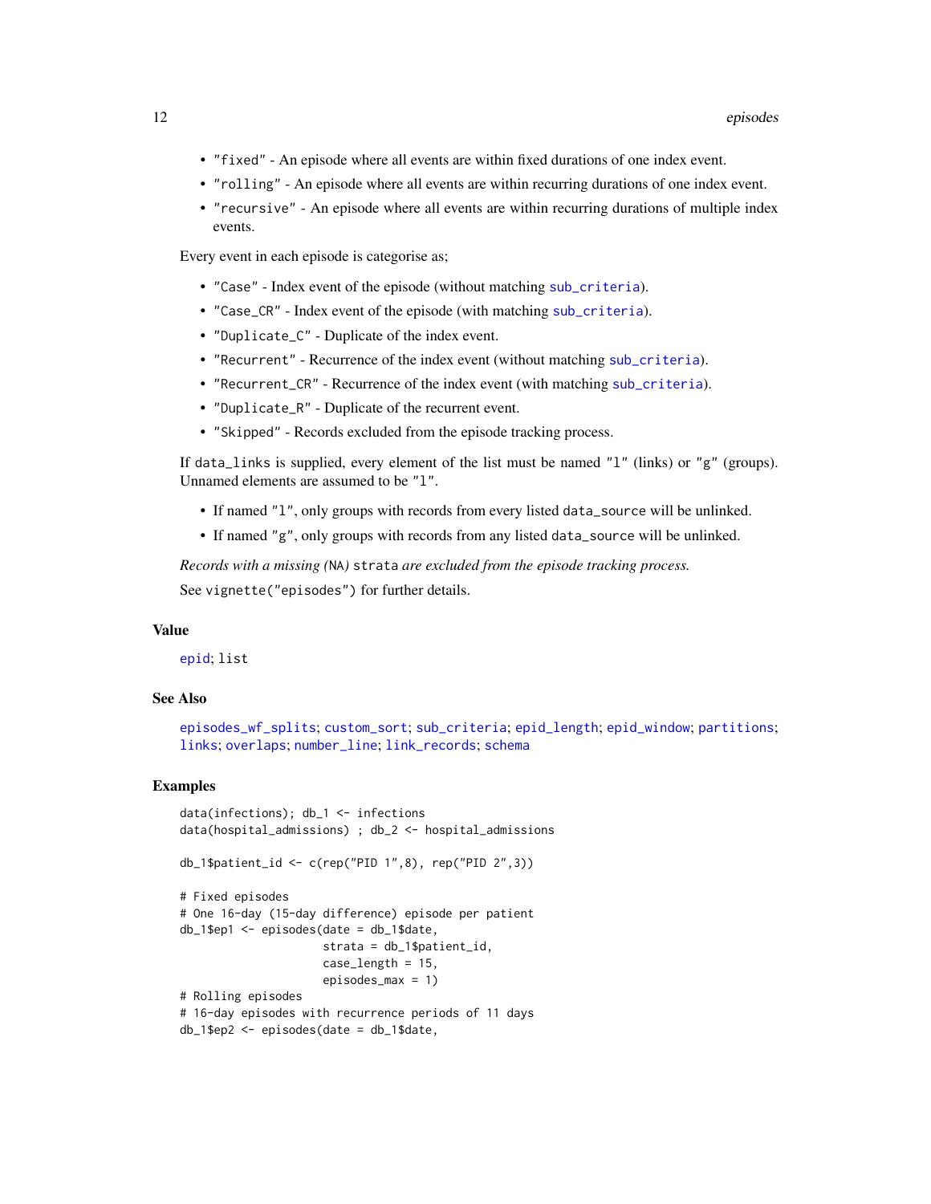- "fixed" - An episode where all events are within fixed durations of one index event.
- "rolling" - An episode where all events are within recurring durations of one index event.
- "recursive" - An episode where all events are within recurring durations of multiple index events.

Every event in each episode is categorise as;

- "Case" - Index event of the episode (without matching sub_criteria).
- "Case_CR" - Index event of the episode (with matching sub_criteria).
- "Duplicate_C" - Duplicate of the index event.
- "Recurrent" - Recurrence of the index event (without matching sub_criteria).
- "Recurrent_CR" - Recurrence of the index event (with matching sub_criteria).
- "Duplicate_R" - Duplicate of the recurrent event.
- "Skipped" - Records excluded from the episode tracking process.

If data_links is supplied, every element of the list must be named "l" (links) or "g" (groups). Unnamed elements are assumed to be "l".

- If named "l", only groups with records from every listed data_source will be unlinked.
- If named "g", only groups with records from any listed data_source will be unlinked.

*Records with a missing (NA) strata are excluded from the episode tracking process.*

See vignette("episodes") for further details.

### Value

epid; list

### See Also

episodes_wf_splits; custom_sort; sub_criteria; epid_length; epid_window; partitions; links; overlaps; number_line; link_records; schema

### Examples

```
data(infections); db_1 <- infections
data(hospital_admissions) ; db_2 <- hospital_admissions

db_1$patient_id <- c(rep("PID 1",8), rep("PID 2",3))

# Fixed episodes
# One 16-day (15-day difference) episode per patient
db_1$ep1 <- episodes(date = db_1$date,
                     strata = db_1$patient_id,
                     case_length = 15,
                     episodes_max = 1)
# Rolling episodes
# 16-day episodes with recurrence periods of 11 days
db_1$ep2 <- episodes(date = db_1$date,
```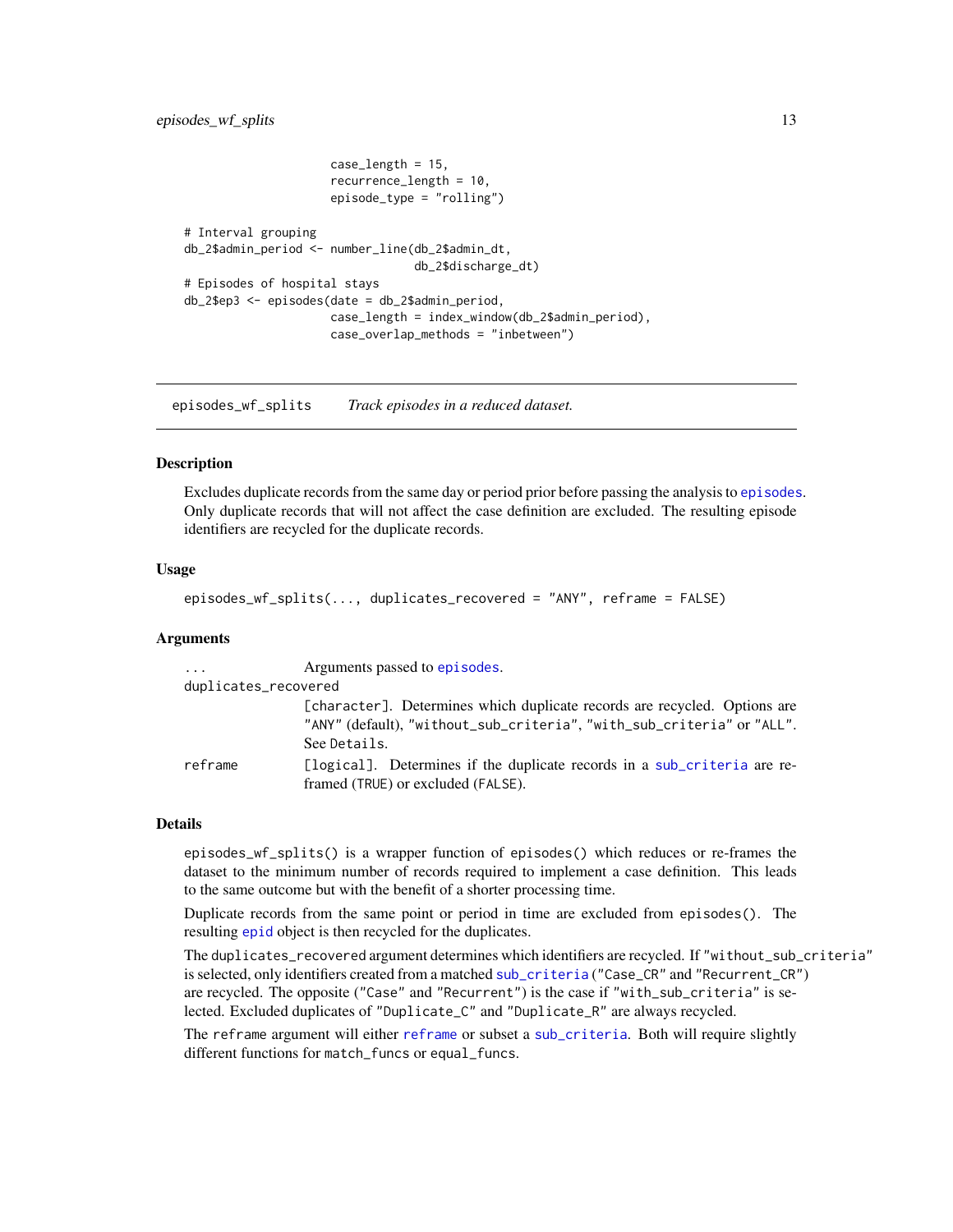```
                     case_length = 15,
                     recurrence_length = 10,
                     episode_type = "rolling")

# Interval grouping
db_2$admin_period <- number_line(db_2$admin_dt,
                                 db_2$discharge_dt)
# Episodes of hospital stays
db_2$ep3 <- episodes(date = db_2$admin_period,
                     case_length = index_window(db_2$admin_period),
                     case_overlap_methods = "inbetween")
```

## episodes_wf_splits    *Track episodes in a reduced dataset.*

### Description

Excludes duplicate records from the same day or period prior before passing the analysis to episodes. Only duplicate records that will not affect the case definition are excluded. The resulting episode identifiers are recycled for the duplicate records.

### Usage

```
episodes_wf_splits(..., duplicates_recovered = "ANY", reframe = FALSE)
```

### Arguments

| | |
|---|---|
| `...` | Arguments passed to episodes. |
| `duplicates_recovered` | `[character]`. Determines which duplicate records are recycled. Options are `"ANY"` (default), `"without_sub_criteria"`, `"with_sub_criteria"` or `"ALL"`. See `Details`. |
| `reframe` | `[logical]`. Determines if the duplicate records in a sub_criteria are reframed (`TRUE`) or excluded (`FALSE`). |

### Details

`episodes_wf_splits()` is a wrapper function of `episodes()` which reduces or re-frames the dataset to the minimum number of records required to implement a case definition. This leads to the same outcome but with the benefit of a shorter processing time.

Duplicate records from the same point or period in time are excluded from `episodes()`. The resulting epid object is then recycled for the duplicates.

The `duplicates_recovered` argument determines which identifiers are recycled. If `"without_sub_criteria"` is selected, only identifiers created from a matched sub_criteria (`"Case_CR"` and `"Recurrent_CR"`) are recycled. The opposite (`"Case"` and `"Recurrent"`) is the case if `"with_sub_criteria"` is selected. Excluded duplicates of `"Duplicate_C"` and `"Duplicate_R"` are always recycled.

The `reframe` argument will either reframe or subset a sub_criteria. Both will require slightly different functions for `match_funcs` or `equal_funcs`.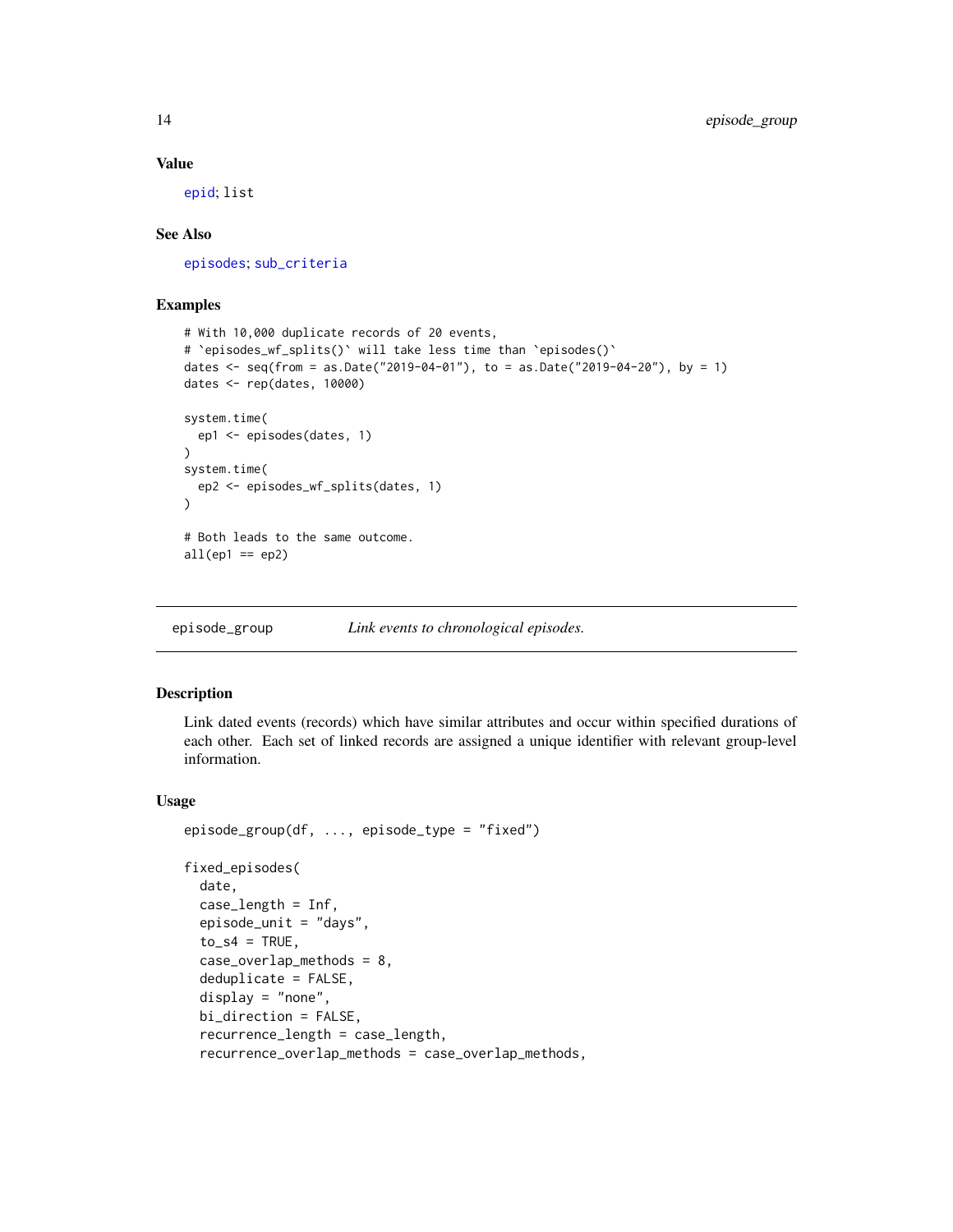### Value

epid; list

### See Also

episodes; sub_criteria

### Examples

```
# With 10,000 duplicate records of 20 events,
# `episodes_wf_splits()` will take less time than `episodes()`
dates <- seq(from = as.Date("2019-04-01"), to = as.Date("2019-04-20"), by = 1)
dates <- rep(dates, 10000)

system.time(
  ep1 <- episodes(dates, 1)
)
system.time(
  ep2 <- episodes_wf_splits(dates, 1)
)

# Both leads to the same outcome.
all(ep1 == ep2)
```

---

## episode_group    *Link events to chronological episodes.*

---

### Description

Link dated events (records) which have similar attributes and occur within specified durations of each other. Each set of linked records are assigned a unique identifier with relevant group-level information.

### Usage

```
episode_group(df, ..., episode_type = "fixed")

fixed_episodes(
  date,
  case_length = Inf,
  episode_unit = "days",
  to_s4 = TRUE,
  case_overlap_methods = 8,
  deduplicate = FALSE,
  display = "none",
  bi_direction = FALSE,
  recurrence_length = case_length,
  recurrence_overlap_methods = case_overlap_methods,
```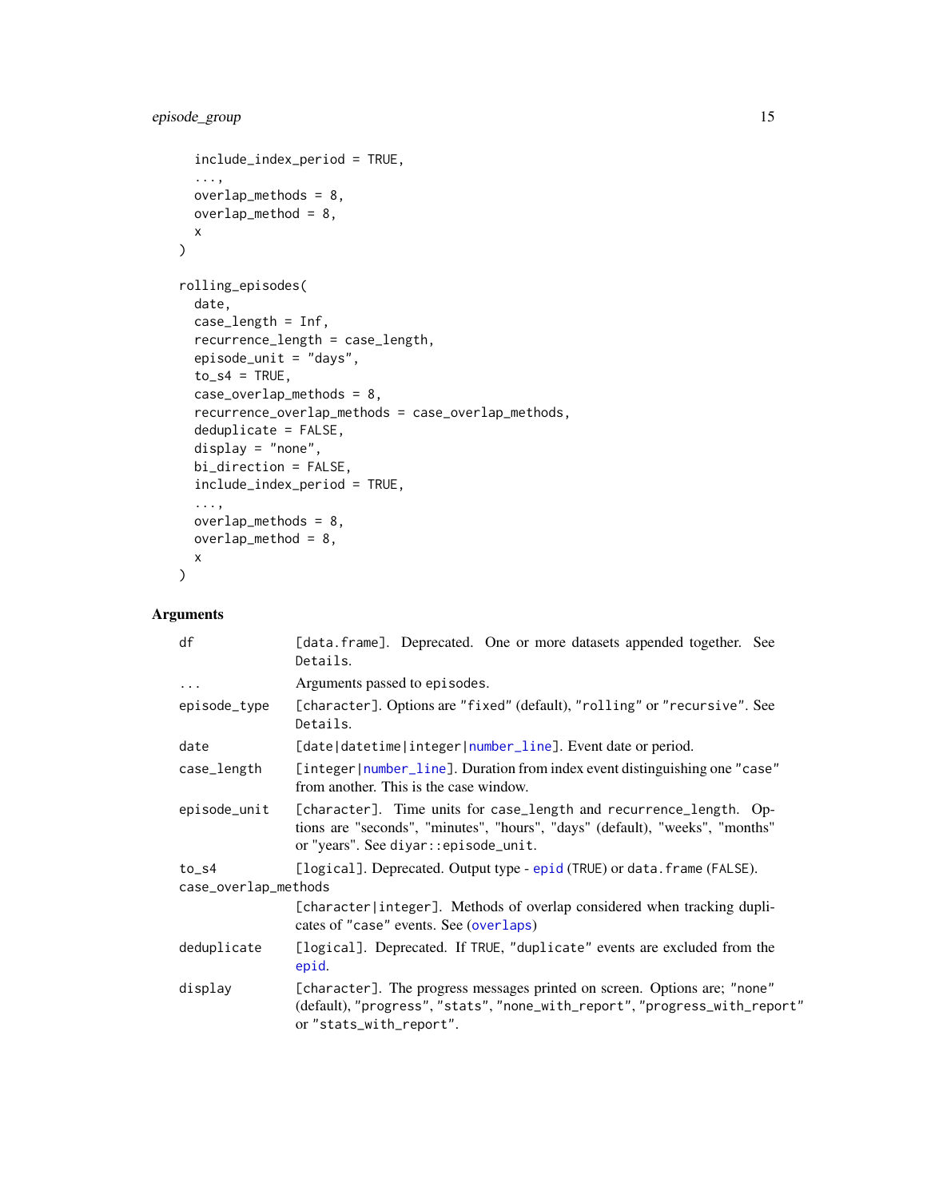```
  include_index_period = TRUE,
  ...,
  overlap_methods = 8,
  overlap_method = 8,
  x
)

rolling_episodes(
  date,
  case_length = Inf,
  recurrence_length = case_length,
  episode_unit = "days",
  to_s4 = TRUE,
  case_overlap_methods = 8,
  recurrence_overlap_methods = case_overlap_methods,
  deduplicate = FALSE,
  display = "none",
  bi_direction = FALSE,
  include_index_period = TRUE,
  ...,
  overlap_methods = 8,
  overlap_method = 8,
  x
)
```

## Arguments

| | |
|---|---|
| df | [data.frame]. Deprecated. One or more datasets appended together. See Details. |
| ... | Arguments passed to episodes. |
| episode_type | [character]. Options are "fixed" (default), "rolling" or "recursive". See Details. |
| date | [date\|datetime\|integer\|number_line]. Event date or period. |
| case_length | [integer\|number_line]. Duration from index event distinguishing one "case" from another. This is the case window. |
| episode_unit | [character]. Time units for case_length and recurrence_length. Options are "seconds", "minutes", "hours", "days" (default), "weeks", "months" or "years". See diyar::episode_unit. |
| to_s4 | [logical]. Deprecated. Output type - epid (TRUE) or data.frame (FALSE). |
| case_overlap_methods | [character\|integer]. Methods of overlap considered when tracking duplicates of "case" events. See (overlaps) |
| deduplicate | [logical]. Deprecated. If TRUE, "duplicate" events are excluded from the epid. |
| display | [character]. The progress messages printed on screen. Options are; "none" (default), "progress", "stats", "none_with_report", "progress_with_report" or "stats_with_report". |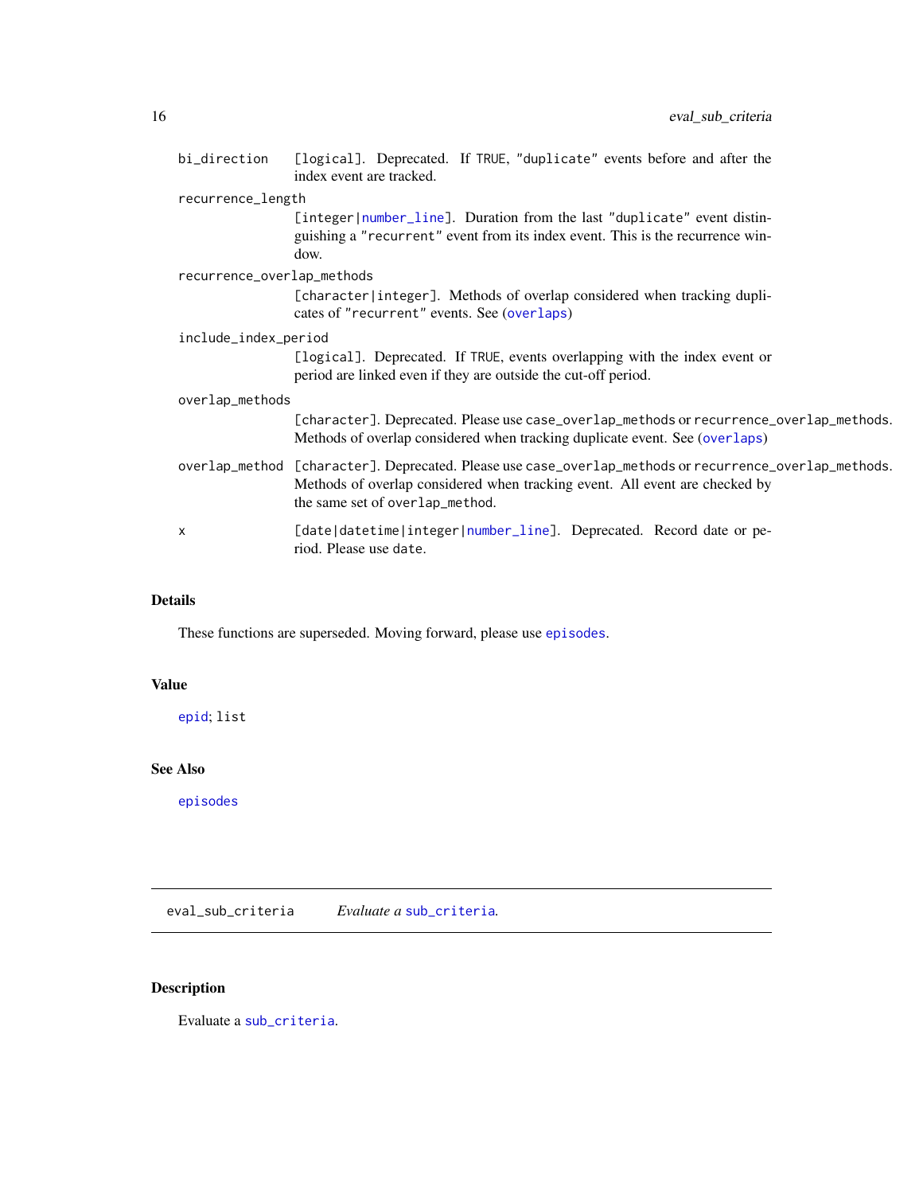bi_direction
: [logical]. Deprecated. If TRUE, "duplicate" events before and after the index event are tracked.

recurrence_length
: [integer|number_line]. Duration from the last "duplicate" event distinguishing a "recurrent" event from its index event. This is the recurrence window.

recurrence_overlap_methods
: [character|integer]. Methods of overlap considered when tracking duplicates of "recurrent" events. See (overlaps)

include_index_period
: [logical]. Deprecated. If TRUE, events overlapping with the index event or period are linked even if they are outside the cut-off period.

overlap_methods
: [character]. Deprecated. Please use case_overlap_methods or recurrence_overlap_methods. Methods of overlap considered when tracking duplicate event. See (overlaps)

overlap_method
: [character]. Deprecated. Please use case_overlap_methods or recurrence_overlap_methods. Methods of overlap considered when tracking event. All event are checked by the same set of overlap_method.

x
: [date|datetime|integer|number_line]. Deprecated. Record date or period. Please use date.

### Details

These functions are superseded. Moving forward, please use episodes.

### Value

epid; list

### See Also

episodes

---

## eval_sub_criteria — *Evaluate a sub_criteria.*

---

### Description

Evaluate a sub_criteria.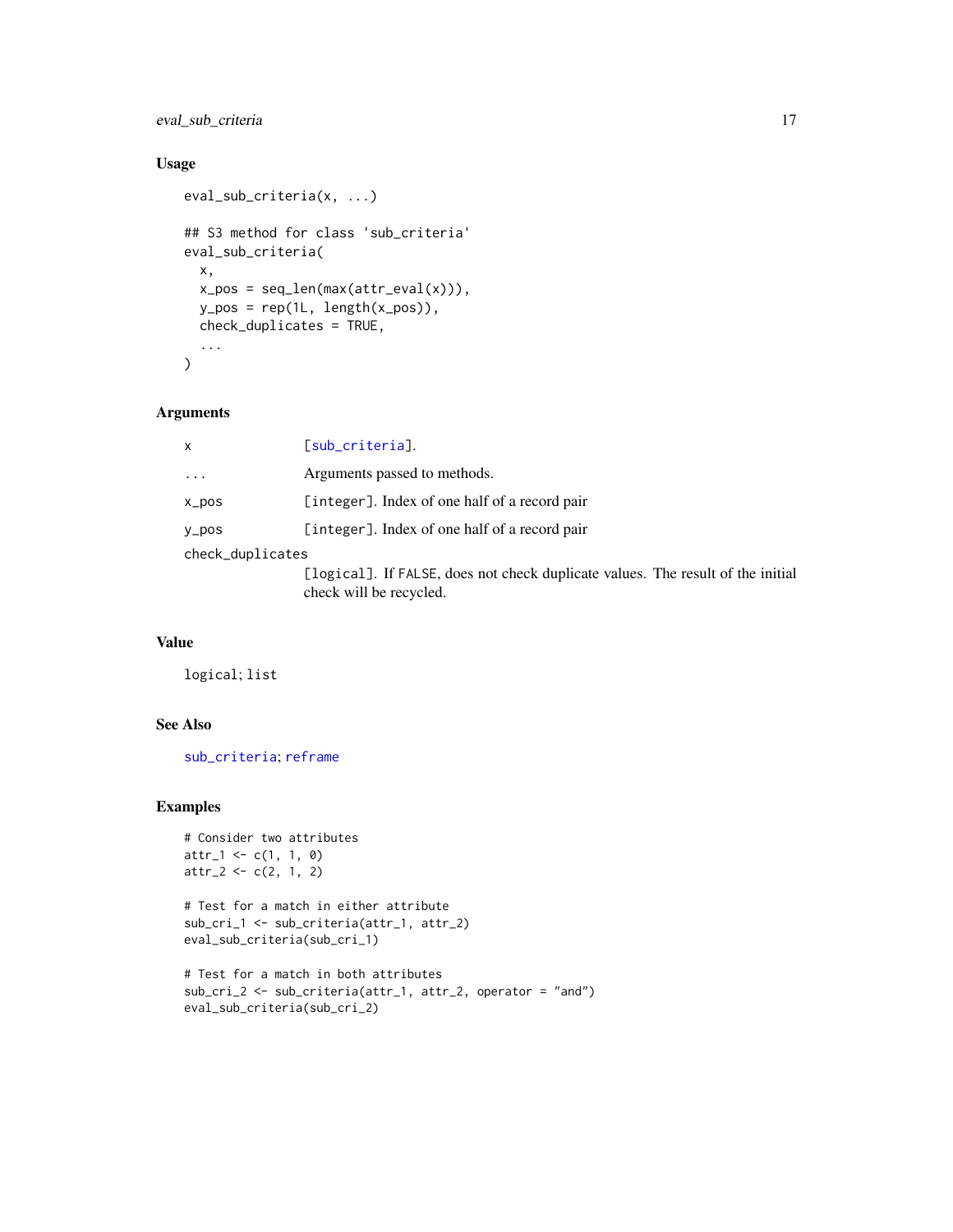## Usage

```
eval_sub_criteria(x, ...)

## S3 method for class 'sub_criteria'
eval_sub_criteria(
  x,
  x_pos = seq_len(max(attr_eval(x))),
  y_pos = rep(1L, length(x_pos)),
  check_duplicates = TRUE,
  ...
)
```

## Arguments

| | |
|---|---|
| x | [sub_criteria]. |
| ... | Arguments passed to methods. |
| x_pos | [integer]. Index of one half of a record pair |
| y_pos | [integer]. Index of one half of a record pair |
| check_duplicates | [logical]. If FALSE, does not check duplicate values. The result of the initial check will be recycled. |

## Value

logical; list

## See Also

sub_criteria; reframe

## Examples

```
# Consider two attributes
attr_1 <- c(1, 1, 0)
attr_2 <- c(2, 1, 2)

# Test for a match in either attribute
sub_cri_1 <- sub_criteria(attr_1, attr_2)
eval_sub_criteria(sub_cri_1)

# Test for a match in both attributes
sub_cri_2 <- sub_criteria(attr_1, attr_2, operator = "and")
eval_sub_criteria(sub_cri_2)
```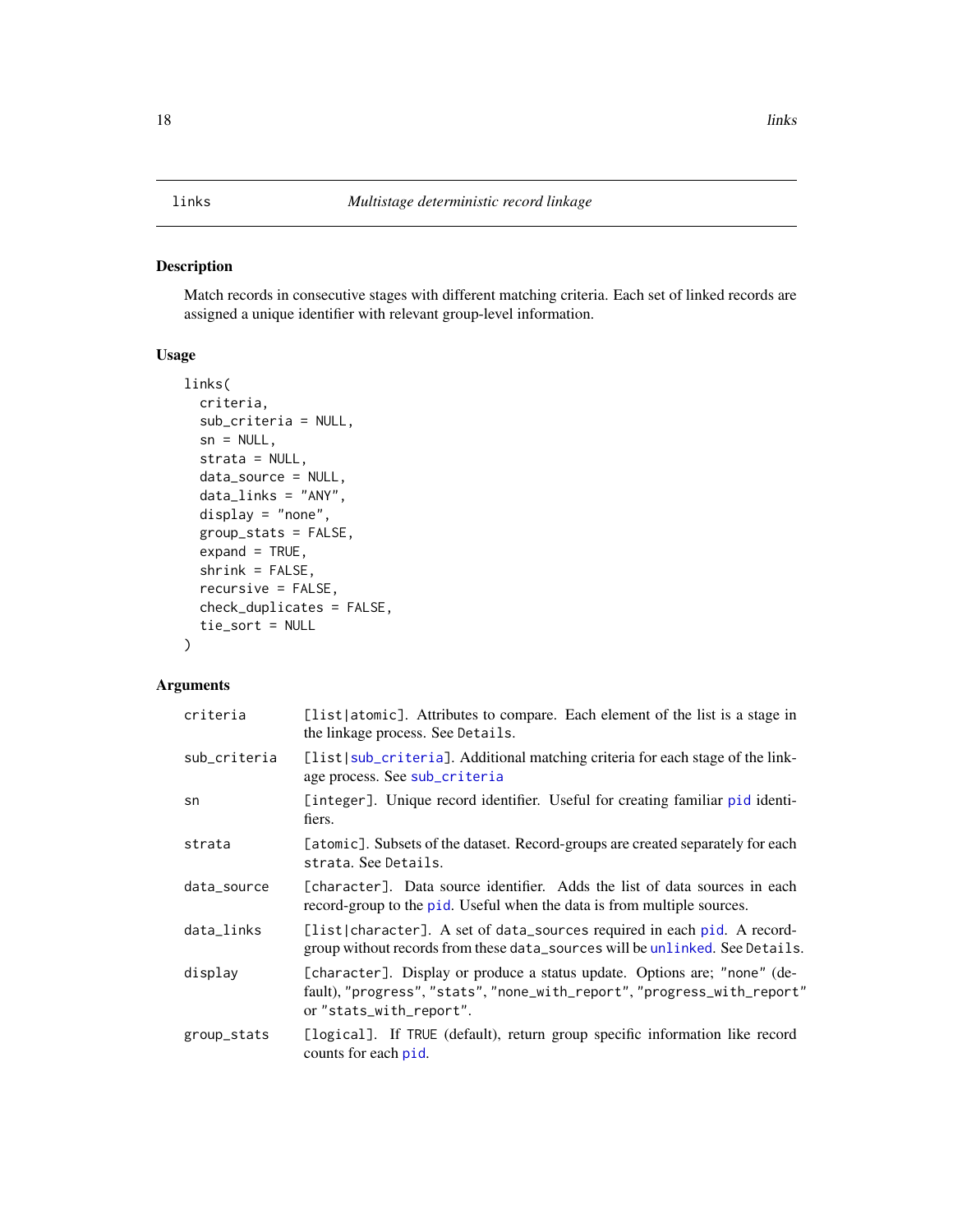# links — *Multistage deterministic record linkage*

## Description

Match records in consecutive stages with different matching criteria. Each set of linked records are assigned a unique identifier with relevant group-level information.

## Usage

```
links(
  criteria,
  sub_criteria = NULL,
  sn = NULL,
  strata = NULL,
  data_source = NULL,
  data_links = "ANY",
  display = "none",
  group_stats = FALSE,
  expand = TRUE,
  shrink = FALSE,
  recursive = FALSE,
  check_duplicates = FALSE,
  tie_sort = NULL
)
```

## Arguments

| | |
|---|---|
| `criteria` | `[list|atomic]`. Attributes to compare. Each element of the list is a stage in the linkage process. See `Details`. |
| `sub_criteria` | `[list|sub_criteria]`. Additional matching criteria for each stage of the linkage process. See `sub_criteria` |
| `sn` | `[integer]`. Unique record identifier. Useful for creating familiar `pid` identifiers. |
| `strata` | `[atomic]`. Subsets of the dataset. Record-groups are created separately for each `strata`. See `Details`. |
| `data_source` | `[character]`. Data source identifier. Adds the list of data sources in each record-group to the `pid`. Useful when the data is from multiple sources. |
| `data_links` | `[list|character]`. A set of `data_sources` required in each `pid`. A record-group without records from these `data_sources` will be `unlinked`. See `Details`. |
| `display` | `[character]`. Display or produce a status update. Options are; `"none"` (default), `"progress"`, `"stats"`, `"none_with_report"`, `"progress_with_report"` or `"stats_with_report"`. |
| `group_stats` | `[logical]`. If `TRUE` (default), return group specific information like record counts for each `pid`. |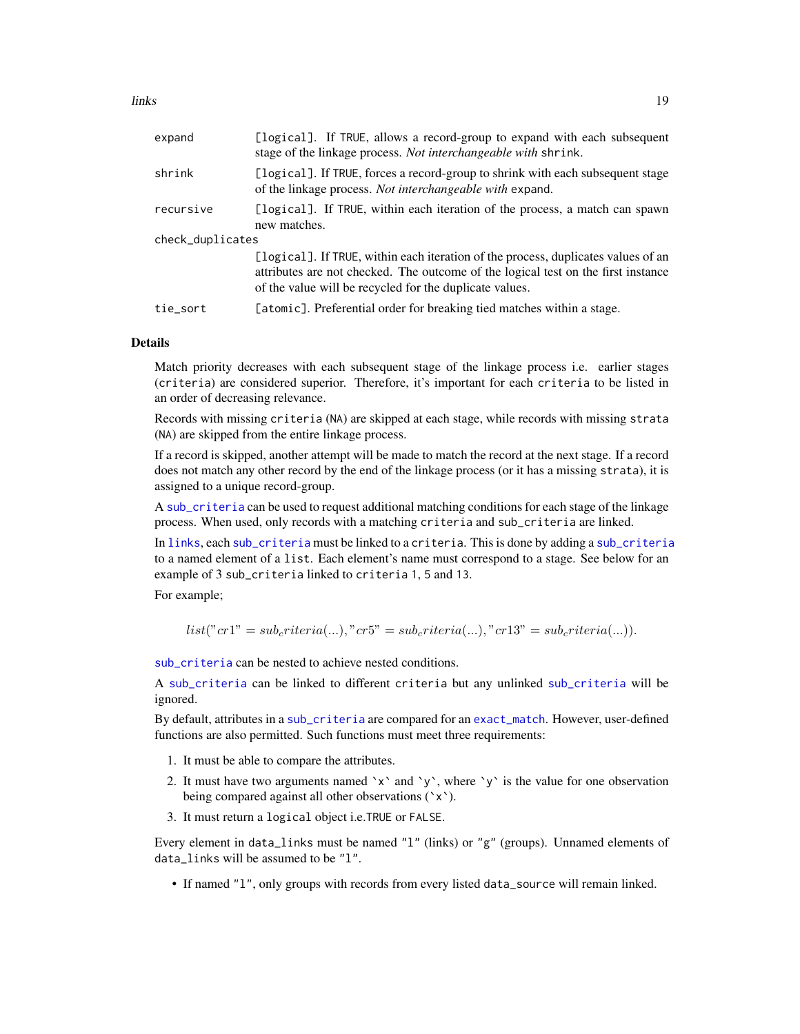| | |
|---|---|
| expand | [logical]. If TRUE, allows a record-group to expand with each subsequent stage of the linkage process. *Not interchangeable with* shrink. |
| shrink | [logical]. If TRUE, forces a record-group to shrink with each subsequent stage of the linkage process. *Not interchangeable with* expand. |
| recursive | [logical]. If TRUE, within each iteration of the process, a match can spawn new matches. |
| check_duplicates | [logical]. If TRUE, within each iteration of the process, duplicates values of an attributes are not checked. The outcome of the logical test on the first instance of the value will be recycled for the duplicate values. |
| tie_sort | [atomic]. Preferential order for breaking tied matches within a stage. |

## Details

Match priority decreases with each subsequent stage of the linkage process i.e. earlier stages (criteria) are considered superior. Therefore, it's important for each criteria to be listed in an order of decreasing relevance.

Records with missing criteria (NA) are skipped at each stage, while records with missing strata (NA) are skipped from the entire linkage process.

If a record is skipped, another attempt will be made to match the record at the next stage. If a record does not match any other record by the end of the linkage process (or it has a missing strata), it is assigned to a unique record-group.

A sub_criteria can be used to request additional matching conditions for each stage of the linkage process. When used, only records with a matching criteria and sub_criteria are linked.

In links, each sub_criteria must be linked to a criteria. This is done by adding a sub_criteria to a named element of a list. Each element's name must correspond to a stage. See below for an example of 3 sub_criteria linked to criteria 1, 5 and 13.

For example;

$$list("cr1" = sub_criteria(...), "cr5" = sub_criteria(...), "cr13" = sub_criteria(...)).$$

sub_criteria can be nested to achieve nested conditions.

A sub_criteria can be linked to different criteria but any unlinked sub_criteria will be ignored.

By default, attributes in a sub_criteria are compared for an exact_match. However, user-defined functions are also permitted. Such functions must meet three requirements:

1. It must be able to compare the attributes.
2. It must have two arguments named `x` and `y`, where `y` is the value for one observation being compared against all other observations (`x`).
3. It must return a logical object i.e.TRUE or FALSE.

Every element in data_links must be named "l" (links) or "g" (groups). Unnamed elements of data_links will be assumed to be "l".

- If named "l", only groups with records from every listed data_source will remain linked.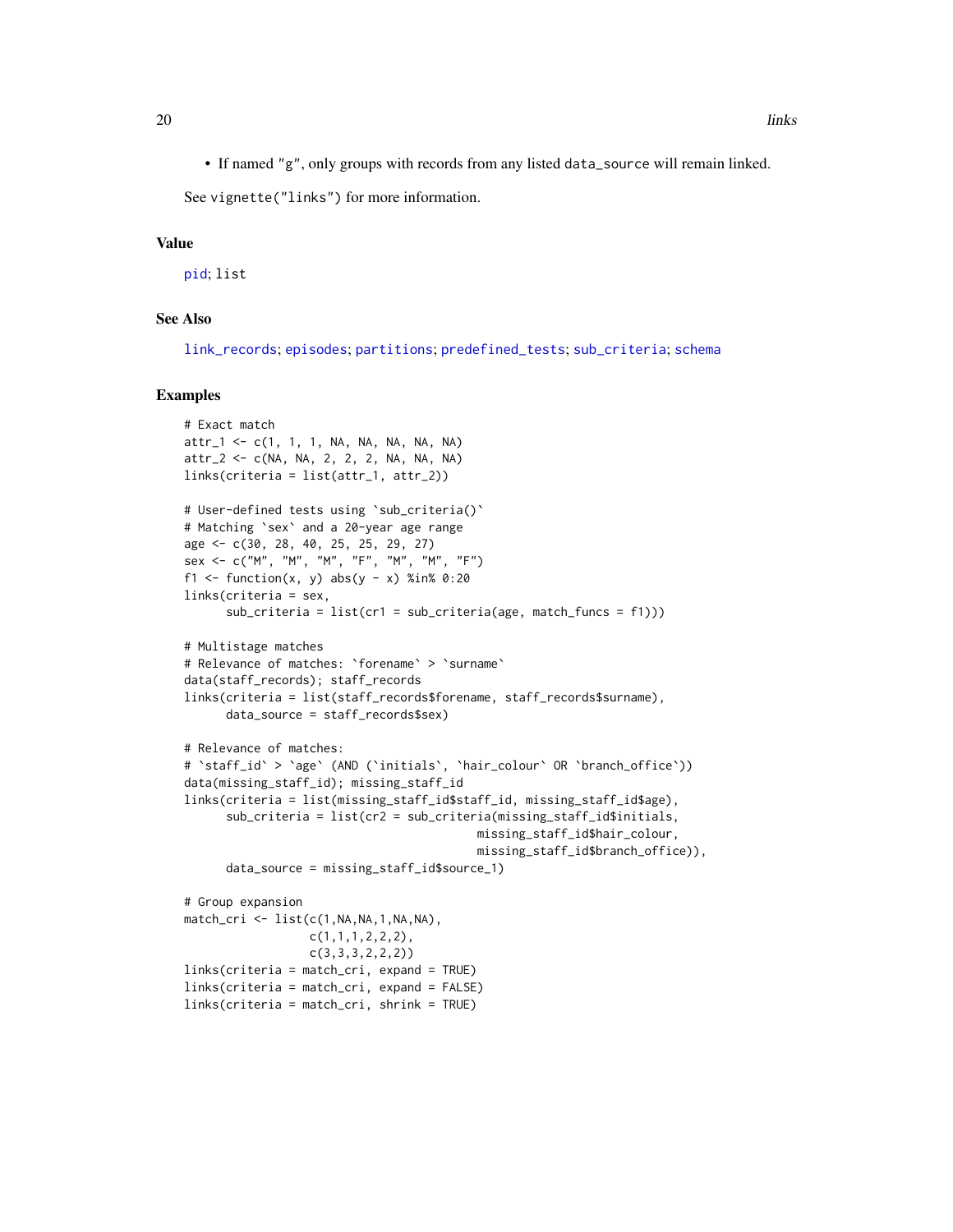- If named "g", only groups with records from any listed data_source will remain linked.

See vignette("links") for more information.

## Value

pid; list

## See Also

link_records; episodes; partitions; predefined_tests; sub_criteria; schema

## Examples

```
# Exact match
attr_1 <- c(1, 1, 1, NA, NA, NA, NA, NA)
attr_2 <- c(NA, NA, 2, 2, 2, NA, NA, NA)
links(criteria = list(attr_1, attr_2))

# User-defined tests using `sub_criteria()`
# Matching `sex` and a 20-year age range
age <- c(30, 28, 40, 25, 25, 29, 27)
sex <- c("M", "M", "M", "F", "M", "M", "F")
f1 <- function(x, y) abs(y - x) %in% 0:20
links(criteria = sex,
      sub_criteria = list(cr1 = sub_criteria(age, match_funcs = f1)))

# Multistage matches
# Relevance of matches: `forename` > `surname`
data(staff_records); staff_records
links(criteria = list(staff_records$forename, staff_records$surname),
      data_source = staff_records$sex)

# Relevance of matches:
# `staff_id` > `age` (AND (`initials`, `hair_colour` OR `branch_office`))
data(missing_staff_id); missing_staff_id
links(criteria = list(missing_staff_id$staff_id, missing_staff_id$age),
      sub_criteria = list(cr2 = sub_criteria(missing_staff_id$initials,
                                              missing_staff_id$hair_colour,
                                              missing_staff_id$branch_office)),
      data_source = missing_staff_id$source_1)

# Group expansion
match_cri <- list(c(1,NA,NA,1,NA,NA),
                  c(1,1,1,2,2,2),
                  c(3,3,3,2,2,2))
links(criteria = match_cri, expand = TRUE)
links(criteria = match_cri, expand = FALSE)
links(criteria = match_cri, shrink = TRUE)
```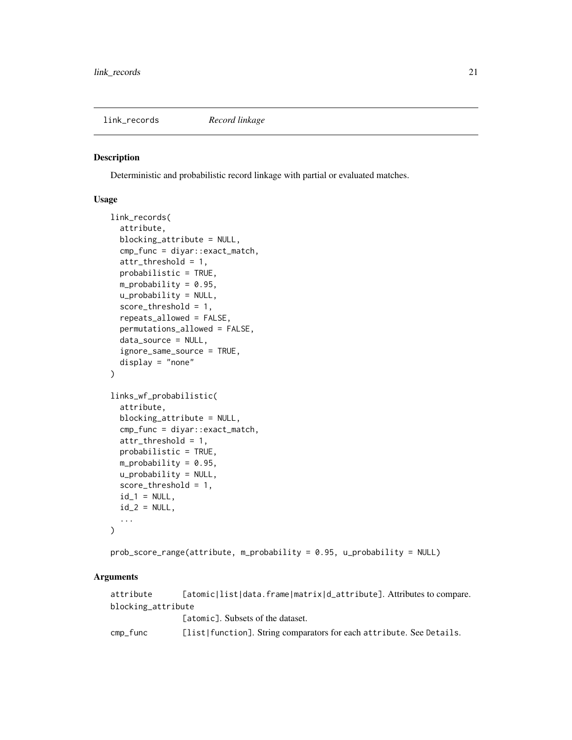# link_records    *Record linkage*

## Description

Deterministic and probabilistic record linkage with partial or evaluated matches.

## Usage

```
link_records(
  attribute,
  blocking_attribute = NULL,
  cmp_func = diyar::exact_match,
  attr_threshold = 1,
  probabilistic = TRUE,
  m_probability = 0.95,
  u_probability = NULL,
  score_threshold = 1,
  repeats_allowed = FALSE,
  permutations_allowed = FALSE,
  data_source = NULL,
  ignore_same_source = TRUE,
  display = "none"
)

links_wf_probabilistic(
  attribute,
  blocking_attribute = NULL,
  cmp_func = diyar::exact_match,
  attr_threshold = 1,
  probabilistic = TRUE,
  m_probability = 0.95,
  u_probability = NULL,
  score_threshold = 1,
  id_1 = NULL,
  id_2 = NULL,
  ...
)

prob_score_range(attribute, m_probability = 0.95, u_probability = NULL)
```

## Arguments

| | |
|---|---|
| attribute | [atomic\|list\|data.frame\|matrix\|d_attribute]. Attributes to compare. |
| blocking_attribute | [atomic]. Subsets of the dataset. |
| cmp_func | [list\|function]. String comparators for each attribute. See Details. |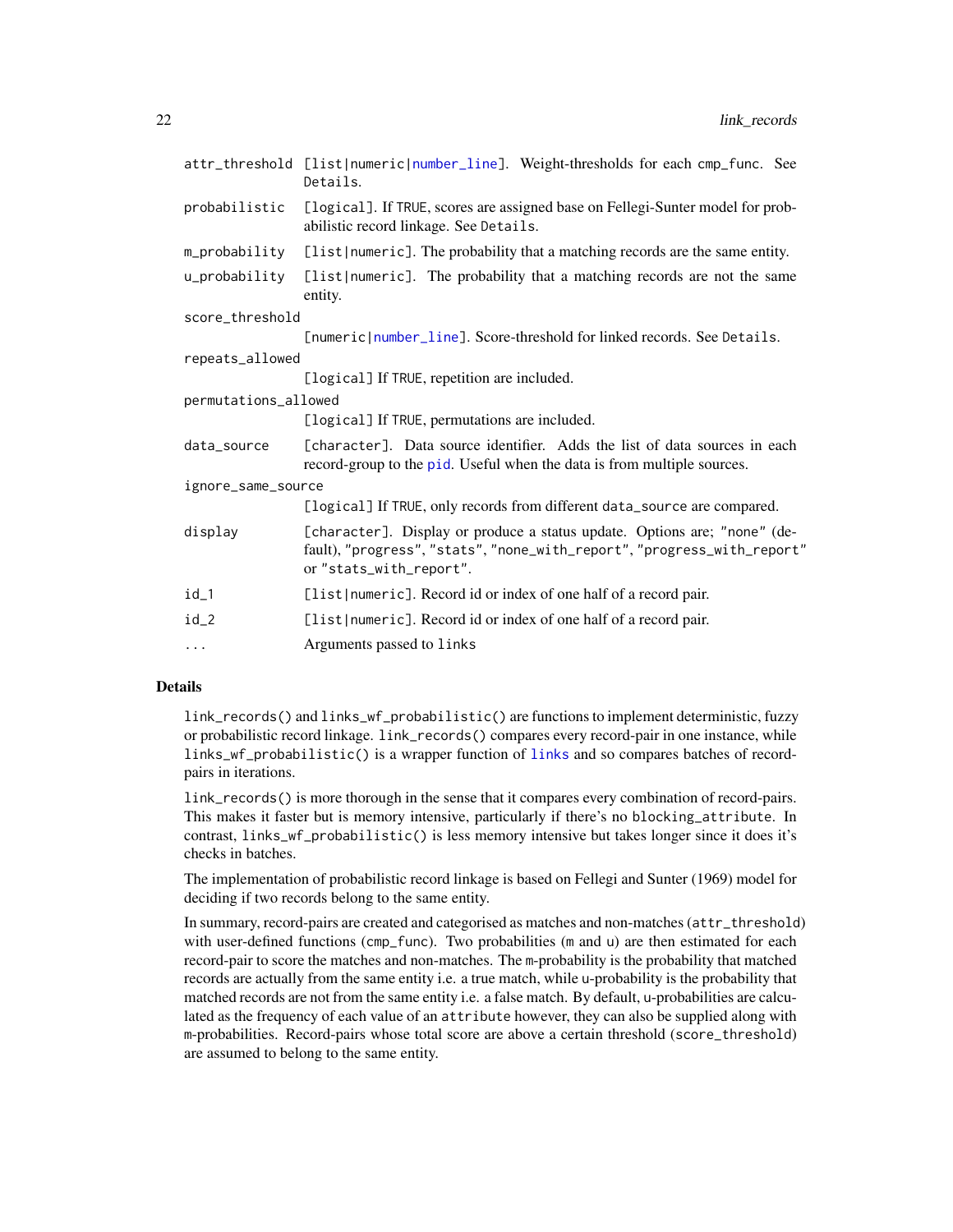| | |
|---|---|
| attr_threshold | [list\|numeric\|number_line]. Weight-thresholds for each cmp_func. See Details. |
| probabilistic | [logical]. If TRUE, scores are assigned base on Fellegi-Sunter model for probabilistic record linkage. See Details. |
| m_probability | [list\|numeric]. The probability that a matching records are the same entity. |
| u_probability | [list\|numeric]. The probability that a matching records are not the same entity. |
| score_threshold | [numeric\|number_line]. Score-threshold for linked records. See Details. |
| repeats_allowed | [logical] If TRUE, repetition are included. |
| permutations_allowed | [logical] If TRUE, permutations are included. |
| data_source | [character]. Data source identifier. Adds the list of data sources in each record-group to the pid. Useful when the data is from multiple sources. |
| ignore_same_source | [logical] If TRUE, only records from different data_source are compared. |
| display | [character]. Display or produce a status update. Options are; "none" (default), "progress", "stats", "none_with_report", "progress_with_report" or "stats_with_report". |
| id_1 | [list\|numeric]. Record id or index of one half of a record pair. |
| id_2 | [list\|numeric]. Record id or index of one half of a record pair. |
| ... | Arguments passed to links |

## Details

link_records() and links_wf_probabilistic() are functions to implement deterministic, fuzzy or probabilistic record linkage. link_records() compares every record-pair in one instance, while links_wf_probabilistic() is a wrapper function of links and so compares batches of record-pairs in iterations.

link_records() is more thorough in the sense that it compares every combination of record-pairs. This makes it faster but is memory intensive, particularly if there's no blocking_attribute. In contrast, links_wf_probabilistic() is less memory intensive but takes longer since it does it's checks in batches.

The implementation of probabilistic record linkage is based on Fellegi and Sunter (1969) model for deciding if two records belong to the same entity.

In summary, record-pairs are created and categorised as matches and non-matches (attr_threshold) with user-defined functions (cmp_func). Two probabilities (m and u) are then estimated for each record-pair to score the matches and non-matches. The m-probability is the probability that matched records are actually from the same entity i.e. a true match, while u-probability is the probability that matched records are not from the same entity i.e. a false match. By default, u-probabilities are calculated as the frequency of each value of an attribute however, they can also be supplied along with m-probabilities. Record-pairs whose total score are above a certain threshold (score_threshold) are assumed to belong to the same entity.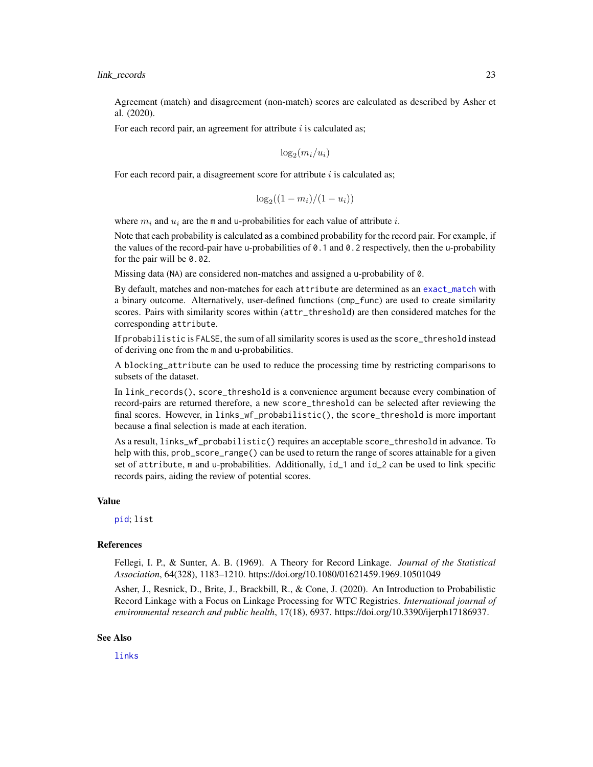Agreement (match) and disagreement (non-match) scores are calculated as described by Asher et al. (2020).

For each record pair, an agreement for attribute $i$ is calculated as;

$$\log_2(m_i/u_i)$$

For each record pair, a disagreement score for attribute $i$ is calculated as;

$$\log_2((1-m_i)/(1-u_i))$$

where $m_i$ and $u_i$ are the `m` and `u`-probabilities for each value of attribute $i$.

Note that each probability is calculated as a combined probability for the record pair. For example, if the values of the record-pair have `u`-probabilities of `0.1` and `0.2` respectively, then the `u`-probability for the pair will be `0.02`.

Missing data (`NA`) are considered non-matches and assigned a `u`-probability of `0`.

By default, matches and non-matches for each `attribute` are determined as an `exact_match` with a binary outcome. Alternatively, user-defined functions (`cmp_func`) are used to create similarity scores. Pairs with similarity scores within (`attr_threshold`) are then considered matches for the corresponding `attribute`.

If `probabilistic` is `FALSE`, the sum of all similarity scores is used as the `score_threshold` instead of deriving one from the `m` and `u`-probabilities.

A `blocking_attribute` can be used to reduce the processing time by restricting comparisons to subsets of the dataset.

In `link_records()`, `score_threshold` is a convenience argument because every combination of record-pairs are returned therefore, a new `score_threshold` can be selected after reviewing the final scores. However, in `links_wf_probabilistic()`, the `score_threshold` is more important because a final selection is made at each iteration.

As a result, `links_wf_probabilistic()` requires an acceptable `score_threshold` in advance. To help with this, `prob_score_range()` can be used to return the range of scores attainable for a given set of `attribute`, `m` and `u`-probabilities. Additionally, `id_1` and `id_2` can be used to link specific records pairs, aiding the review of potential scores.

### Value

`pid`; `list`

### References

Fellegi, I. P., & Sunter, A. B. (1969). A Theory for Record Linkage. *Journal of the Statistical Association*, 64(328), 1183–1210. https://doi.org/10.1080/01621459.1969.10501049

Asher, J., Resnick, D., Brite, J., Brackbill, R., & Cone, J. (2020). An Introduction to Probabilistic Record Linkage with a Focus on Linkage Processing for WTC Registries. *International journal of environmental research and public health*, 17(18), 6937. https://doi.org/10.3390/ijerph17186937.

### See Also

`links`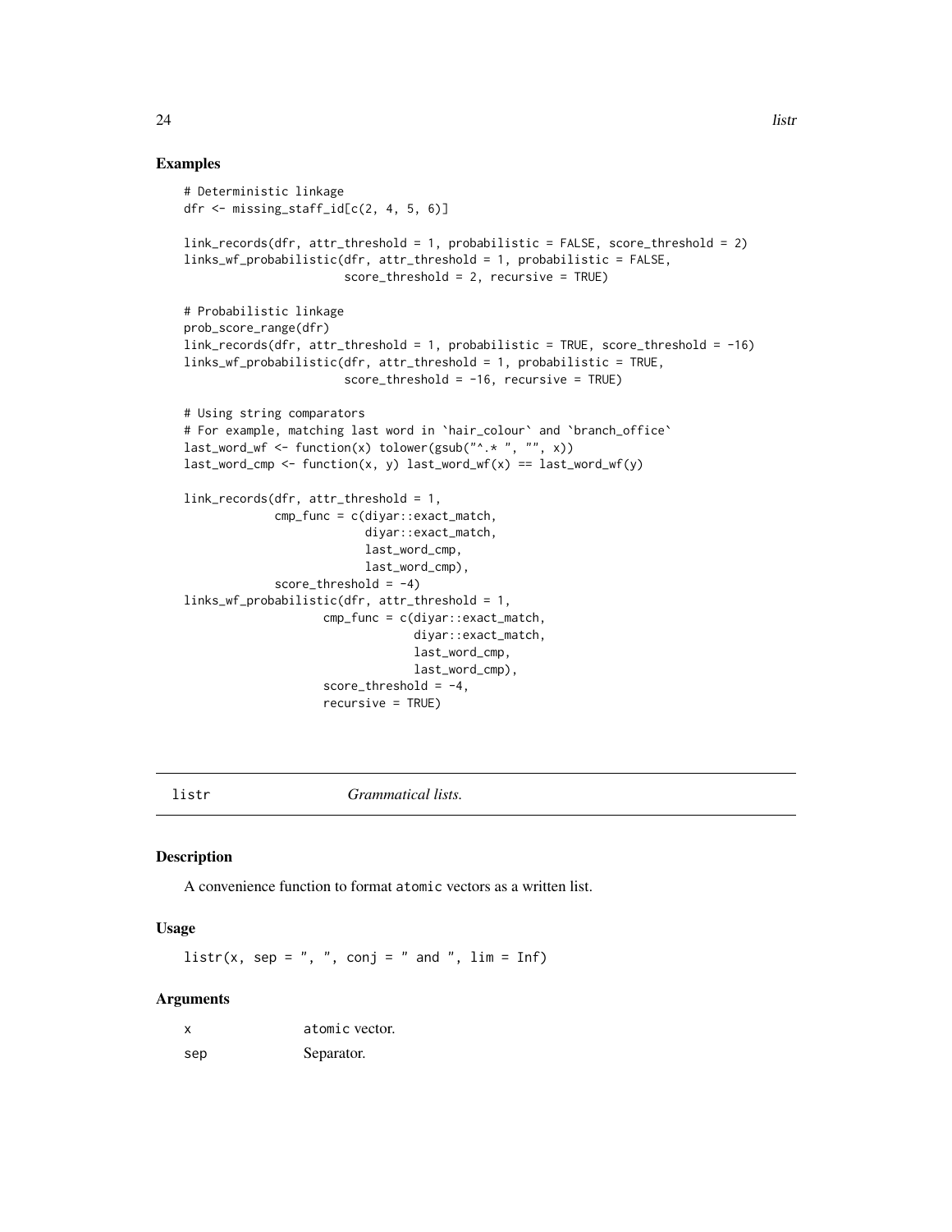## Examples

```
# Deterministic linkage
dfr <- missing_staff_id[c(2, 4, 5, 6)]

link_records(dfr, attr_threshold = 1, probabilistic = FALSE, score_threshold = 2)
links_wf_probabilistic(dfr, attr_threshold = 1, probabilistic = FALSE,
                       score_threshold = 2, recursive = TRUE)

# Probabilistic linkage
prob_score_range(dfr)
link_records(dfr, attr_threshold = 1, probabilistic = TRUE, score_threshold = -16)
links_wf_probabilistic(dfr, attr_threshold = 1, probabilistic = TRUE,
                       score_threshold = -16, recursive = TRUE)

# Using string comparators
# For example, matching last word in `hair_colour` and `branch_office`
last_word_wf <- function(x) tolower(gsub("^.* ", "", x))
last_word_cmp <- function(x, y) last_word_wf(x) == last_word_wf(y)

link_records(dfr, attr_threshold = 1,
             cmp_func = c(diyar::exact_match,
                          diyar::exact_match,
                          last_word_cmp,
                          last_word_cmp),
             score_threshold = -4)
links_wf_probabilistic(dfr, attr_threshold = 1,
                    cmp_func = c(diyar::exact_match,
                                 diyar::exact_match,
                                 last_word_cmp,
                                 last_word_cmp),
                    score_threshold = -4,
                    recursive = TRUE)
```

---

# listr — *Grammatical lists.*

## Description

A convenience function to format atomic vectors as a written list.

## Usage

```
listr(x, sep = ", ", conj = " and ", lim = Inf)
```

## Arguments

| | |
|---|---|
| x | atomic vector. |
| sep | Separator. |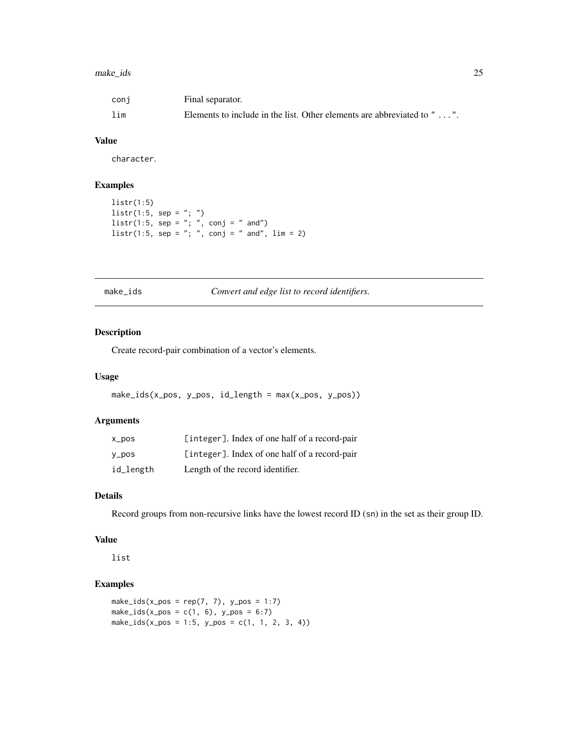| | |
|---|---|
| conj | Final separator. |
| lim | Elements to include in the list. Other elements are abbreviated to " ... ". |

### Value

character.

### Examples

```
listr(1:5)
listr(1:5, sep = "; ")
listr(1:5, sep = "; ", conj = " and")
listr(1:5, sep = "; ", conj = " and", lim = 2)
```

---

## make_ids — *Convert and edge list to record identifiers.*

### Description

Create record-pair combination of a vector's elements.

### Usage

```
make_ids(x_pos, y_pos, id_length = max(x_pos, y_pos))
```

### Arguments

| | |
|---|---|
| x_pos | [integer]. Index of one half of a record-pair |
| y_pos | [integer]. Index of one half of a record-pair |
| id_length | Length of the record identifier. |

### Details

Record groups from non-recursive links have the lowest record ID (sn) in the set as their group ID.

### Value

list

### Examples

```
make_ids(x_pos = rep(7, 7), y_pos = 1:7)
make_ids(x_pos = c(1, 6), y_pos = 6:7)
make_ids(x_pos = 1:5, y_pos = c(1, 1, 2, 3, 4))
```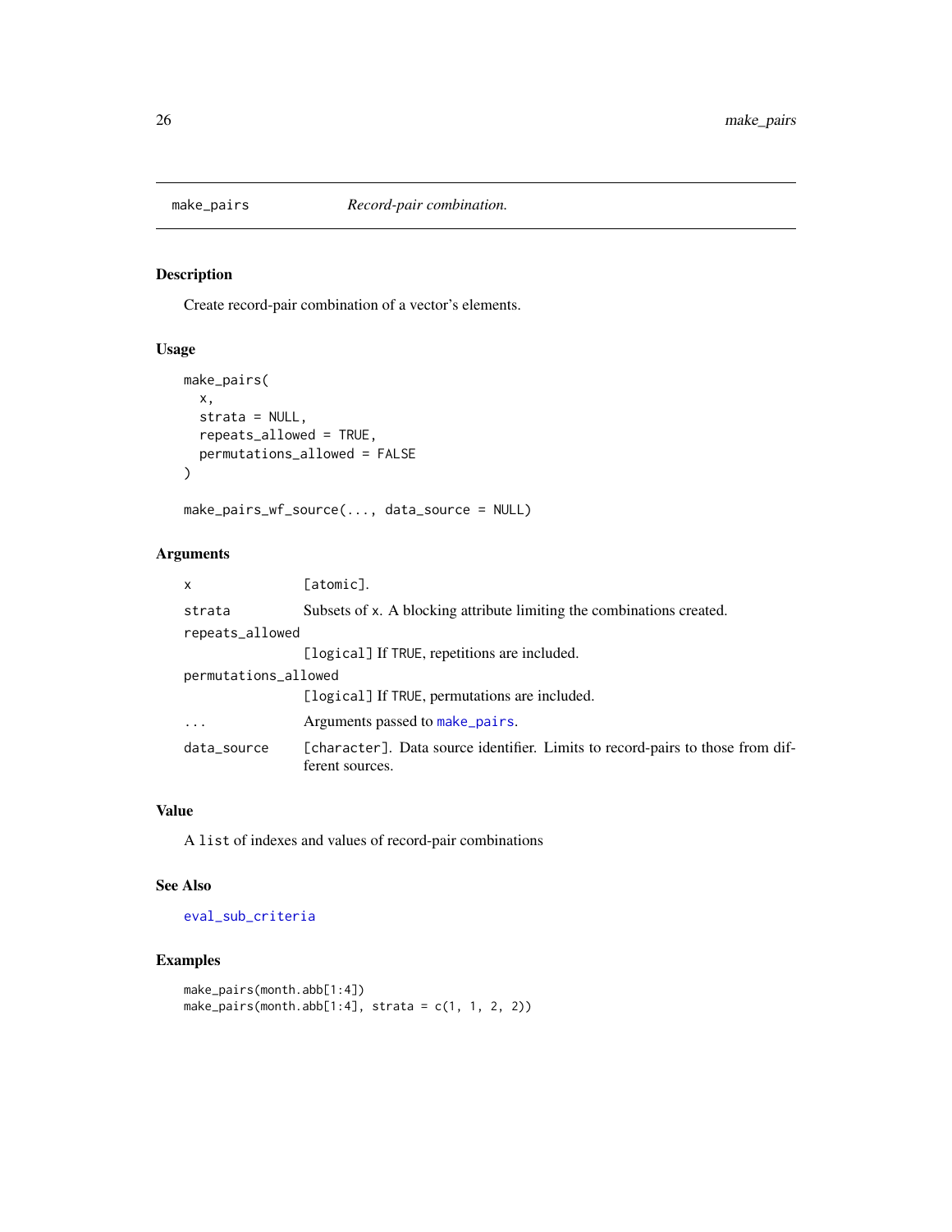# make_pairs    *Record-pair combination.*

## Description

Create record-pair combination of a vector's elements.

## Usage

```
make_pairs(
  x,
  strata = NULL,
  repeats_allowed = TRUE,
  permutations_allowed = FALSE
)

make_pairs_wf_source(..., data_source = NULL)
```

## Arguments

| | |
|---|---|
| `x` | `[atomic]`. |
| `strata` | Subsets of `x`. A blocking attribute limiting the combinations created. |
| `repeats_allowed` | `[logical]` If `TRUE`, repetitions are included. |
| `permutations_allowed` | `[logical]` If `TRUE`, permutations are included. |
| `...` | Arguments passed to `make_pairs`. |
| `data_source` | `[character]`. Data source identifier. Limits to record-pairs to those from different sources. |

## Value

A `list` of indexes and values of record-pair combinations

## See Also

`eval_sub_criteria`

## Examples

```
make_pairs(month.abb[1:4])
make_pairs(month.abb[1:4], strata = c(1, 1, 2, 2))
```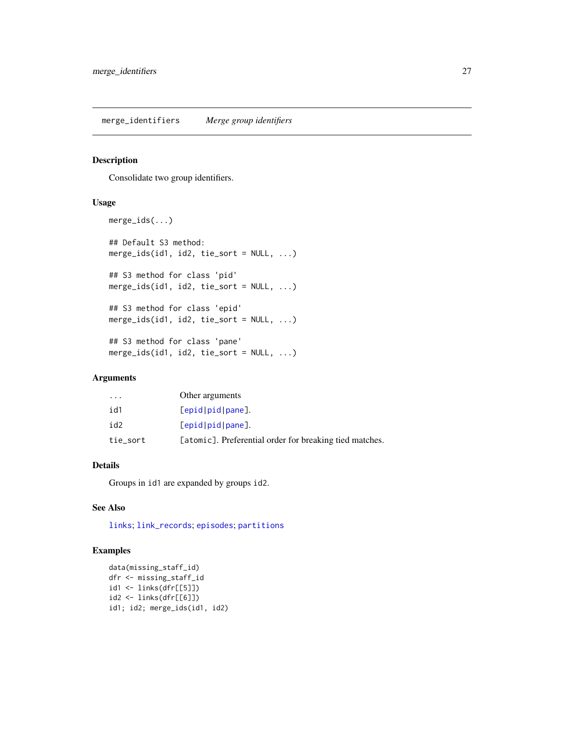## merge_identifiers    *Merge group identifiers*

### Description

Consolidate two group identifiers.

### Usage

```
merge_ids(...)

## Default S3 method:
merge_ids(id1, id2, tie_sort = NULL, ...)

## S3 method for class 'pid'
merge_ids(id1, id2, tie_sort = NULL, ...)

## S3 method for class 'epid'
merge_ids(id1, id2, tie_sort = NULL, ...)

## S3 method for class 'pane'
merge_ids(id1, id2, tie_sort = NULL, ...)
```

### Arguments

| | |
|---|---|
| `...` | Other arguments |
| `id1` | `[epid|pid|pane]`. |
| `id2` | `[epid|pid|pane]`. |
| `tie_sort` | `[atomic]`. Preferential order for breaking tied matches. |

### Details

Groups in `id1` are expanded by groups `id2`.

### See Also

`links`; `link_records`; `episodes`; `partitions`

### Examples

```
data(missing_staff_id)
dfr <- missing_staff_id
id1 <- links(dfr[[5]])
id2 <- links(dfr[[6]])
id1; id2; merge_ids(id1, id2)
```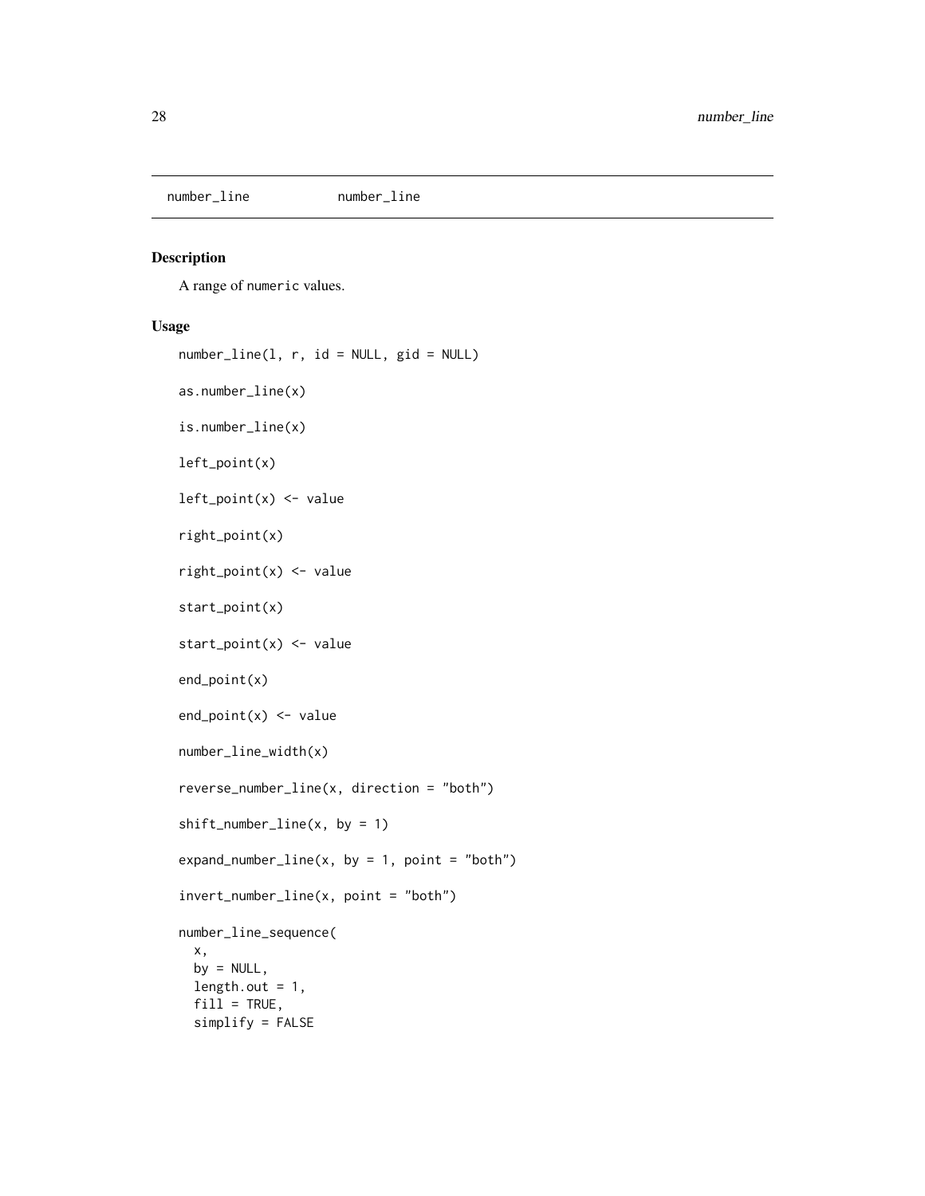number_line number_line

## Description

A range of numeric values.

## Usage

```
number_line(l, r, id = NULL, gid = NULL)

as.number_line(x)

is.number_line(x)

left_point(x)

left_point(x) <- value

right_point(x)

right_point(x) <- value

start_point(x)

start_point(x) <- value

end_point(x)

end_point(x) <- value

number_line_width(x)

reverse_number_line(x, direction = "both")

shift_number_line(x, by = 1)

expand_number_line(x, by = 1, point = "both")

invert_number_line(x, point = "both")

number_line_sequence(
  x,
  by = NULL,
  length.out = 1,
  fill = TRUE,
  simplify = FALSE
```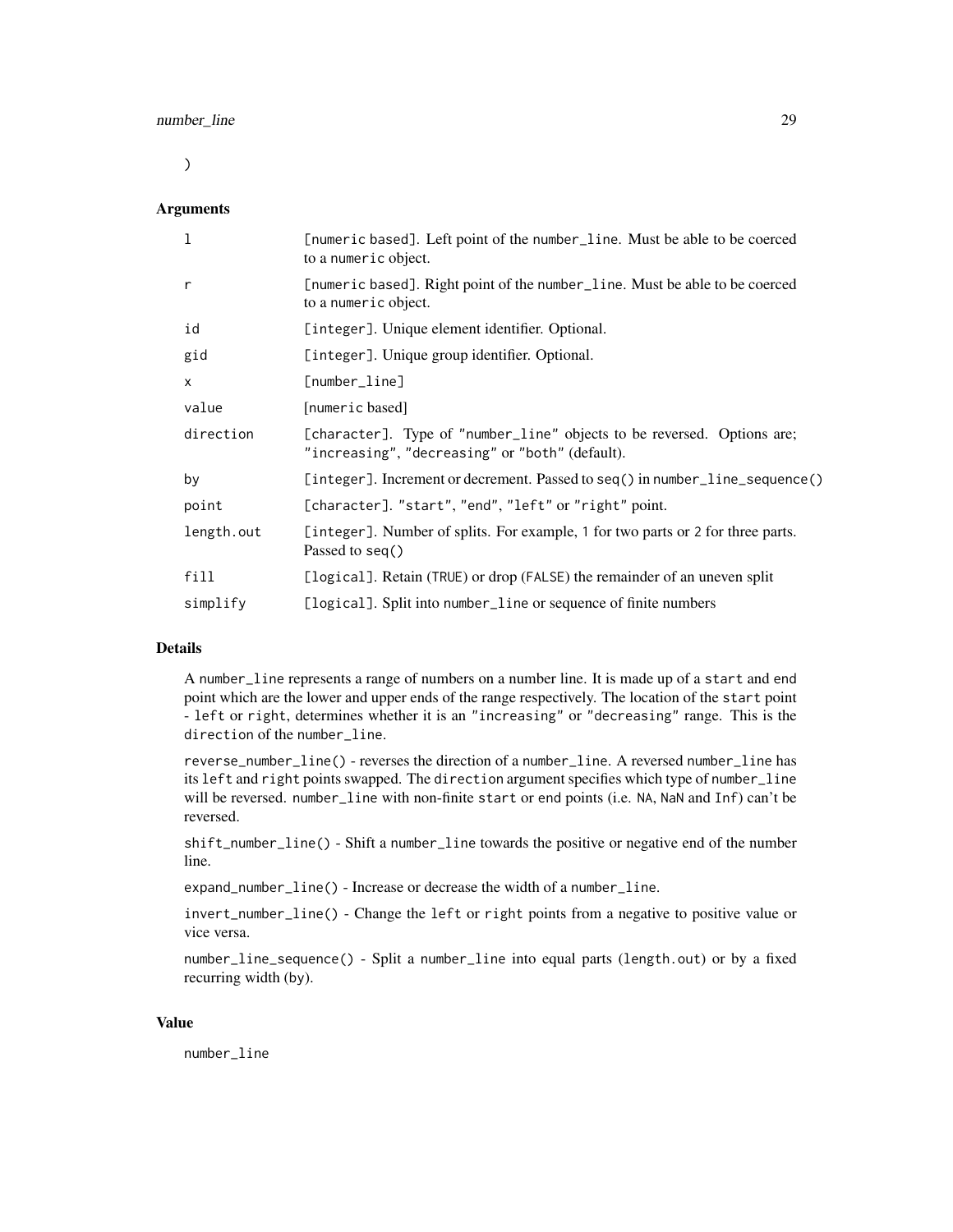```
)
```

### Arguments

| | |
|---|---|
| l | [numeric based]. Left point of the number_line. Must be able to be coerced to a numeric object. |
| r | [numeric based]. Right point of the number_line. Must be able to be coerced to a numeric object. |
| id | [integer]. Unique element identifier. Optional. |
| gid | [integer]. Unique group identifier. Optional. |
| x | [number_line] |
| value | [numeric based] |
| direction | [character]. Type of "number_line" objects to be reversed. Options are; "increasing", "decreasing" or "both" (default). |
| by | [integer]. Increment or decrement. Passed to seq() in number_line_sequence() |
| point | [character]. "start", "end", "left" or "right" point. |
| length.out | [integer]. Number of splits. For example, 1 for two parts or 2 for three parts. Passed to seq() |
| fill | [logical]. Retain (TRUE) or drop (FALSE) the remainder of an uneven split |
| simplify | [logical]. Split into number_line or sequence of finite numbers |

### Details

A number_line represents a range of numbers on a number line. It is made up of a start and end point which are the lower and upper ends of the range respectively. The location of the start point - left or right, determines whether it is an "increasing" or "decreasing" range. This is the direction of the number_line.

reverse_number_line() - reverses the direction of a number_line. A reversed number_line has its left and right points swapped. The direction argument specifies which type of number_line will be reversed. number_line with non-finite start or end points (i.e. NA, NaN and Inf) can't be reversed.

shift_number_line() - Shift a number_line towards the positive or negative end of the number line.

expand_number_line() - Increase or decrease the width of a number_line.

invert_number_line() - Change the left or right points from a negative to positive value or vice versa.

number_line_sequence() - Split a number_line into equal parts (length.out) or by a fixed recurring width (by).

### Value

number_line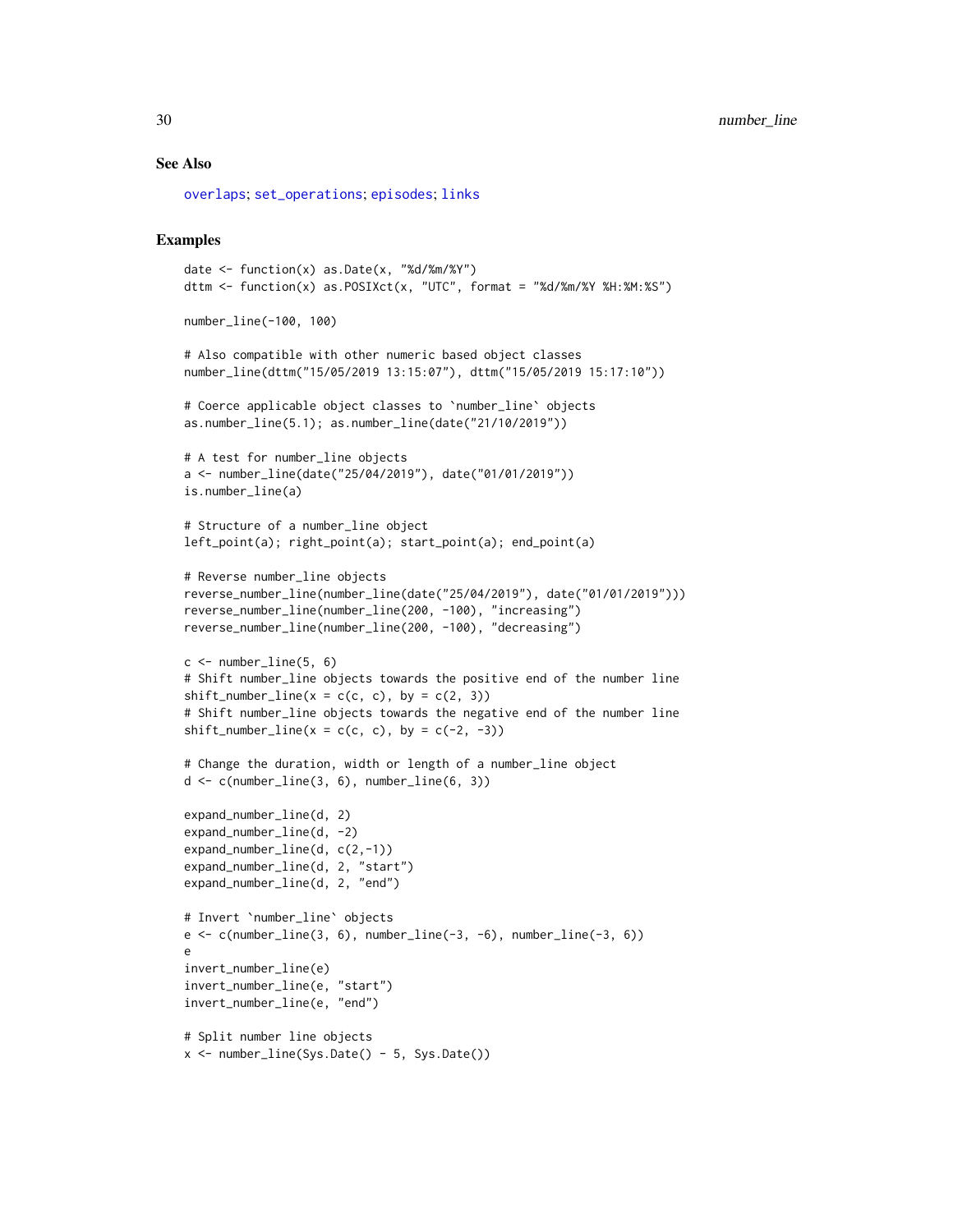## See Also

overlaps; set_operations; episodes; links

## Examples

```
date <- function(x) as.Date(x, "%d/%m/%Y")
dttm <- function(x) as.POSIXct(x, "UTC", format = "%d/%m/%Y %H:%M:%S")

number_line(-100, 100)

# Also compatible with other numeric based object classes
number_line(dttm("15/05/2019 13:15:07"), dttm("15/05/2019 15:17:10"))

# Coerce applicable object classes to `number_line` objects
as.number_line(5.1); as.number_line(date("21/10/2019"))

# A test for number_line objects
a <- number_line(date("25/04/2019"), date("01/01/2019"))
is.number_line(a)

# Structure of a number_line object
left_point(a); right_point(a); start_point(a); end_point(a)

# Reverse number_line objects
reverse_number_line(number_line(date("25/04/2019"), date("01/01/2019")))
reverse_number_line(number_line(200, -100), "increasing")
reverse_number_line(number_line(200, -100), "decreasing")

c <- number_line(5, 6)
# Shift number_line objects towards the positive end of the number line
shift_number_line(x = c(c, c), by = c(2, 3))
# Shift number_line objects towards the negative end of the number line
shift_number_line(x = c(c, c), by = c(-2, -3))

# Change the duration, width or length of a number_line object
d <- c(number_line(3, 6), number_line(6, 3))

expand_number_line(d, 2)
expand_number_line(d, -2)
expand_number_line(d, c(2,-1))
expand_number_line(d, 2, "start")
expand_number_line(d, 2, "end")

# Invert `number_line` objects
e <- c(number_line(3, 6), number_line(-3, -6), number_line(-3, 6))
e
invert_number_line(e)
invert_number_line(e, "start")
invert_number_line(e, "end")

# Split number line objects
x <- number_line(Sys.Date() - 5, Sys.Date())
```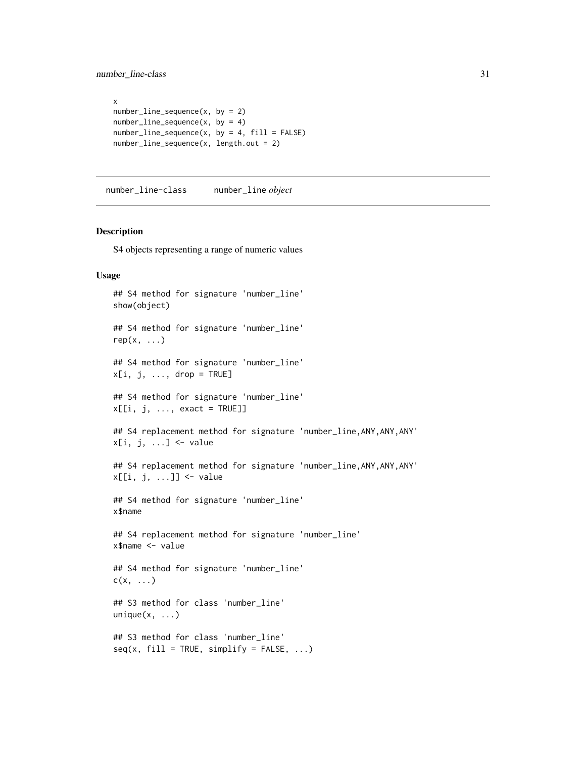```
x
number_line_sequence(x, by = 2)
number_line_sequence(x, by = 4)
number_line_sequence(x, by = 4, fill = FALSE)
number_line_sequence(x, length.out = 2)
```

---

number_line-class &nbsp;&nbsp;&nbsp; number_line *object*

---

## Description

S4 objects representing a range of numeric values

## Usage

```
## S4 method for signature 'number_line'
show(object)

## S4 method for signature 'number_line'
rep(x, ...)

## S4 method for signature 'number_line'
x[i, j, ..., drop = TRUE]

## S4 method for signature 'number_line'
x[[i, j, ..., exact = TRUE]]

## S4 replacement method for signature 'number_line,ANY,ANY,ANY'
x[i, j, ...] <- value

## S4 replacement method for signature 'number_line,ANY,ANY,ANY'
x[[i, j, ...]] <- value

## S4 method for signature 'number_line'
x$name

## S4 replacement method for signature 'number_line'
x$name <- value

## S4 method for signature 'number_line'
c(x, ...)

## S3 method for class 'number_line'
unique(x, ...)

## S3 method for class 'number_line'
seq(x, fill = TRUE, simplify = FALSE, ...)
```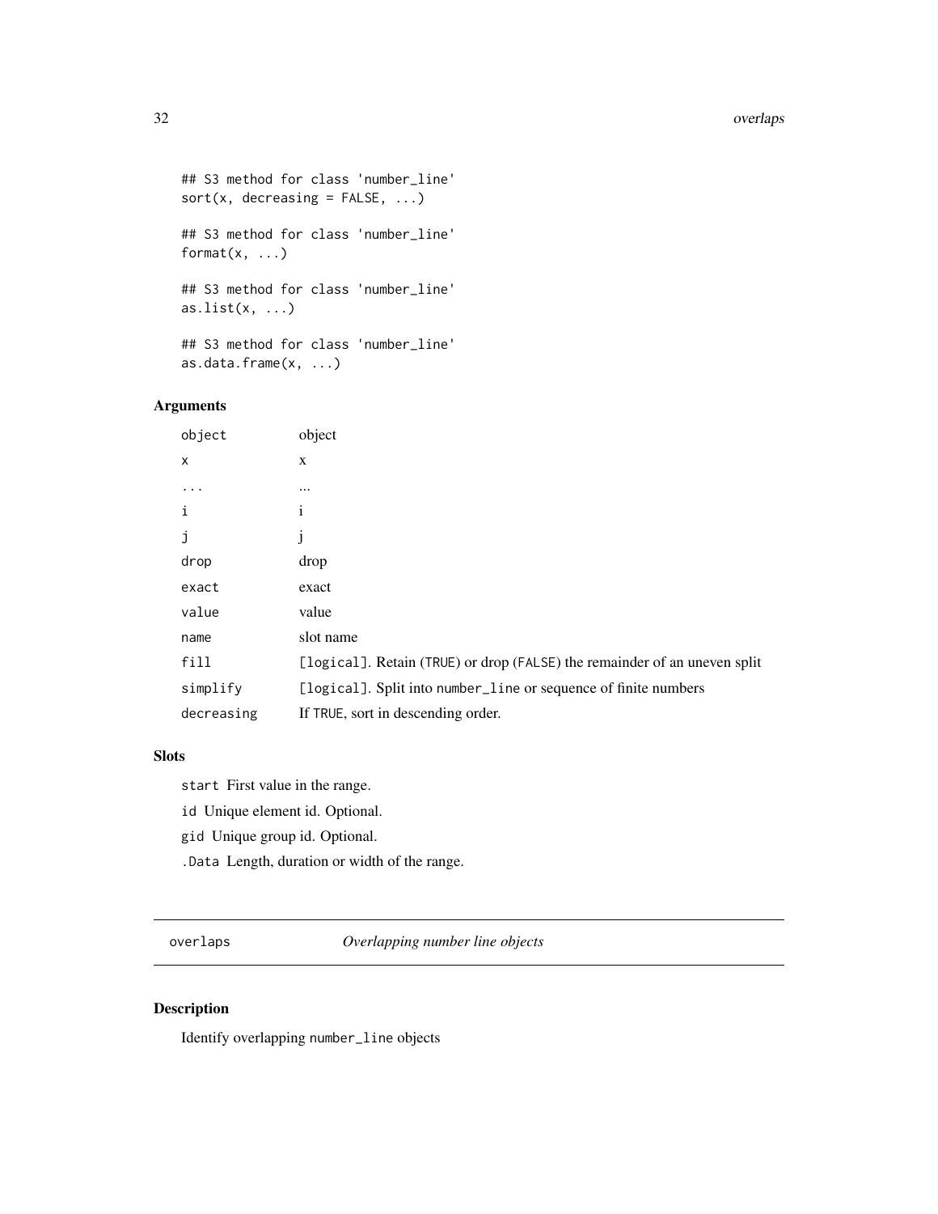```
## S3 method for class 'number_line'
sort(x, decreasing = FALSE, ...)

## S3 method for class 'number_line'
format(x, ...)

## S3 method for class 'number_line'
as.list(x, ...)

## S3 method for class 'number_line'
as.data.frame(x, ...)
```

### Arguments

| | |
|---|---|
| `object` | object |
| `x` | x |
| `...` | ... |
| `i` | i |
| `j` | j |
| `drop` | drop |
| `exact` | exact |
| `value` | value |
| `name` | slot name |
| `fill` | `[logical]`. Retain (`TRUE`) or drop (`FALSE`) the remainder of an uneven split |
| `simplify` | `[logical]`. Split into `number_line` or sequence of finite numbers |
| `decreasing` | If `TRUE`, sort in descending order. |

### Slots

`start` First value in the range.

`id` Unique element id. Optional.

`gid` Unique group id. Optional.

`.Data` Length, duration or width of the range.

---

## overlaps    *Overlapping number line objects*

---

### Description

Identify overlapping `number_line` objects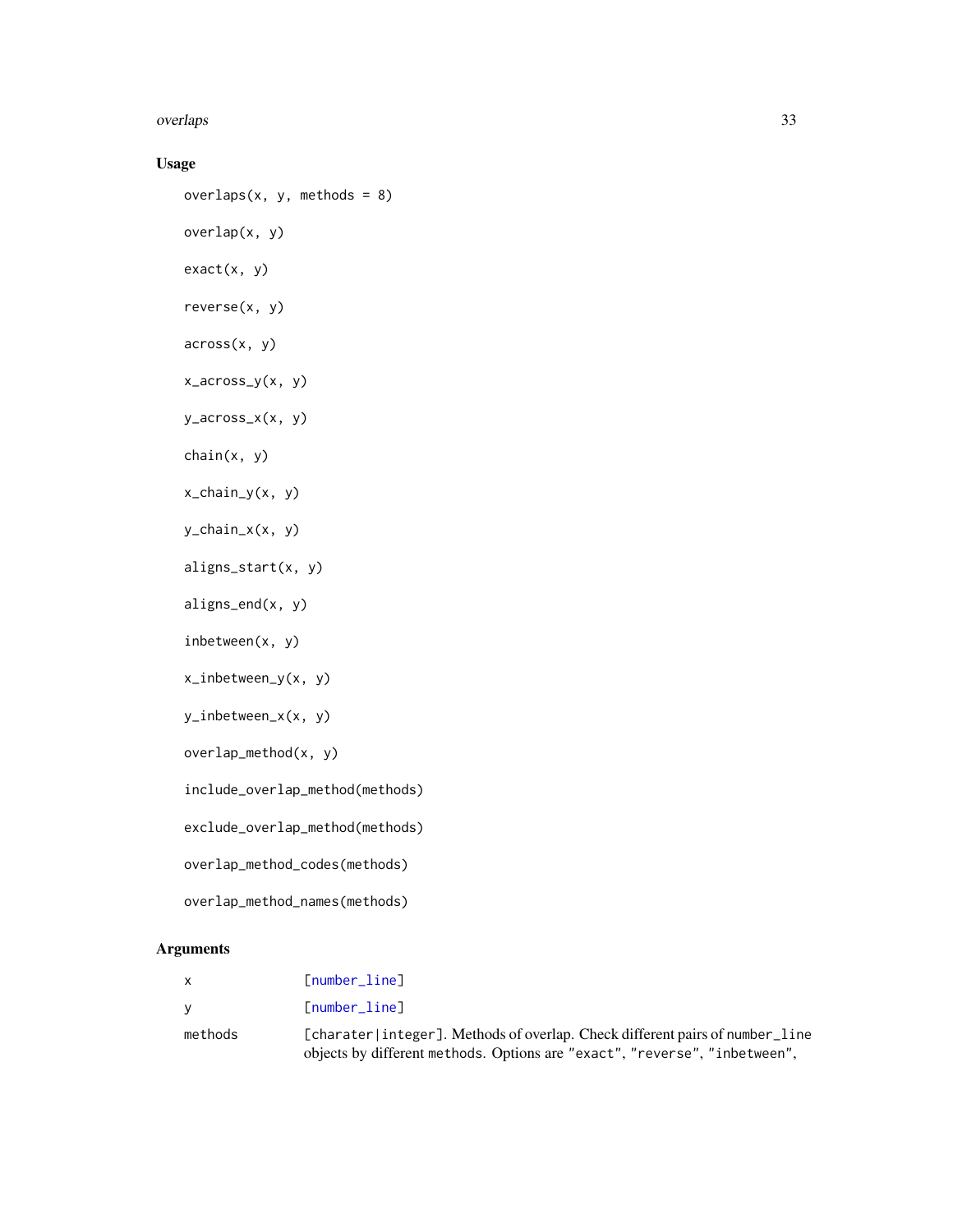## Usage

```
overlaps(x, y, methods = 8)

overlap(x, y)

exact(x, y)

reverse(x, y)

across(x, y)

x_across_y(x, y)

y_across_x(x, y)

chain(x, y)

x_chain_y(x, y)

y_chain_x(x, y)

aligns_start(x, y)

aligns_end(x, y)

inbetween(x, y)

x_inbetween_y(x, y)

y_inbetween_x(x, y)

overlap_method(x, y)

include_overlap_method(methods)

exclude_overlap_method(methods)

overlap_method_codes(methods)

overlap_method_names(methods)
```

## Arguments

| | |
|---|---|
| x | [number_line] |
| y | [number_line] |
| methods | [charater\|integer]. Methods of overlap. Check different pairs of number_line objects by different methods. Options are "exact", "reverse", "inbetween", |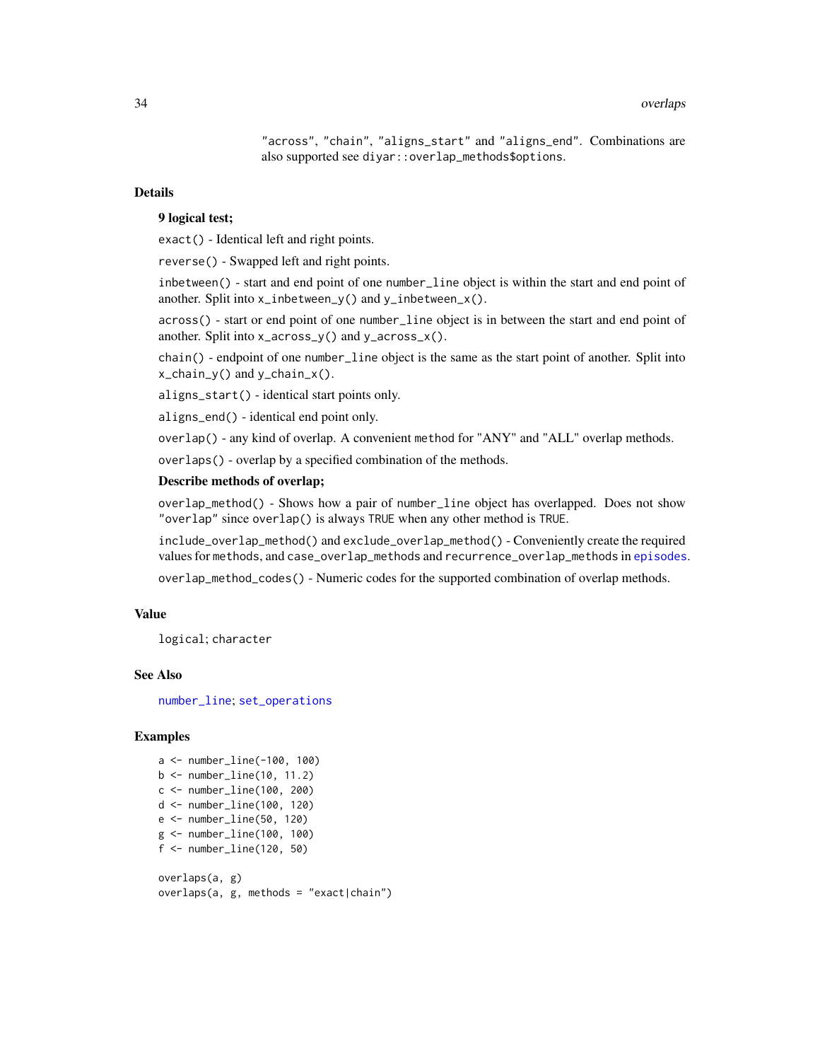"across", "chain", "aligns_start" and "aligns_end". Combinations are also supported see diyar::overlap_methods$options.

## Details

**9 logical test;**

exact() - Identical left and right points.

reverse() - Swapped left and right points.

inbetween() - start and end point of one number_line object is within the start and end point of another. Split into x_inbetween_y() and y_inbetween_x().

across() - start or end point of one number_line object is in between the start and end point of another. Split into x_across_y() and y_across_x().

chain() - endpoint of one number_line object is the same as the start point of another. Split into x_chain_y() and y_chain_x().

aligns_start() - identical start points only.

aligns_end() - identical end point only.

overlap() - any kind of overlap. A convenient method for "ANY" and "ALL" overlap methods.

overlaps() - overlap by a specified combination of the methods.

**Describe methods of overlap;**

overlap_method() - Shows how a pair of number_line object has overlapped. Does not show "overlap" since overlap() is always TRUE when any other method is TRUE.

include_overlap_method() and exclude_overlap_method() - Conveniently create the required values for methods, and case_overlap_methods and recurrence_overlap_methods in episodes.

overlap_method_codes() - Numeric codes for the supported combination of overlap methods.

## Value

logical; character

## See Also

number_line; set_operations

## Examples

```
a <- number_line(-100, 100)
b <- number_line(10, 11.2)
c <- number_line(100, 200)
d <- number_line(100, 120)
e <- number_line(50, 120)
g <- number_line(100, 100)
f <- number_line(120, 50)

overlaps(a, g)
overlaps(a, g, methods = "exact|chain")
```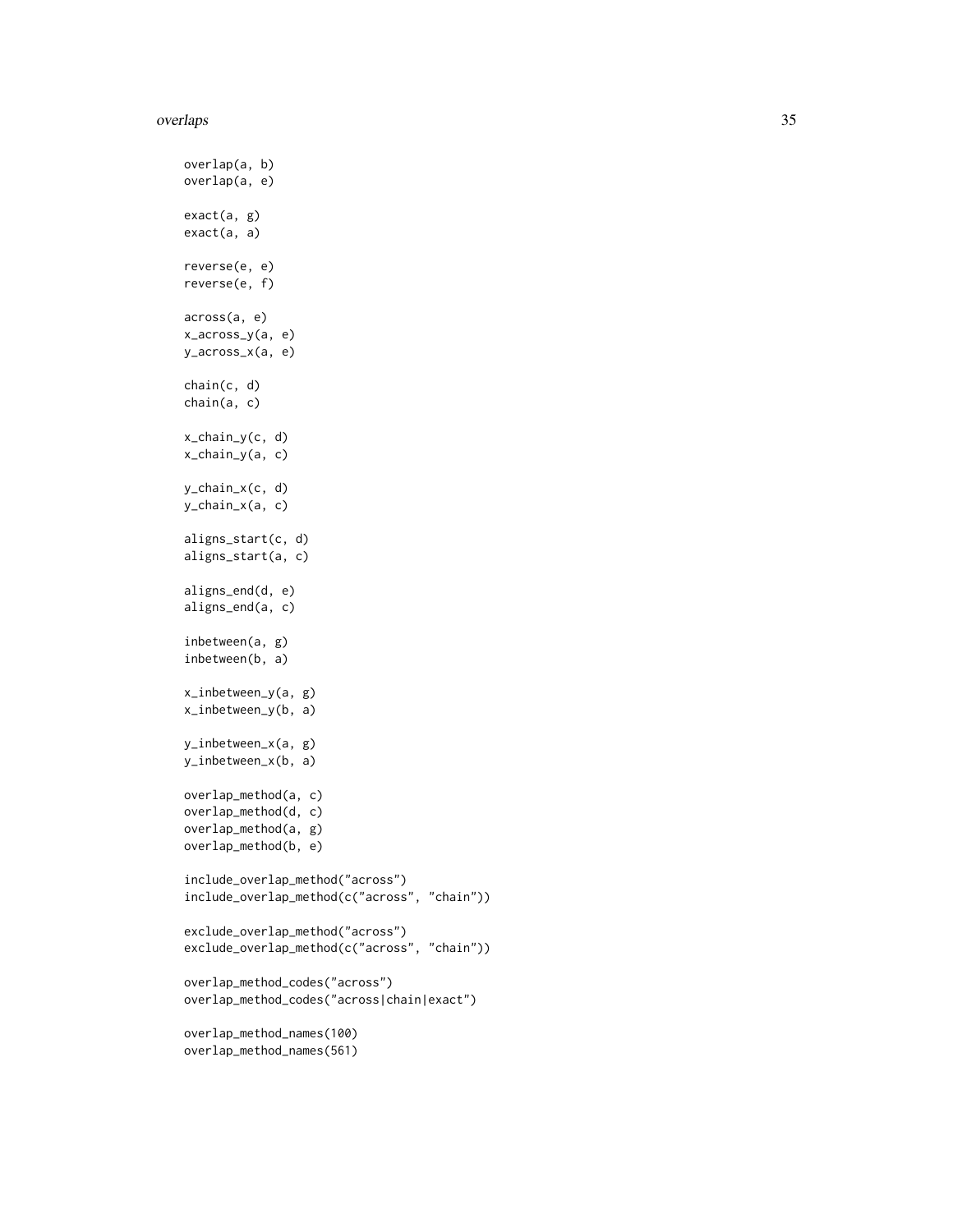```
overlap(a, b)
overlap(a, e)

exact(a, g)
exact(a, a)

reverse(e, e)
reverse(e, f)

across(a, e)
x_across_y(a, e)
y_across_x(a, e)

chain(c, d)
chain(a, c)

x_chain_y(c, d)
x_chain_y(a, c)

y_chain_x(c, d)
y_chain_x(a, c)

aligns_start(c, d)
aligns_start(a, c)

aligns_end(d, e)
aligns_end(a, c)

inbetween(a, g)
inbetween(b, a)

x_inbetween_y(a, g)
x_inbetween_y(b, a)

y_inbetween_x(a, g)
y_inbetween_x(b, a)

overlap_method(a, c)
overlap_method(d, c)
overlap_method(a, g)
overlap_method(b, e)

include_overlap_method("across")
include_overlap_method(c("across", "chain"))

exclude_overlap_method("across")
exclude_overlap_method(c("across", "chain"))

overlap_method_codes("across")
overlap_method_codes("across|chain|exact")

overlap_method_names(100)
overlap_method_names(561)
```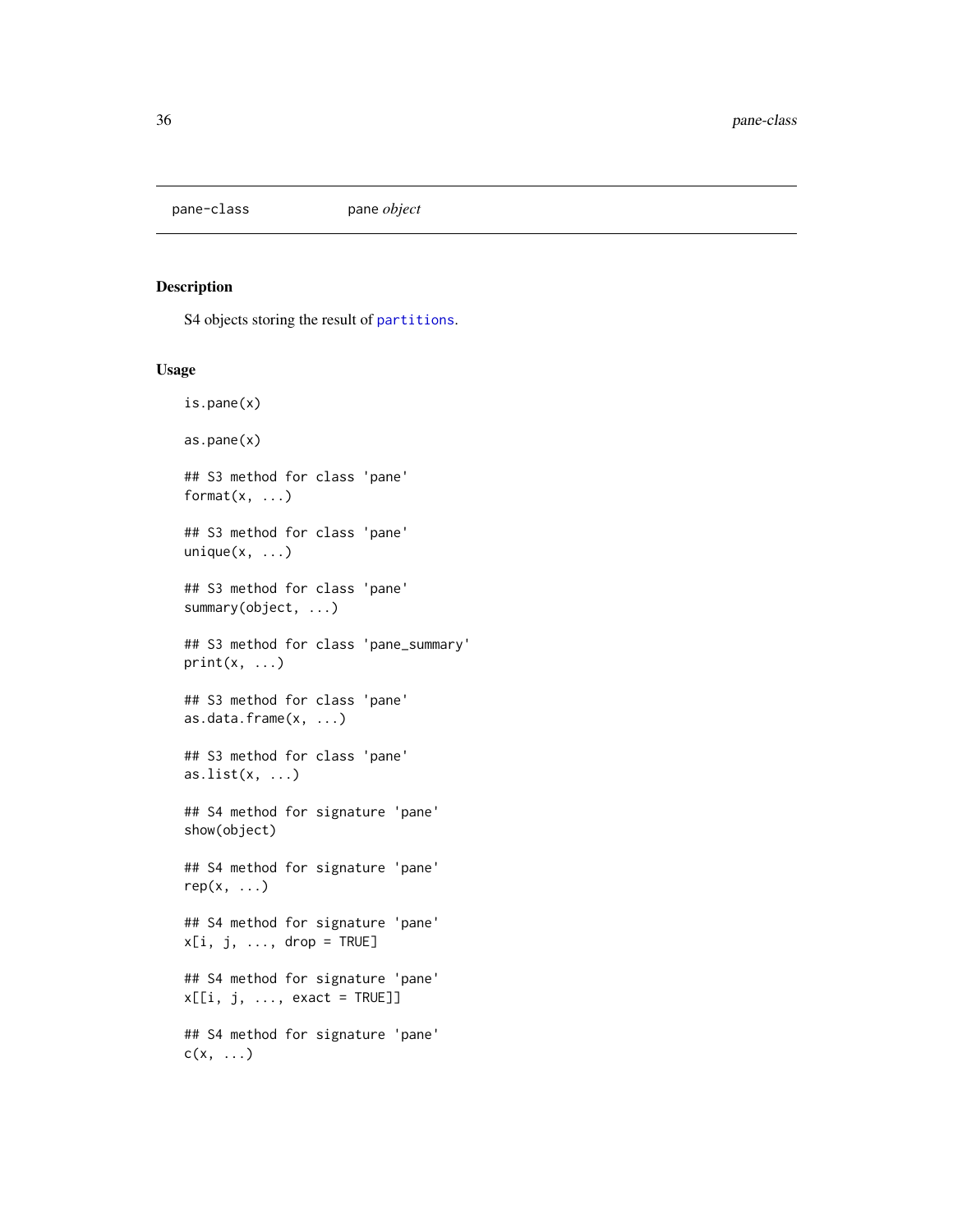pane-class    pane *object*

## Description

S4 objects storing the result of partitions.

## Usage

```
is.pane(x)

as.pane(x)

## S3 method for class 'pane'
format(x, ...)

## S3 method for class 'pane'
unique(x, ...)

## S3 method for class 'pane'
summary(object, ...)

## S3 method for class 'pane_summary'
print(x, ...)

## S3 method for class 'pane'
as.data.frame(x, ...)

## S3 method for class 'pane'
as.list(x, ...)

## S4 method for signature 'pane'
show(object)

## S4 method for signature 'pane'
rep(x, ...)

## S4 method for signature 'pane'
x[i, j, ..., drop = TRUE]

## S4 method for signature 'pane'
x[[i, j, ..., exact = TRUE]]

## S4 method for signature 'pane'
c(x, ...)
```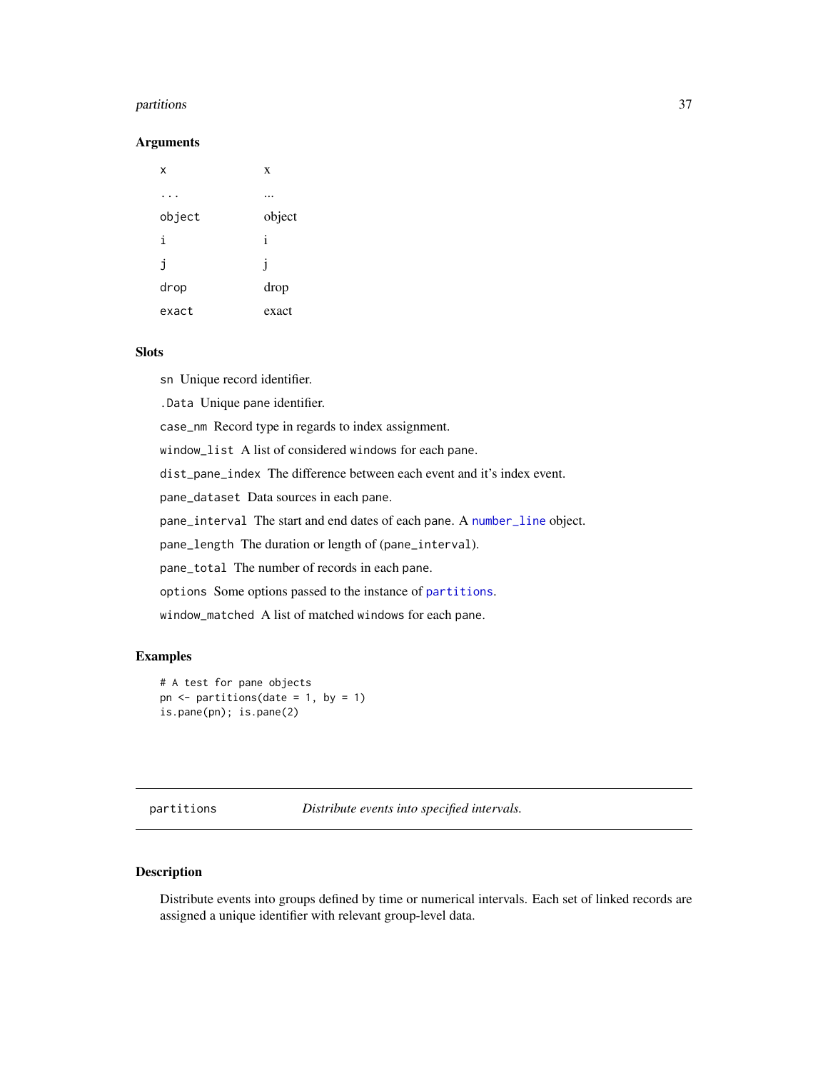### Arguments

| | |
|---|---|
| `x` | x |
| `...` | ... |
| `object` | object |
| `i` | i |
| `j` | j |
| `drop` | drop |
| `exact` | exact |

### Slots

`sn` Unique record identifier.

`.Data` Unique pane identifier.

`case_nm` Record type in regards to index assignment.

`window_list` A list of considered `windows` for each `pane`.

`dist_pane_index` The difference between each event and it's index event.

`pane_dataset` Data sources in each pane.

`pane_interval` The start and end dates of each pane. A `number_line` object.

`pane_length` The duration or length of (`pane_interval`).

`pane_total` The number of records in each pane.

`options` Some options passed to the instance of `partitions`.

`window_matched` A list of matched `windows` for each `pane`.

### Examples

```
# A test for pane objects
pn <- partitions(date = 1, by = 1)
is.pane(pn); is.pane(2)
```

---

## partitions — *Distribute events into specified intervals.*

---

### Description

Distribute events into groups defined by time or numerical intervals. Each set of linked records are assigned a unique identifier with relevant group-level data.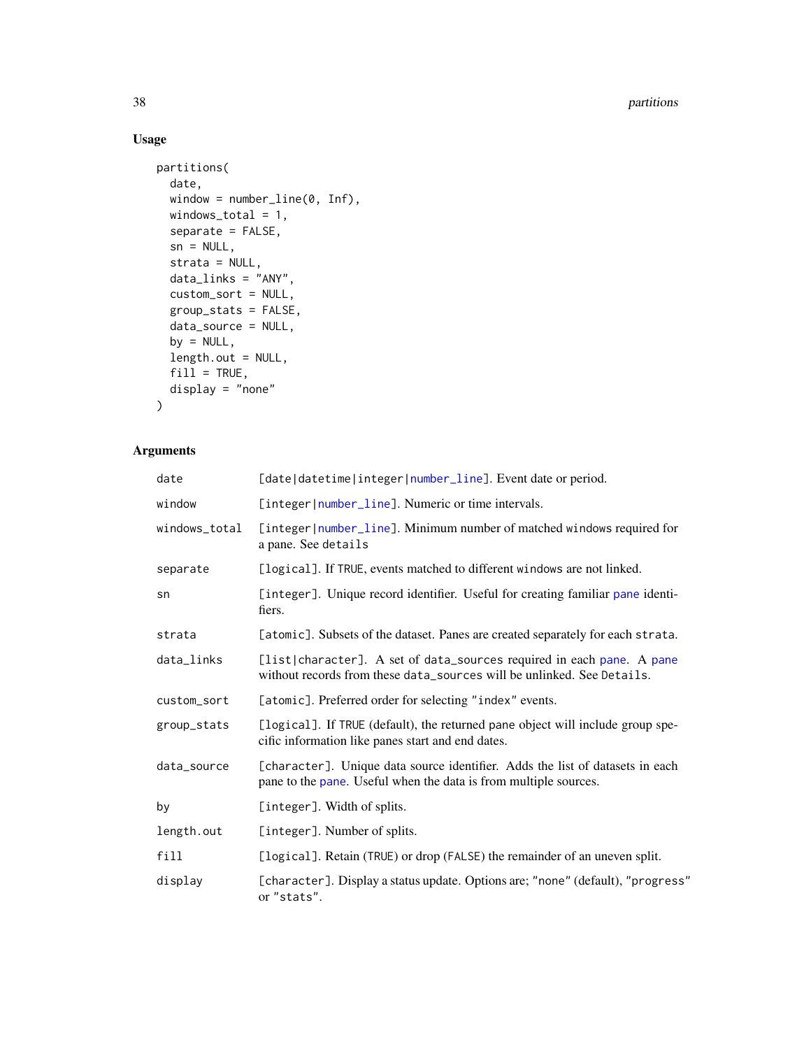## Usage

```
partitions(
  date,
  window = number_line(0, Inf),
  windows_total = 1,
  separate = FALSE,
  sn = NULL,
  strata = NULL,
  data_links = "ANY",
  custom_sort = NULL,
  group_stats = FALSE,
  data_source = NULL,
  by = NULL,
  length.out = NULL,
  fill = TRUE,
  display = "none"
)
```

## Arguments

| | |
|---|---|
| `date` | `[date|datetime|integer|number_line]`. Event date or period. |
| `window` | `[integer|number_line]`. Numeric or time intervals. |
| `windows_total` | `[integer|number_line]`. Minimum number of matched `windows` required for a pane. See `details` |
| `separate` | `[logical]`. If `TRUE`, events matched to different `windows` are not linked. |
| `sn` | `[integer]`. Unique record identifier. Useful for creating familiar `pane` identifiers. |
| `strata` | `[atomic]`. Subsets of the dataset. Panes are created separately for each `strata`. |
| `data_links` | `[list|character]`. A set of `data_sources` required in each `pane`. A `pane` without records from these `data_sources` will be unlinked. See `Details`. |
| `custom_sort` | `[atomic]`. Preferred order for selecting `"index"` events. |
| `group_stats` | `[logical]`. If `TRUE` (default), the returned `pane` object will include group specific information like panes start and end dates. |
| `data_source` | `[character]`. Unique data source identifier. Adds the list of datasets in each pane to the `pane`. Useful when the data is from multiple sources. |
| `by` | `[integer]`. Width of splits. |
| `length.out` | `[integer]`. Number of splits. |
| `fill` | `[logical]`. Retain (`TRUE`) or drop (`FALSE`) the remainder of an uneven split. |
| `display` | `[character]`. Display a status update. Options are; `"none"` (default), `"progress"` or `"stats"`. |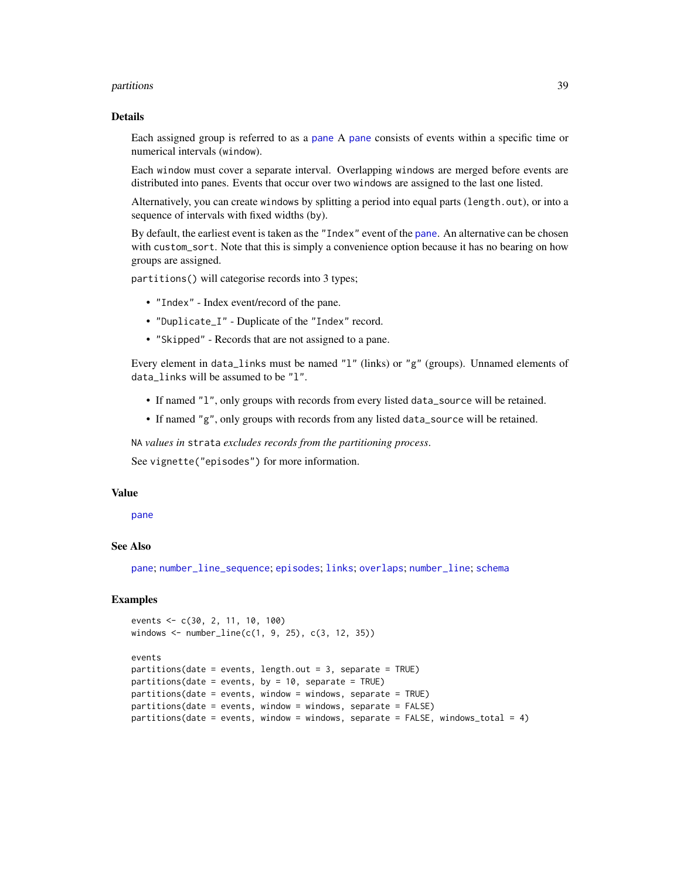## Details

Each assigned group is referred to as a `pane` A `pane` consists of events within a specific time or numerical intervals (`window`).

Each `window` must cover a separate interval. Overlapping `windows` are merged before events are distributed into panes. Events that occur over two `windows` are assigned to the last one listed.

Alternatively, you can create `windows` by splitting a period into equal parts (`length.out`), or into a sequence of intervals with fixed widths (`by`).

By default, the earliest event is taken as the `"Index"` event of the `pane`. An alternative can be chosen with `custom_sort`. Note that this is simply a convenience option because it has no bearing on how groups are assigned.

`partitions()` will categorise records into 3 types;

- `"Index"` - Index event/record of the pane.
- `"Duplicate_I"` - Duplicate of the `"Index"` record.
- `"Skipped"` - Records that are not assigned to a pane.

Every element in `data_links` must be named `"l"` (links) or `"g"` (groups). Unnamed elements of `data_links` will be assumed to be `"l"`.

- If named `"l"`, only groups with records from every listed `data_source` will be retained.
- If named `"g"`, only groups with records from any listed `data_source` will be retained.

`NA` *values in* `strata` *excludes records from the partitioning process*.

See `vignette("episodes")` for more information.

## Value

`pane`

## See Also

`pane`; `number_line_sequence`; `episodes`; `links`; `overlaps`; `number_line`; `schema`

## Examples

```
events <- c(30, 2, 11, 10, 100)
windows <- number_line(c(1, 9, 25), c(3, 12, 35))

events
partitions(date = events, length.out = 3, separate = TRUE)
partitions(date = events, by = 10, separate = TRUE)
partitions(date = events, window = windows, separate = TRUE)
partitions(date = events, window = windows, separate = FALSE)
partitions(date = events, window = windows, separate = FALSE, windows_total = 4)
```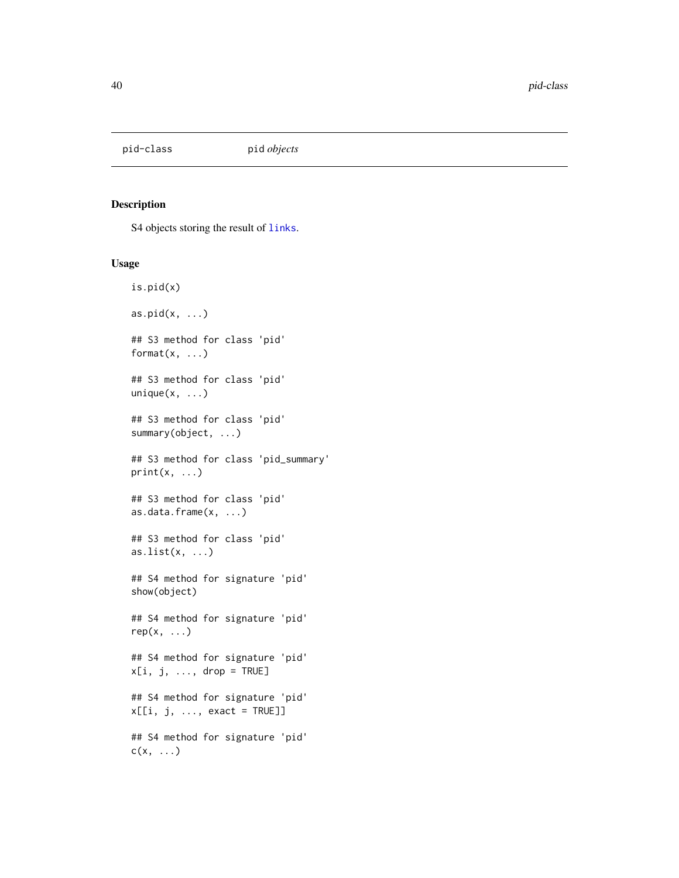pid-class  pid *objects*

## Description

S4 objects storing the result of links.

## Usage

```
is.pid(x)

as.pid(x, ...)

## S3 method for class 'pid'
format(x, ...)

## S3 method for class 'pid'
unique(x, ...)

## S3 method for class 'pid'
summary(object, ...)

## S3 method for class 'pid_summary'
print(x, ...)

## S3 method for class 'pid'
as.data.frame(x, ...)

## S3 method for class 'pid'
as.list(x, ...)

## S4 method for signature 'pid'
show(object)

## S4 method for signature 'pid'
rep(x, ...)

## S4 method for signature 'pid'
x[i, j, ..., drop = TRUE]

## S4 method for signature 'pid'
x[[i, j, ..., exact = TRUE]]

## S4 method for signature 'pid'
c(x, ...)
```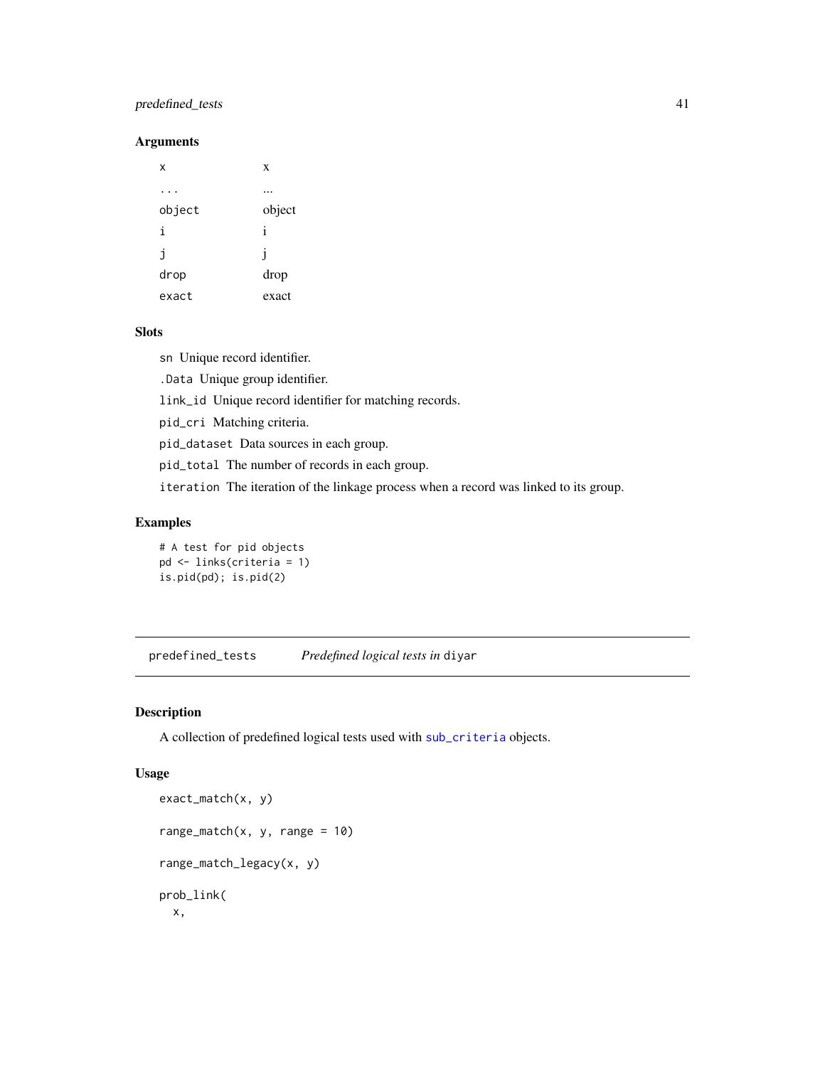### Arguments

| | |
|---|---|
| x | x |
| ... | ... |
| object | object |
| i | i |
| j | j |
| drop | drop |
| exact | exact |

### Slots

sn Unique record identifier.

.Data Unique group identifier.

link_id Unique record identifier for matching records.

pid_cri Matching criteria.

pid_dataset Data sources in each group.

pid_total The number of records in each group.

iteration The iteration of the linkage process when a record was linked to its group.

### Examples

```
# A test for pid objects
pd <- links(criteria = 1)
is.pid(pd); is.pid(2)
```

---

## predefined_tests *Predefined logical tests in* diyar

---

### Description

A collection of predefined logical tests used with sub_criteria objects.

### Usage

```
exact_match(x, y)

range_match(x, y, range = 10)

range_match_legacy(x, y)

prob_link(
  x,
```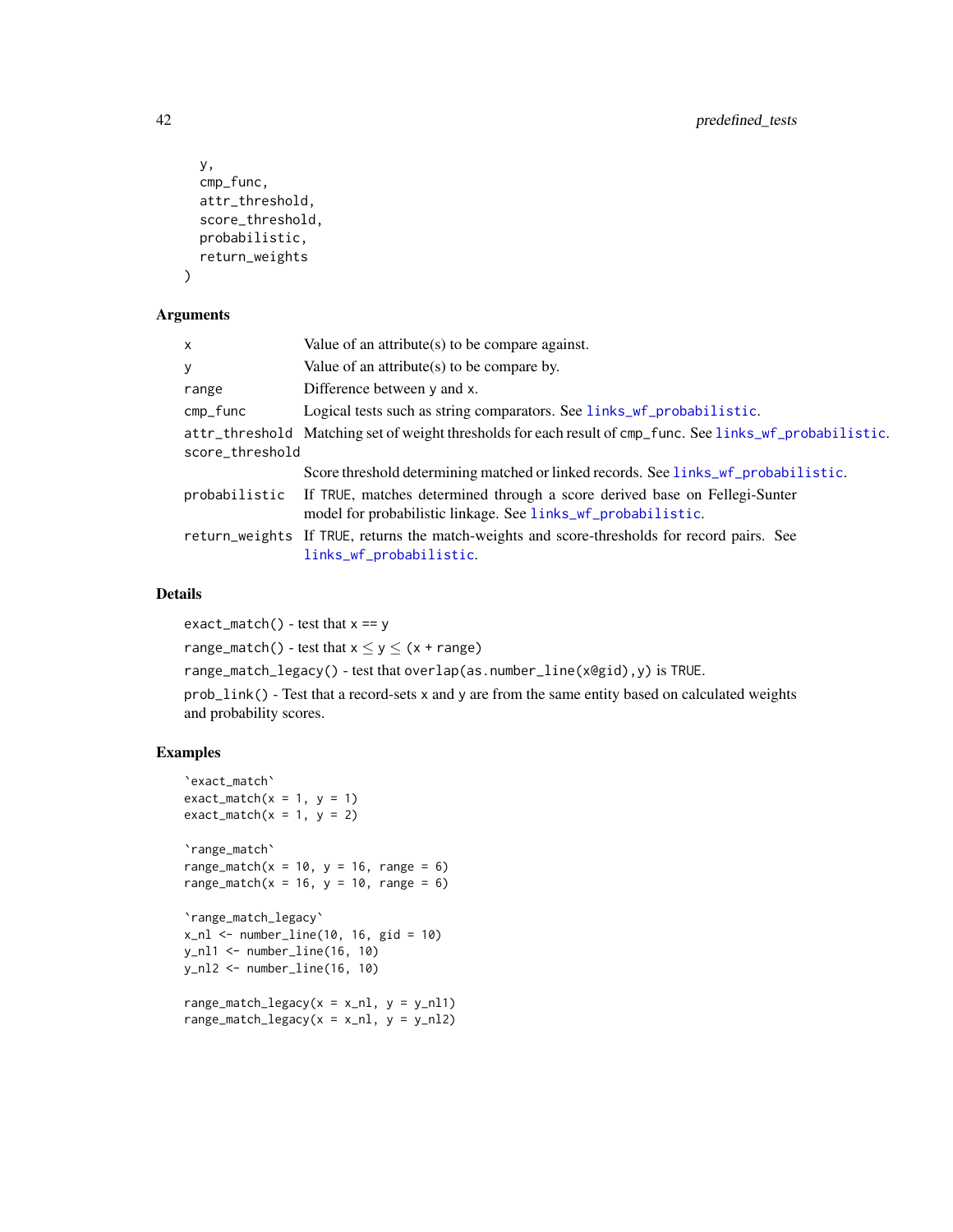```
  y,
  cmp_func,
  attr_threshold,
  score_threshold,
  probabilistic,
  return_weights
)
```

### Arguments

| | |
|---|---|
| x | Value of an attribute(s) to be compare against. |
| y | Value of an attribute(s) to be compare by. |
| range | Difference between y and x. |
| cmp_func | Logical tests such as string comparators. See links_wf_probabilistic. |
| attr_threshold | Matching set of weight thresholds for each result of cmp_func. See links_wf_probabilistic. |
| score_threshold | Score threshold determining matched or linked records. See links_wf_probabilistic. |
| probabilistic | If TRUE, matches determined through a score derived base on Fellegi-Sunter model for probabilistic linkage. See links_wf_probabilistic. |
| return_weights | If TRUE, returns the match-weights and score-thresholds for record pairs. See links_wf_probabilistic. |

### Details

exact_match() - test that x == y

range_match() - test that x $\le$ y $\le$ (x + range)

range_match_legacy() - test that overlap(as.number_line(x@gid),y) is TRUE.

prob_link() - Test that a record-sets x and y are from the same entity based on calculated weights and probability scores.

### Examples

```
`exact_match`
exact_match(x = 1, y = 1)
exact_match(x = 1, y = 2)

`range_match`
range_match(x = 10, y = 16, range = 6)
range_match(x = 16, y = 10, range = 6)

`range_match_legacy`
x_nl <- number_line(10, 16, gid = 10)
y_nl1 <- number_line(16, 10)
y_nl2 <- number_line(16, 10)

range_match_legacy(x = x_nl, y = y_nl1)
range_match_legacy(x = x_nl, y = y_nl2)
```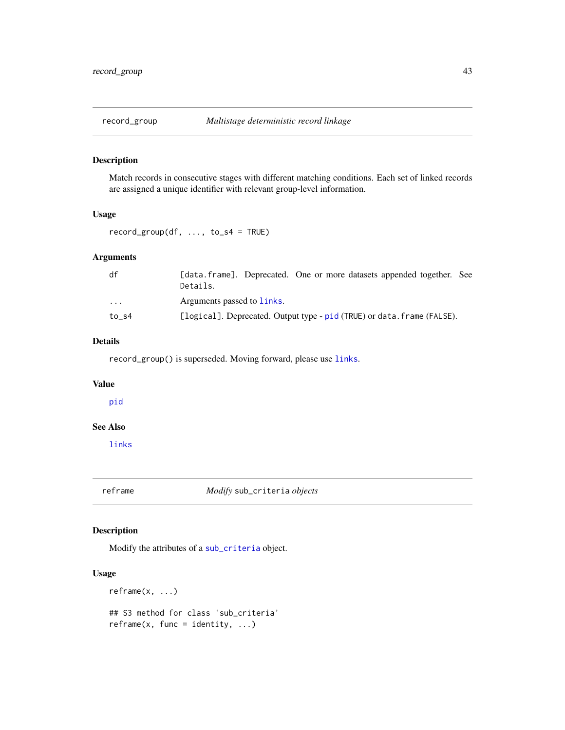## record_group — *Multistage deterministic record linkage*

### Description

Match records in consecutive stages with different matching conditions. Each set of linked records are assigned a unique identifier with relevant group-level information.

### Usage

```
record_group(df, ..., to_s4 = TRUE)
```

### Arguments

| | |
|---|---|
| df | [data.frame]. Deprecated. One or more datasets appended together. See Details. |
| ... | Arguments passed to links. |
| to_s4 | [logical]. Deprecated. Output type - pid (TRUE) or data.frame (FALSE). |

### Details

record_group() is superseded. Moving forward, please use links.

### Value

pid

### See Also

links

## reframe — *Modify* sub_criteria *objects*

### Description

Modify the attributes of a sub_criteria object.

### Usage

```
reframe(x, ...)

## S3 method for class 'sub_criteria'
reframe(x, func = identity, ...)
```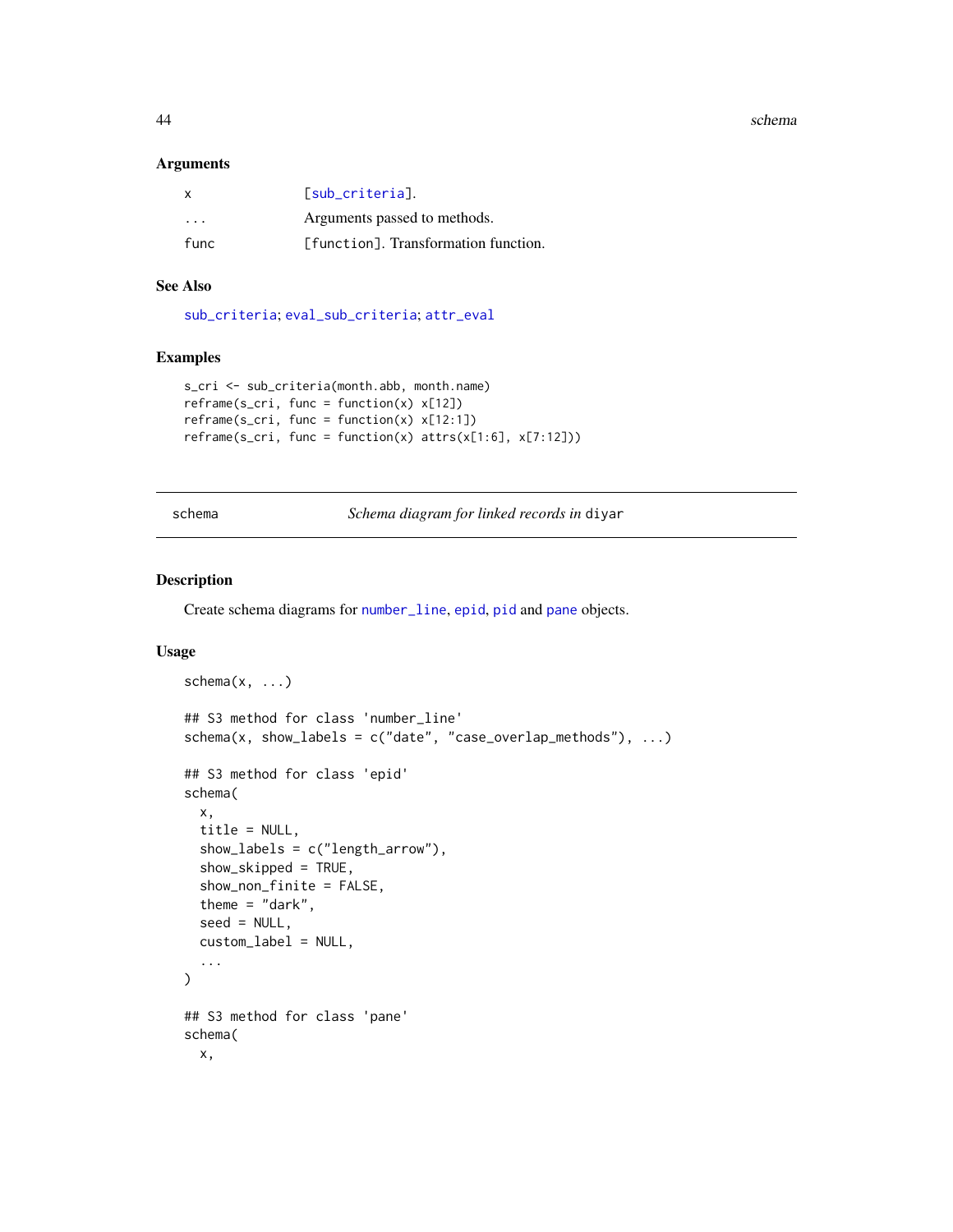### Arguments

| | |
|---|---|
| x | [sub_criteria]. |
| ... | Arguments passed to methods. |
| func | [function]. Transformation function. |

### See Also

sub_criteria; eval_sub_criteria; attr_eval

### Examples

```
s_cri <- sub_criteria(month.abb, month.name)
reframe(s_cri, func = function(x) x[12])
reframe(s_cri, func = function(x) x[12:1])
reframe(s_cri, func = function(x) attrs(x[1:6], x[7:12]))
```

---

## schema — *Schema diagram for linked records in* diyar

### Description

Create schema diagrams for number_line, epid, pid and pane objects.

### Usage

```
schema(x, ...)

## S3 method for class 'number_line'
schema(x, show_labels = c("date", "case_overlap_methods"), ...)

## S3 method for class 'epid'
schema(
  x,
  title = NULL,
  show_labels = c("length_arrow"),
  show_skipped = TRUE,
  show_non_finite = FALSE,
  theme = "dark",
  seed = NULL,
  custom_label = NULL,
  ...
)

## S3 method for class 'pane'
schema(
  x,
```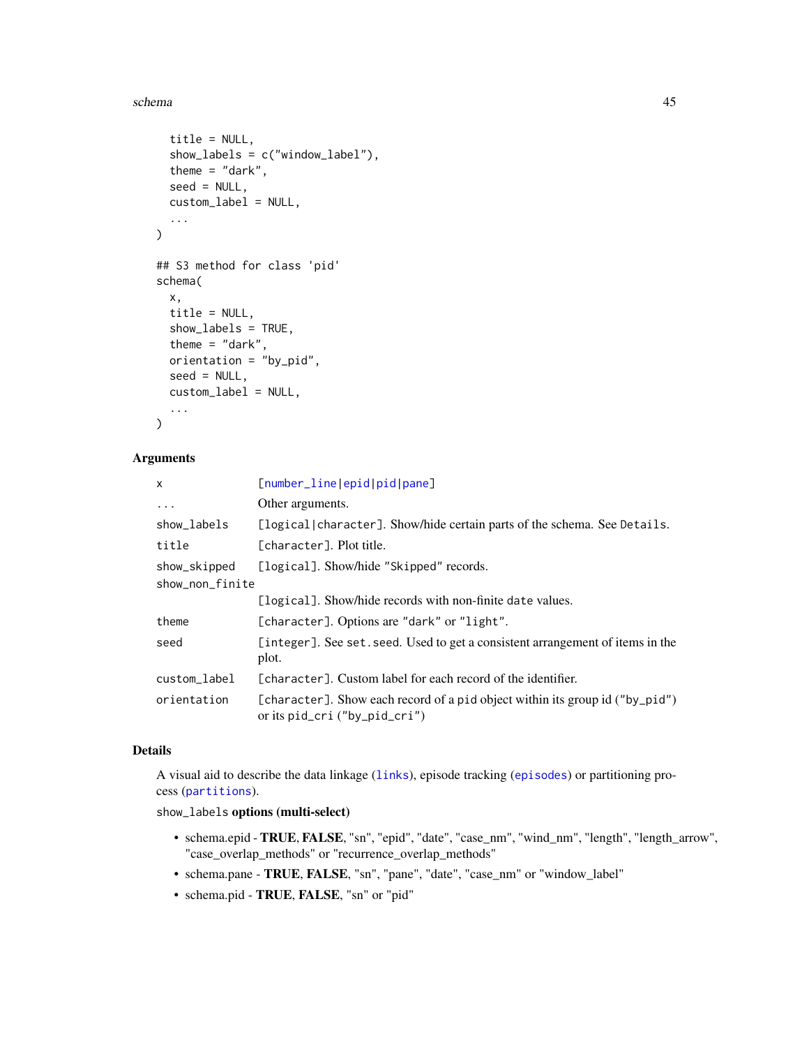```
  title = NULL,
  show_labels = c("window_label"),
  theme = "dark",
  seed = NULL,
  custom_label = NULL,
  ...
)

## S3 method for class 'pid'
schema(
  x,
  title = NULL,
  show_labels = TRUE,
  theme = "dark",
  orientation = "by_pid",
  seed = NULL,
  custom_label = NULL,
  ...
)
```

## Arguments

| | |
|---|---|
| x | [number_line\|epid\|pid\|pane] |
| ... | Other arguments. |
| show_labels | [logical\|character]. Show/hide certain parts of the schema. See Details. |
| title | [character]. Plot title. |
| show_skipped | [logical]. Show/hide "Skipped" records. |
| show_non_finite | [logical]. Show/hide records with non-finite date values. |
| theme | [character]. Options are "dark" or "light". |
| seed | [integer]. See set.seed. Used to get a consistent arrangement of items in the plot. |
| custom_label | [character]. Custom label for each record of the identifier. |
| orientation | [character]. Show each record of a pid object within its group id ("by_pid") or its pid_cri ("by_pid_cri") |

## Details

A visual aid to describe the data linkage (links), episode tracking (episodes) or partitioning process (partitions).

**show_labels options (multi-select)**

- schema.epid - **TRUE**, **FALSE**, "sn", "epid", "date", "case_nm", "wind_nm", "length", "length_arrow", "case_overlap_methods" or "recurrence_overlap_methods"
- schema.pane - **TRUE**, **FALSE**, "sn", "pane", "date", "case_nm" or "window_label"
- schema.pid - **TRUE**, **FALSE**, "sn" or "pid"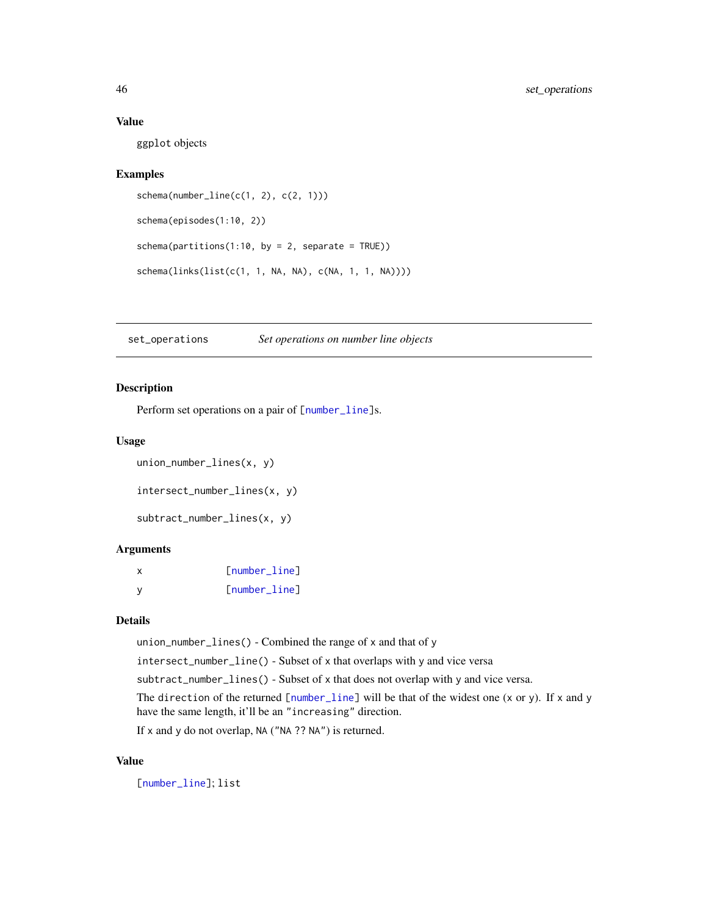## Value

ggplot objects

## Examples

```
schema(number_line(c(1, 2), c(2, 1)))

schema(episodes(1:10, 2))

schema(partitions(1:10, by = 2, separate = TRUE))

schema(links(list(c(1, 1, NA, NA), c(NA, 1, 1, NA))))
```

---

# set_operations *Set operations on number line objects*

---

## Description

Perform set operations on a pair of [number_line]s.

## Usage

```
union_number_lines(x, y)

intersect_number_lines(x, y)

subtract_number_lines(x, y)
```

## Arguments

| | |
|---|---|
| x | [number_line] |
| y | [number_line] |

## Details

union_number_lines() - Combined the range of x and that of y

intersect_number_line() - Subset of x that overlaps with y and vice versa

subtract_number_lines() - Subset of x that does not overlap with y and vice versa.

The direction of the returned [number_line] will be that of the widest one (x or y). If x and y have the same length, it'll be an "increasing" direction.

If x and y do not overlap, NA ("NA ?? NA") is returned.

## Value

[number_line]; list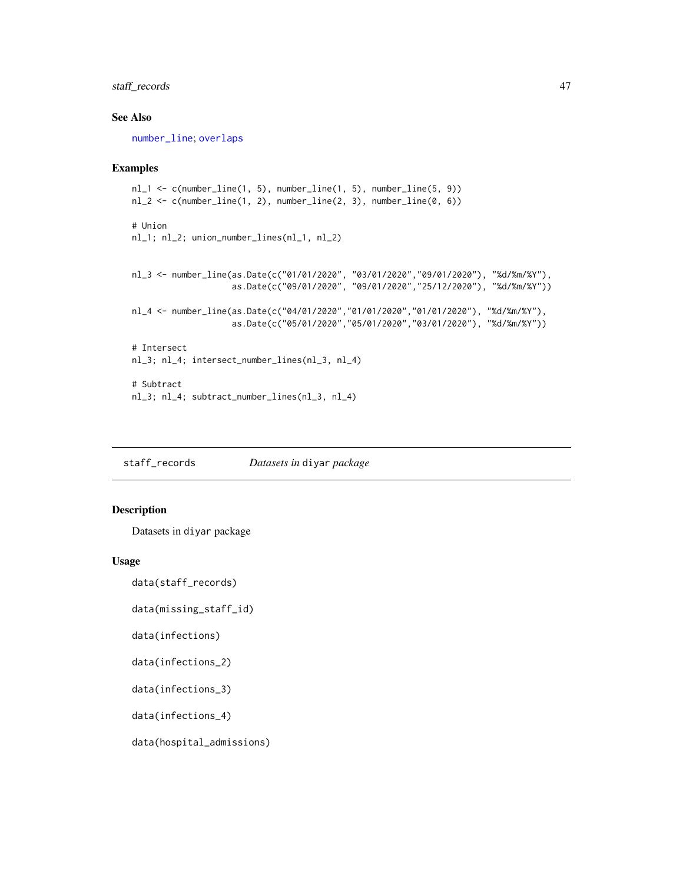### See Also

number_line; overlaps

### Examples

```
nl_1 <- c(number_line(1, 5), number_line(1, 5), number_line(5, 9))
nl_2 <- c(number_line(1, 2), number_line(2, 3), number_line(0, 6))

# Union
nl_1; nl_2; union_number_lines(nl_1, nl_2)


nl_3 <- number_line(as.Date(c("01/01/2020", "03/01/2020","09/01/2020"), "%d/%m/%Y"),
                    as.Date(c("09/01/2020", "09/01/2020","25/12/2020"), "%d/%m/%Y"))

nl_4 <- number_line(as.Date(c("04/01/2020","01/01/2020","01/01/2020"), "%d/%m/%Y"),
                    as.Date(c("05/01/2020","05/01/2020","03/01/2020"), "%d/%m/%Y"))

# Intersect
nl_3; nl_4; intersect_number_lines(nl_3, nl_4)

# Subtract
nl_3; nl_4; subtract_number_lines(nl_3, nl_4)
```

---

## staff_records *Datasets in* diyar *package*

### Description

Datasets in diyar package

### Usage

```
data(staff_records)

data(missing_staff_id)

data(infections)

data(infections_2)

data(infections_3)

data(infections_4)

data(hospital_admissions)
```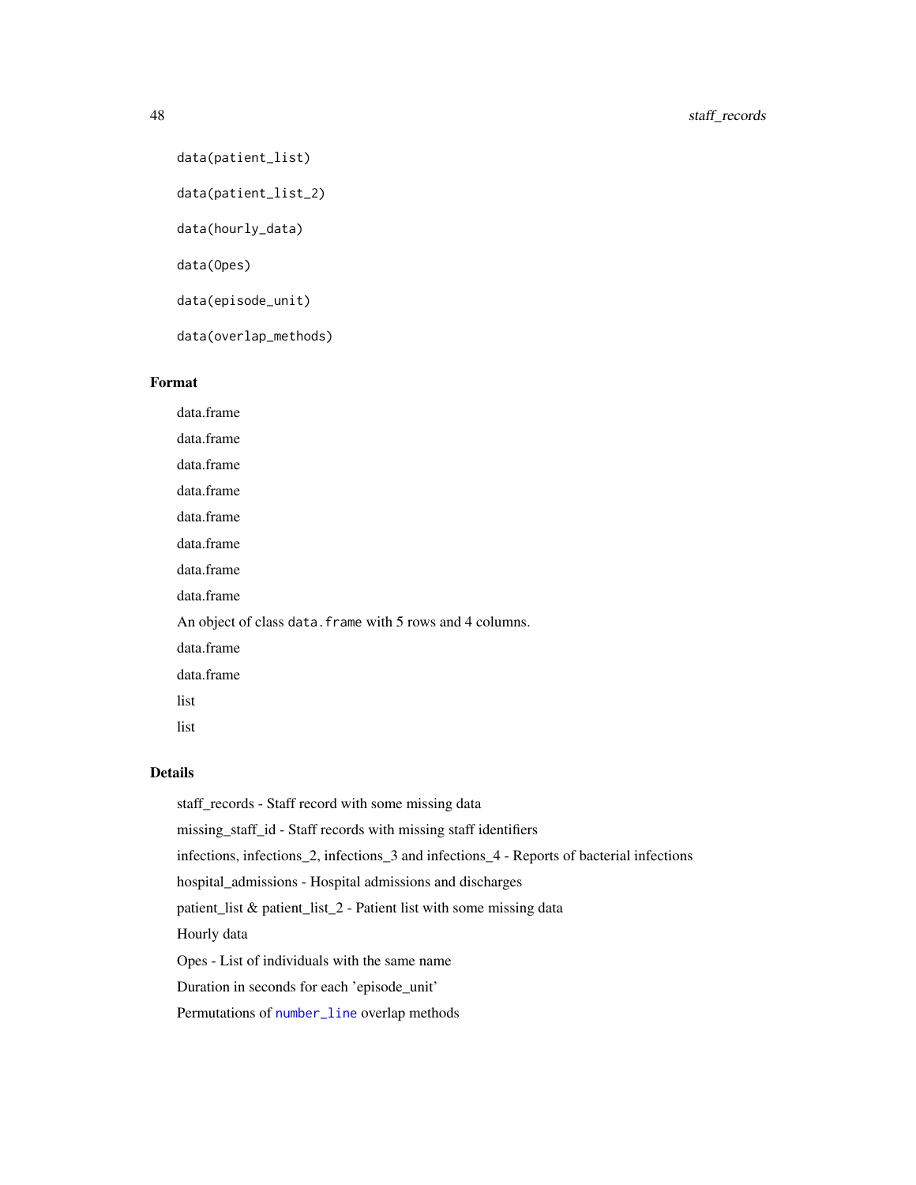```
data(patient_list)

data(patient_list_2)

data(hourly_data)

data(Opes)

data(episode_unit)

data(overlap_methods)
```

## Format

data.frame

data.frame

data.frame

data.frame

data.frame

data.frame

data.frame

data.frame

An object of class `data.frame` with 5 rows and 4 columns.

data.frame

data.frame

list

list

## Details

staff_records - Staff record with some missing data

missing_staff_id - Staff records with missing staff identifiers

infections, infections_2, infections_3 and infections_4 - Reports of bacterial infections

hospital_admissions - Hospital admissions and discharges

patient_list & patient_list_2 - Patient list with some missing data

Hourly data

Opes - List of individuals with the same name

Duration in seconds for each 'episode_unit'

Permutations of `number_line` overlap methods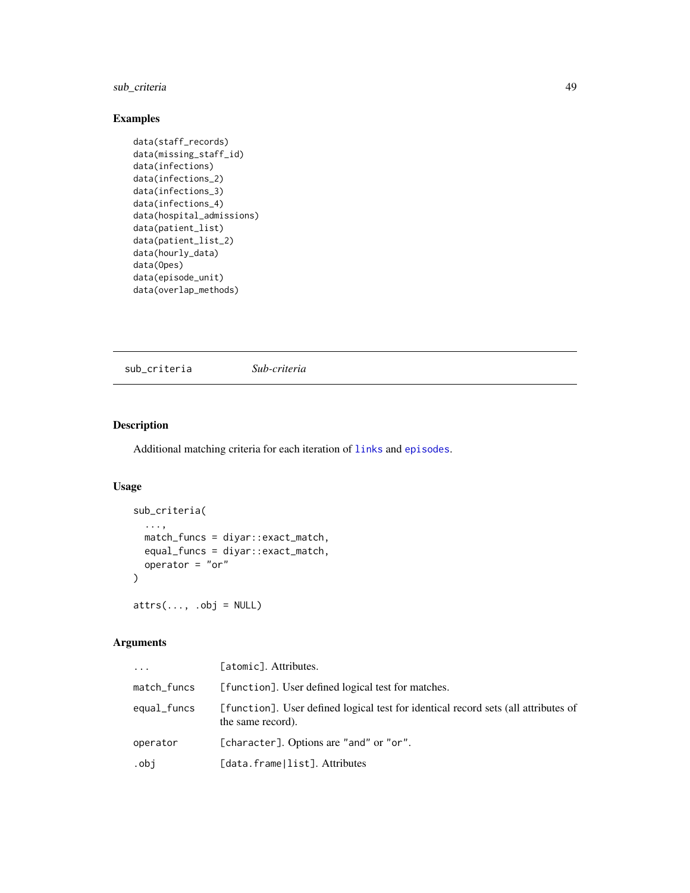## Examples

```
data(staff_records)
data(missing_staff_id)
data(infections)
data(infections_2)
data(infections_3)
data(infections_4)
data(hospital_admissions)
data(patient_list)
data(patient_list_2)
data(hourly_data)
data(Opes)
data(episode_unit)
data(overlap_methods)
```

---

# sub_criteria *Sub-criteria*

## Description

Additional matching criteria for each iteration of links and episodes.

## Usage

```
sub_criteria(
  ...,
  match_funcs = diyar::exact_match,
  equal_funcs = diyar::exact_match,
  operator = "or"
)

attrs(..., .obj = NULL)
```

## Arguments

| | |
|---|---|
| ... | [atomic]. Attributes. |
| match_funcs | [function]. User defined logical test for matches. |
| equal_funcs | [function]. User defined logical test for identical record sets (all attributes of the same record). |
| operator | [character]. Options are "and" or "or". |
| .obj | [data.frame\|list]. Attributes |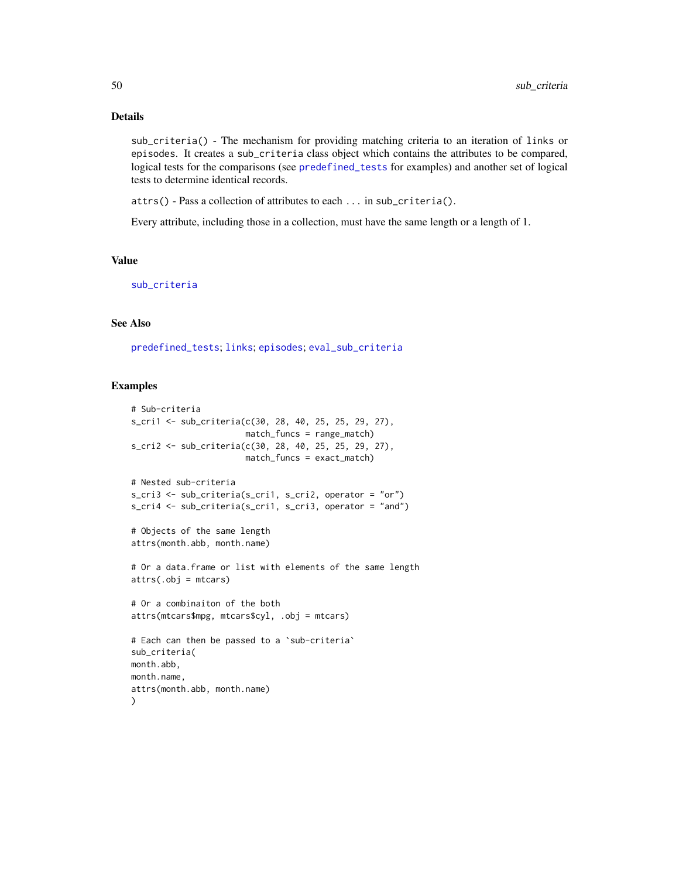### Details

sub_criteria() - The mechanism for providing matching criteria to an iteration of links or episodes. It creates a sub_criteria class object which contains the attributes to be compared, logical tests for the comparisons (see predefined_tests for examples) and another set of logical tests to determine identical records.

attrs() - Pass a collection of attributes to each ... in sub_criteria().

Every attribute, including those in a collection, must have the same length or a length of 1.

### Value

sub_criteria

### See Also

predefined_tests; links; episodes; eval_sub_criteria

### Examples

```
# Sub-criteria
s_cri1 <- sub_criteria(c(30, 28, 40, 25, 25, 29, 27),
                       match_funcs = range_match)
s_cri2 <- sub_criteria(c(30, 28, 40, 25, 25, 29, 27),
                       match_funcs = exact_match)

# Nested sub-criteria
s_cri3 <- sub_criteria(s_cri1, s_cri2, operator = "or")
s_cri4 <- sub_criteria(s_cri1, s_cri3, operator = "and")

# Objects of the same length
attrs(month.abb, month.name)

# Or a data.frame or list with elements of the same length
attrs(.obj = mtcars)

# Or a combinaiton of the both
attrs(mtcars$mpg, mtcars$cyl, .obj = mtcars)

# Each can then be passed to a `sub-criteria`
sub_criteria(
month.abb,
month.name,
attrs(month.abb, month.name)
)
```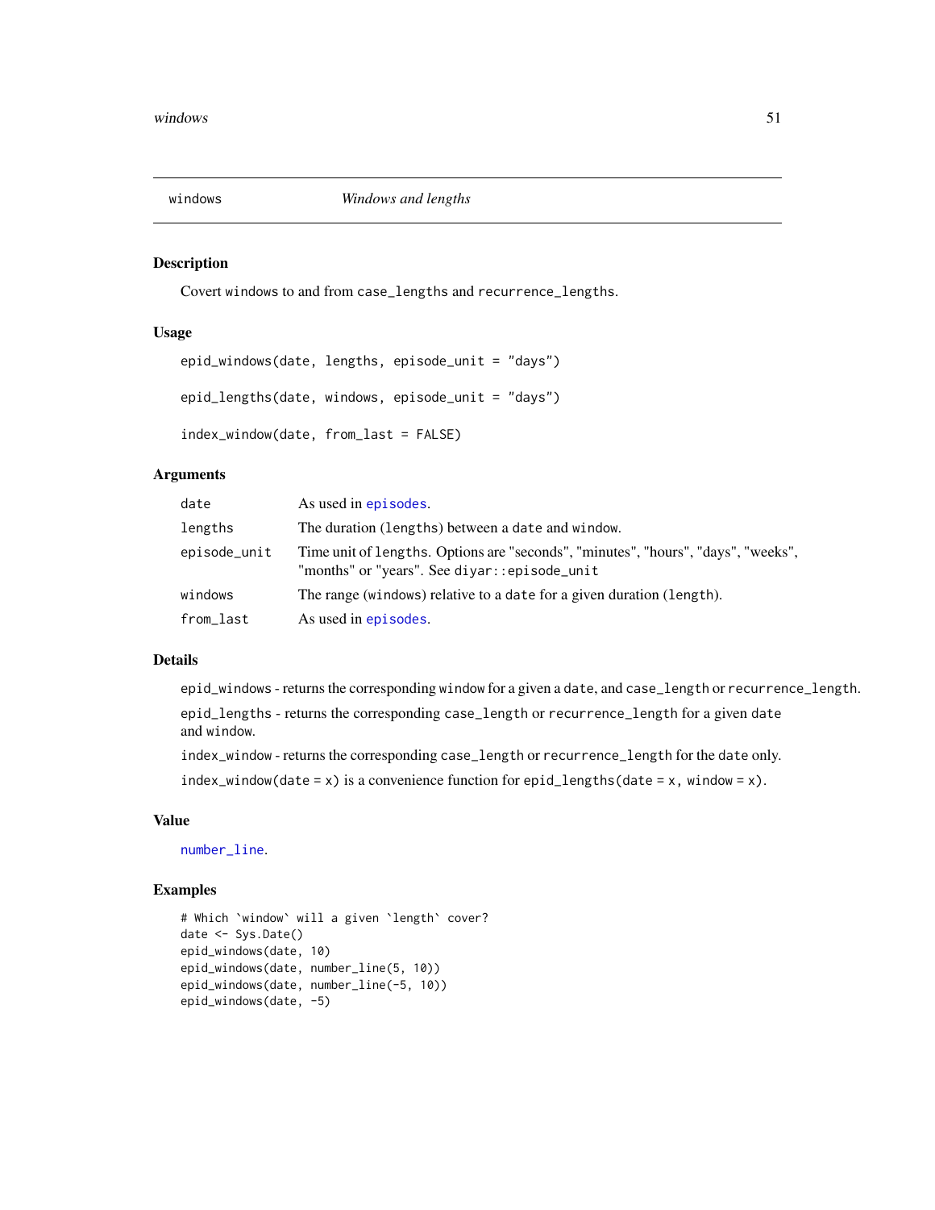## windows — *Windows and lengths*

### Description

Covert `windows` to and from `case_lengths` and `recurrence_lengths`.

### Usage

```
epid_windows(date, lengths, episode_unit = "days")

epid_lengths(date, windows, episode_unit = "days")

index_window(date, from_last = FALSE)
```

### Arguments

| | |
|---|---|
| `date` | As used in `episodes`. |
| `lengths` | The duration (`lengths`) between a `date` and `window`. |
| `episode_unit` | Time unit of `lengths`. Options are "seconds", "minutes", "hours", "days", "weeks", "months" or "years". See `diyar::episode_unit` |
| `windows` | The range (`windows`) relative to a `date` for a given duration (`length`). |
| `from_last` | As used in `episodes`. |

### Details

`epid_windows` - returns the corresponding `window` for a given a `date`, and `case_length` or `recurrence_length`.

`epid_lengths` - returns the corresponding `case_length` or `recurrence_length` for a given `date` and `window`.

`index_window` - returns the corresponding `case_length` or `recurrence_length` for the `date` only.

`index_window(date = x)` is a convenience function for `epid_lengths(date = x, window = x)`.

### Value

`number_line`.

### Examples

```
# Which `window` will a given `length` cover?
date <- Sys.Date()
epid_windows(date, 10)
epid_windows(date, number_line(5, 10))
epid_windows(date, number_line(-5, 10))
epid_windows(date, -5)
```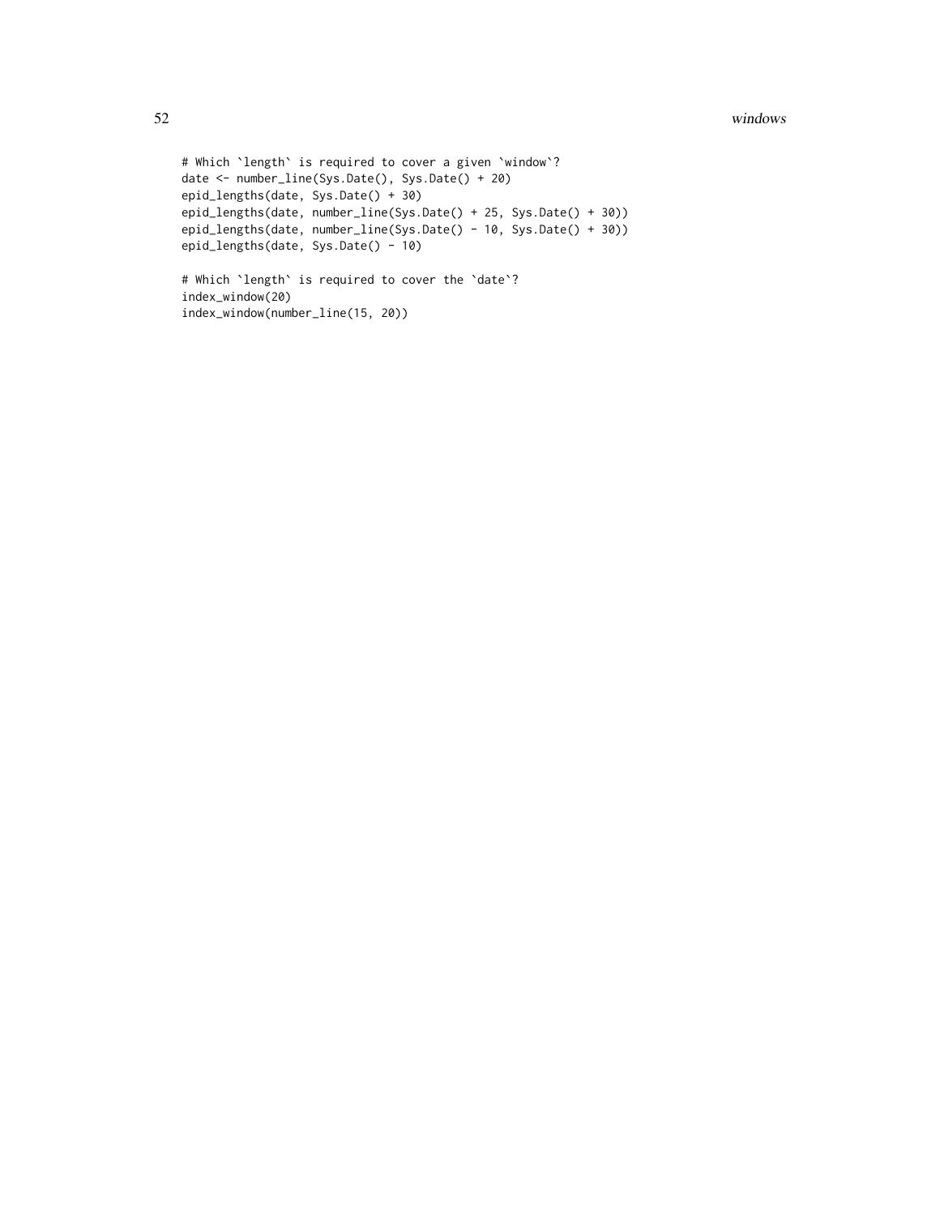```
# Which `length` is required to cover a given `window`?
date <- number_line(Sys.Date(), Sys.Date() + 20)
epid_lengths(date, Sys.Date() + 30)
epid_lengths(date, number_line(Sys.Date() + 25, Sys.Date() + 30))
epid_lengths(date, number_line(Sys.Date() - 10, Sys.Date() + 30))
epid_lengths(date, Sys.Date() - 10)

# Which `length` is required to cover the `date`?
index_window(20)
index_window(number_line(15, 20))
```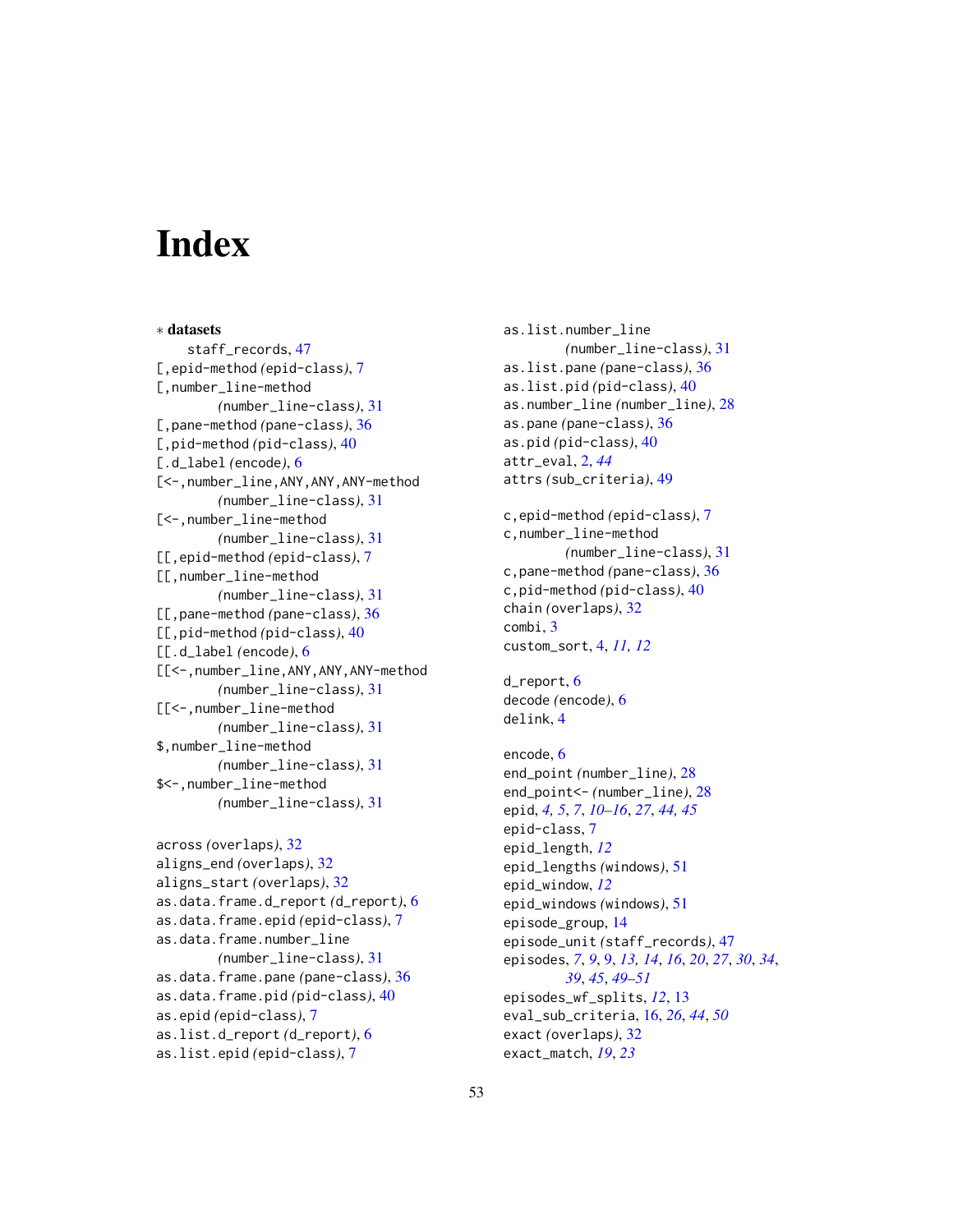# Index

∗ **datasets**
staff_records, 47
[,epid-method *(*epid-class*)*, 7
[,number_line-method *(*number_line-class*)*, 31
[,pane-method *(*pane-class*)*, 36
[,pid-method *(*pid-class*)*, 40
[.d_label *(*encode*)*, 6
[<-,number_line,ANY,ANY,ANY-method *(*number_line-class*)*, 31
[<-,number_line-method *(*number_line-class*)*, 31
[[,epid-method *(*epid-class*)*, 7
[[,number_line-method *(*number_line-class*)*, 31
[[,pane-method *(*pane-class*)*, 36
[[,pid-method *(*pid-class*)*, 40
[[.d_label *(*encode*)*, 6
[[<-,number_line,ANY,ANY,ANY-method *(*number_line-class*)*, 31
[[<-,number_line-method *(*number_line-class*)*, 31
$,number_line-method *(*number_line-class*)*, 31
$<-,number_line-method *(*number_line-class*)*, 31

across *(*overlaps*)*, 32
aligns_end *(*overlaps*)*, 32
aligns_start *(*overlaps*)*, 32
as.data.frame.d_report *(*d_report*)*, 6
as.data.frame.epid *(*epid-class*)*, 7
as.data.frame.number_line *(*number_line-class*)*, 31
as.data.frame.pane *(*pane-class*)*, 36
as.data.frame.pid *(*pid-class*)*, 40
as.epid *(*epid-class*)*, 7
as.list.d_report *(*d_report*)*, 6
as.list.epid *(*epid-class*)*, 7
as.list.number_line *(*number_line-class*)*, 31
as.list.pane *(*pane-class*)*, 36
as.list.pid *(*pid-class*)*, 40
as.number_line *(*number_line*)*, 28
as.pane *(*pane-class*)*, 36
as.pid *(*pid-class*)*, 40
attr_eval, 2, *44*
attrs *(*sub_criteria*)*, 49

c,epid-method *(*epid-class*)*, 7
c,number_line-method *(*number_line-class*)*, 31
c,pane-method *(*pane-class*)*, 36
c,pid-method *(*pid-class*)*, 40
chain *(*overlaps*)*, 32
combi, 3
custom_sort, 4, *11*, *12*

d_report, 6
decode *(*encode*)*, 6
delink, 4

encode, 6
end_point *(*number_line*)*, 28
end_point<- *(*number_line*)*, 28
epid, *4*, *5*, *7*, *10–16*, *27*, *44*, *45*
epid-class, 7
epid_length, *12*
epid_lengths *(*windows*)*, 51
epid_window, *12*
epid_windows *(*windows*)*, 51
episode_group, 14
episode_unit *(*staff_records*)*, 47
episodes, *7*, *9*, 9, *13*, *14*, *16*, *20*, *27*, *30*, *34*, *39*, *45*, *49–51*
episodes_wf_splits, *12*, 13
eval_sub_criteria, 16, *26*, *44*, *50*
exact *(*overlaps*)*, 32
exact_match, *19*, *23*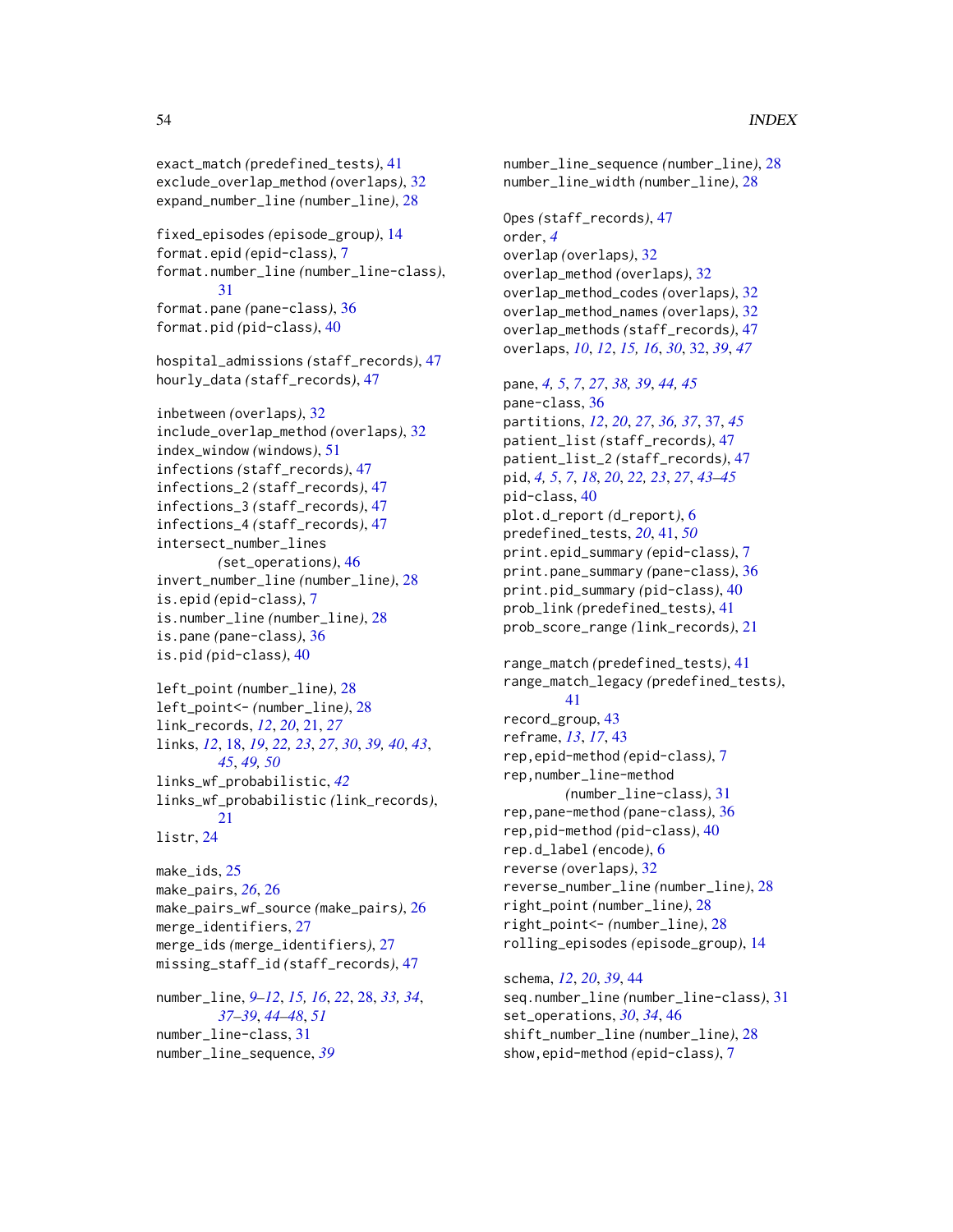exact_match *(predefined_tests)*, 41
exclude_overlap_method *(overlaps)*, 32
expand_number_line *(number_line)*, 28

fixed_episodes *(episode_group)*, 14
format.epid *(epid-class)*, 7
format.number_line *(number_line-class)*, 31
format.pane *(pane-class)*, 36
format.pid *(pid-class)*, 40

hospital_admissions *(staff_records)*, 47
hourly_data *(staff_records)*, 47

inbetween *(overlaps)*, 32
include_overlap_method *(overlaps)*, 32
index_window *(windows)*, 51
infections *(staff_records)*, 47
infections_2 *(staff_records)*, 47
infections_3 *(staff_records)*, 47
infections_4 *(staff_records)*, 47
intersect_number_lines *(set_operations)*, 46
invert_number_line *(number_line)*, 28
is.epid *(epid-class)*, 7
is.number_line *(number_line)*, 28
is.pane *(pane-class)*, 36
is.pid *(pid-class)*, 40

left_point *(number_line)*, 28
left_point<- *(number_line)*, 28
link_records, *12*, *20*, 21, *27*
links, *12*, 18, *19*, *22, 23*, *27*, *30*, *39, 40*, *43*, *45*, *49, 50*
links_wf_probabilistic, *42*
links_wf_probabilistic *(link_records)*, 21
listr, 24

make_ids, 25
make_pairs, *26*, 26
make_pairs_wf_source *(make_pairs)*, 26
merge_identifiers, 27
merge_ids *(merge_identifiers)*, 27
missing_staff_id *(staff_records)*, 47

number_line, *9–12*, *15, 16*, *22*, 28, *33, 34*, *37–39*, *44–48*, *51*
number_line-class, 31
number_line_sequence, *39*
number_line_sequence *(number_line)*, 28
number_line_width *(number_line)*, 28

Opes *(staff_records)*, 47
order, *4*
overlap *(overlaps)*, 32
overlap_method *(overlaps)*, 32
overlap_method_codes *(overlaps)*, 32
overlap_method_names *(overlaps)*, 32
overlap_methods *(staff_records)*, 47
overlaps, *10*, *12*, *15, 16*, *30*, 32, *39*, *47*

pane, *4, 5*, *7*, *27*, *38, 39*, *44, 45*
pane-class, 36
partitions, *12*, *20*, *27*, *36, 37*, 37, *45*
patient_list *(staff_records)*, 47
patient_list_2 *(staff_records)*, 47
pid, *4, 5*, *7*, *18*, *20*, *22, 23*, *27*, *43–45*
pid-class, 40
plot.d_report *(d_report)*, 6
predefined_tests, *20*, 41, *50*
print.epid_summary *(epid-class)*, 7
print.pane_summary *(pane-class)*, 36
print.pid_summary *(pid-class)*, 40
prob_link *(predefined_tests)*, 41
prob_score_range *(link_records)*, 21

range_match *(predefined_tests)*, 41
range_match_legacy *(predefined_tests)*, 41
record_group, 43
reframe, *13*, *17*, 43
rep,epid-method *(epid-class)*, 7
rep,number_line-method *(number_line-class)*, 31
rep,pane-method *(pane-class)*, 36
rep,pid-method *(pid-class)*, 40
rep.d_label *(encode)*, 6
reverse *(overlaps)*, 32
reverse_number_line *(number_line)*, 28
right_point *(number_line)*, 28
right_point<- *(number_line)*, 28
rolling_episodes *(episode_group)*, 14

schema, *12*, *20*, *39*, 44
seq.number_line *(number_line-class)*, 31
set_operations, *30*, *34*, 46
shift_number_line *(number_line)*, 28
show,epid-method *(epid-class)*, 7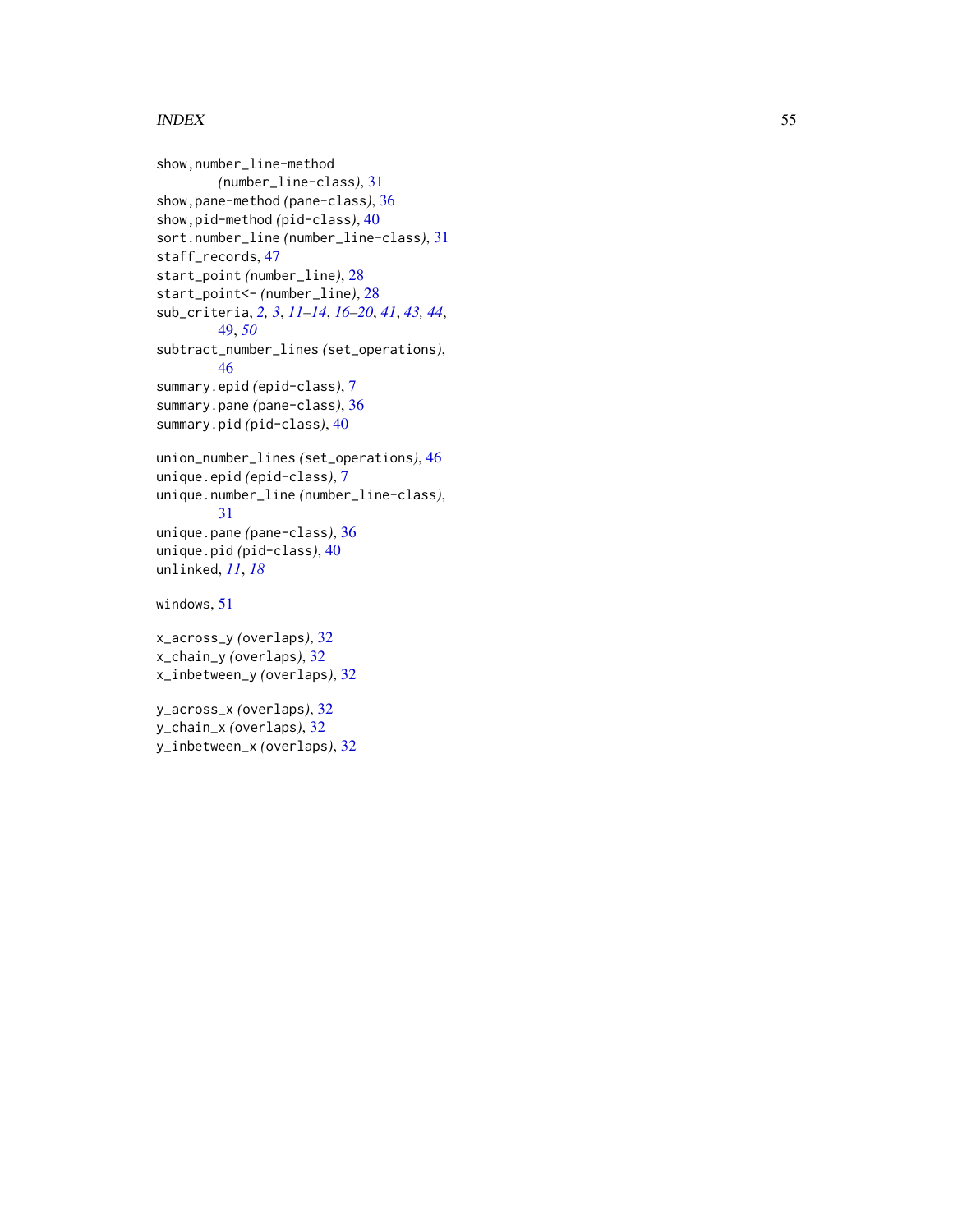show,number_line-method
(number_line-class), 31
show,pane-method (pane-class), 36
show,pid-method (pid-class), 40
sort.number_line (number_line-class), 31
staff_records, 47
start_point (number_line), 28
start_point<- (number_line), 28
sub_criteria, *2, 3*, *11–14*, *16–20*, *41*, *43, 44*, 49, *50*
subtract_number_lines (set_operations), 46
summary.epid (epid-class), 7
summary.pane (pane-class), 36
summary.pid (pid-class), 40

union_number_lines (set_operations), 46
unique.epid (epid-class), 7
unique.number_line (number_line-class), 31
unique.pane (pane-class), 36
unique.pid (pid-class), 40
unlinked, *11*, *18*

windows, 51

x_across_y (overlaps), 32
x_chain_y (overlaps), 32
x_inbetween_y (overlaps), 32

y_across_x (overlaps), 32
y_chain_x (overlaps), 32
y_inbetween_x (overlaps), 32